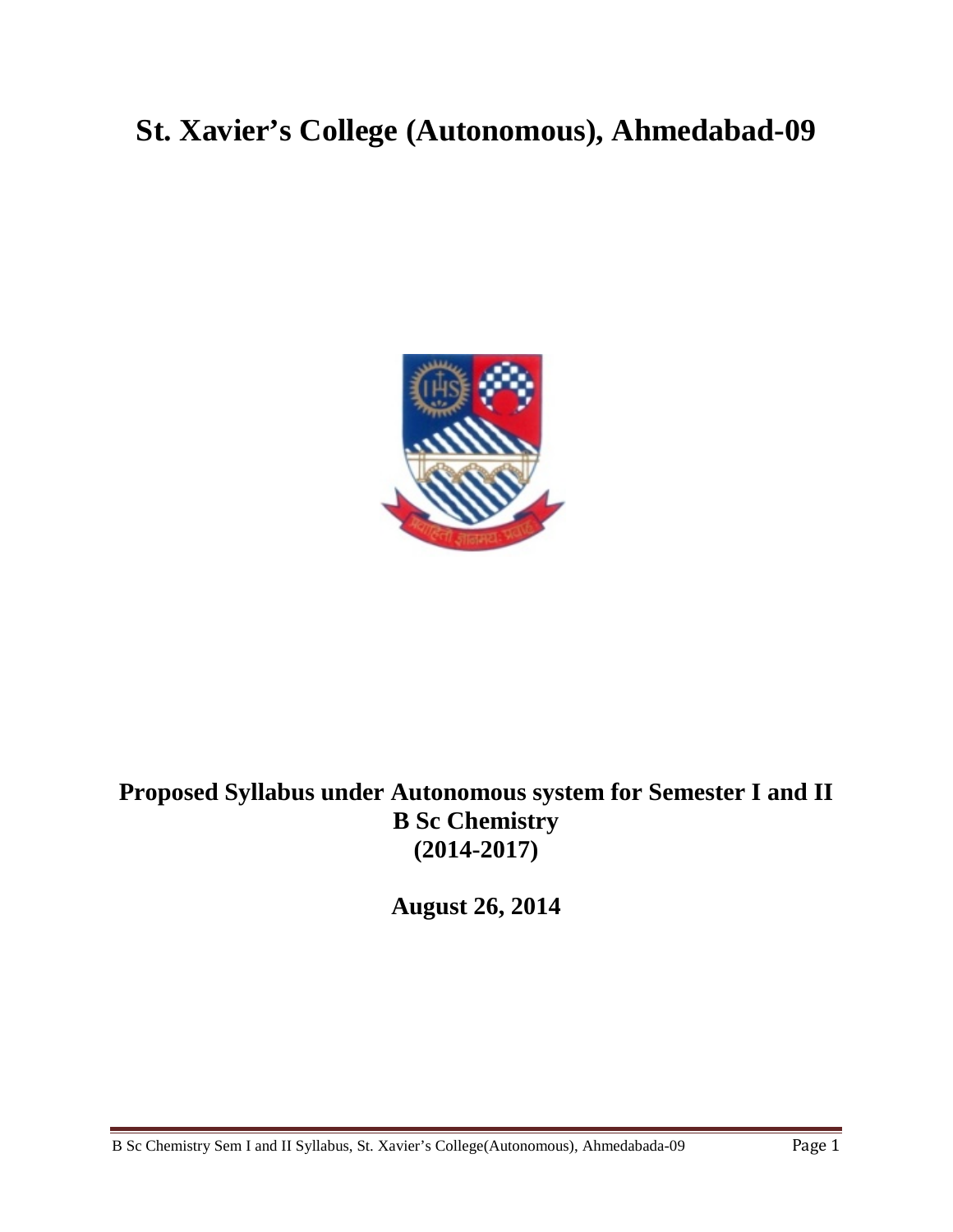# St. Xavier's College (Autonomous), Ahmedabad-09

**Proposed Syllabus under Autonomous system for Semester I and II**
**B Sc Chemistry**
**(2014-2017)**

**August 26, 2014**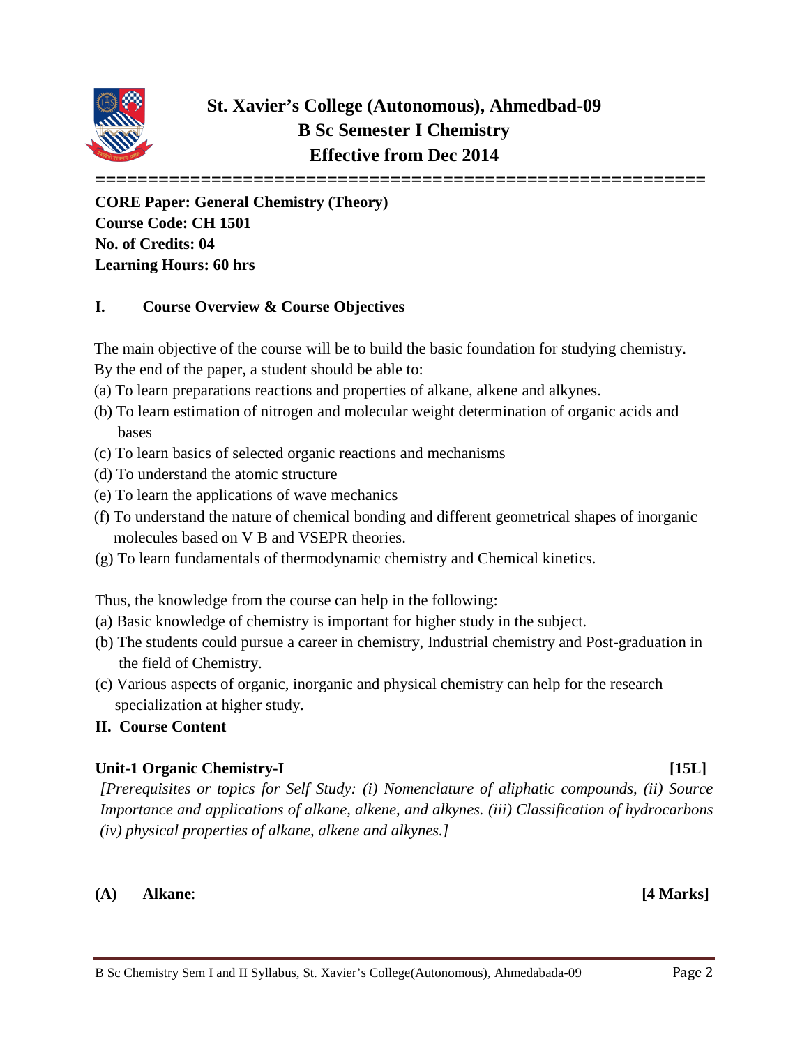# St. Xavier's College (Autonomous), Ahmedbad-09
## B Sc Semester I Chemistry
## Effective from Dec 2014

**CORE Paper: General Chemistry (Theory)**
**Course Code: CH 1501**
**No. of Credits: 04**
**Learning Hours: 60 hrs**

### I. Course Overview & Course Objectives

The main objective of the course will be to build the basic foundation for studying chemistry. By the end of the paper, a student should be able to:

(a) To learn preparations reactions and properties of alkane, alkene and alkynes.
(b) To learn estimation of nitrogen and molecular weight determination of organic acids and bases
(c) To learn basics of selected organic reactions and mechanisms
(d) To understand the atomic structure
(e) To learn the applications of wave mechanics
(f) To understand the nature of chemical bonding and different geometrical shapes of inorganic molecules based on V B and VSEPR theories.
(g) To learn fundamentals of thermodynamic chemistry and Chemical kinetics.

Thus, the knowledge from the course can help in the following:

(a) Basic knowledge of chemistry is important for higher study in the subject.
(b) The students could pursue a career in chemistry, Industrial chemistry and Post-graduation in the field of Chemistry.
(c) Various aspects of organic, inorganic and physical chemistry can help for the research specialization at higher study.

### II. Course Content

**Unit-1 Organic Chemistry-I** **[15L]**

*[Prerequisites or topics for Self Study: (i) Nomenclature of aliphatic compounds, (ii) Source Importance and applications of alkane, alkene, and alkynes. (iii) Classification of hydrocarbons (iv) physical properties of alkane, alkene and alkynes.]*

**(A) Alkane**: **[4 Marks]**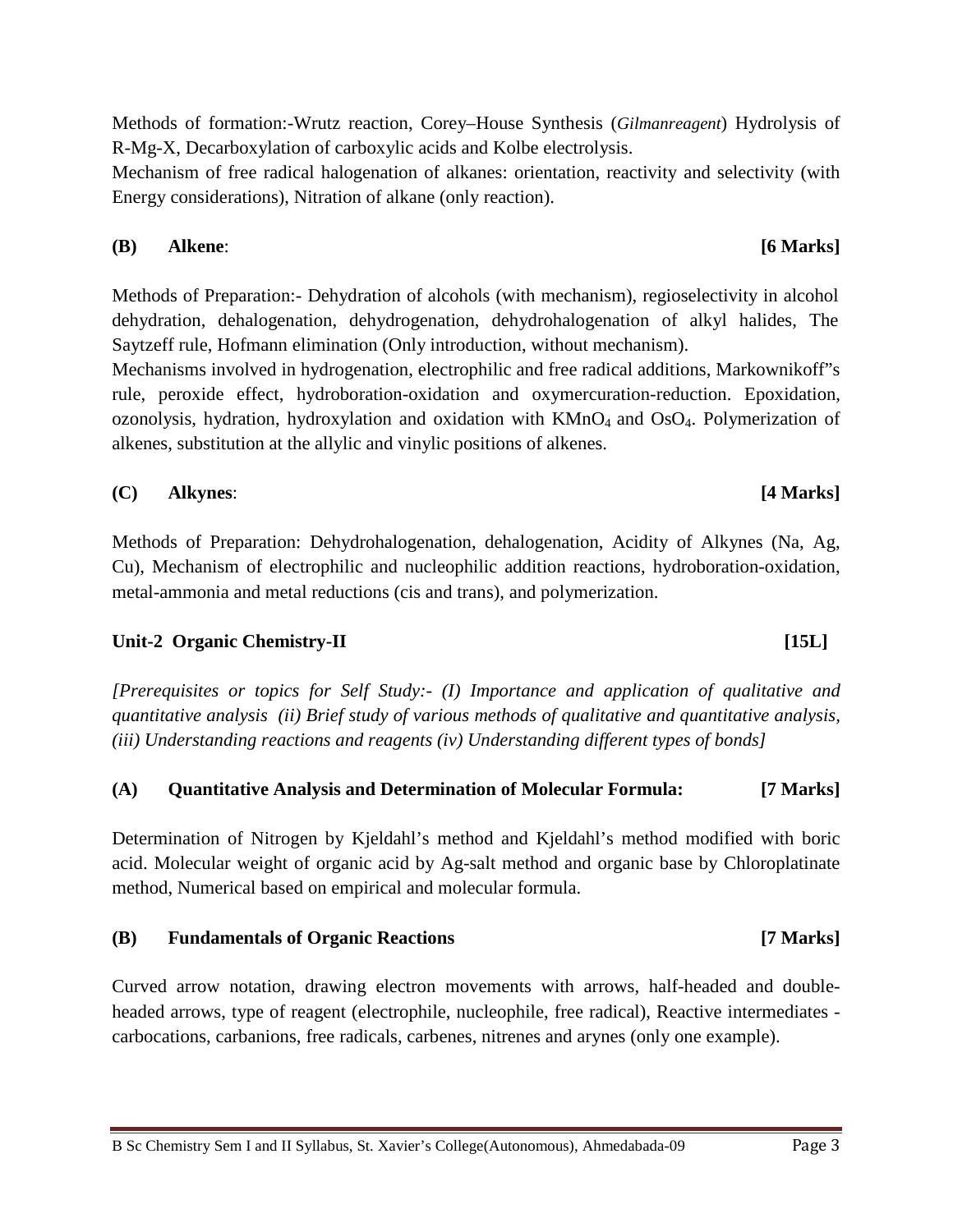Methods of formation:-Wrutz reaction, Corey–House Synthesis (*Gilmanreagent*) Hydrolysis of R-Mg-X, Decarboxylation of carboxylic acids and Kolbe electrolysis.
Mechanism of free radical halogenation of alkanes: orientation, reactivity and selectivity (with Energy considerations), Nitration of alkane (only reaction).

**(B) Alkene**: **[6 Marks]**

Methods of Preparation:- Dehydration of alcohols (with mechanism), regioselectivity in alcohol dehydration, dehalogenation, dehydrogenation, dehydrohalogenation of alkyl halides, The Saytzeff rule, Hofmann elimination (Only introduction, without mechanism).
Mechanisms involved in hydrogenation, electrophilic and free radical additions, Markownikoff"s rule, peroxide effect, hydroboration-oxidation and oxymercuration-reduction. Epoxidation, ozonolysis, hydration, hydroxylation and oxidation with $KMnO_4$ and $OsO_4$. Polymerization of alkenes, substitution at the allylic and vinylic positions of alkenes.

**(C) Alkynes**: **[4 Marks]**

Methods of Preparation: Dehydrohalogenation, dehalogenation, Acidity of Alkynes (Na, Ag, Cu), Mechanism of electrophilic and nucleophilic addition reactions, hydroboration-oxidation, metal-ammonia and metal reductions (cis and trans), and polymerization.

## Unit-2 Organic Chemistry-II [15L]

*[Prerequisites or topics for Self Study:- (I) Importance and application of qualitative and quantitative analysis (ii) Brief study of various methods of qualitative and quantitative analysis, (iii) Understanding reactions and reagents (iv) Understanding different types of bonds]*

**(A) Quantitative Analysis and Determination of Molecular Formula: [7 Marks]**

Determination of Nitrogen by Kjeldahl's method and Kjeldahl's method modified with boric acid. Molecular weight of organic acid by Ag-salt method and organic base by Chloroplatinate method, Numerical based on empirical and molecular formula.

**(B) Fundamentals of Organic Reactions [7 Marks]**

Curved arrow notation, drawing electron movements with arrows, half-headed and double-headed arrows, type of reagent (electrophile, nucleophile, free radical), Reactive intermediates - carbocations, carbanions, free radicals, carbenes, nitrenes and arynes (only one example).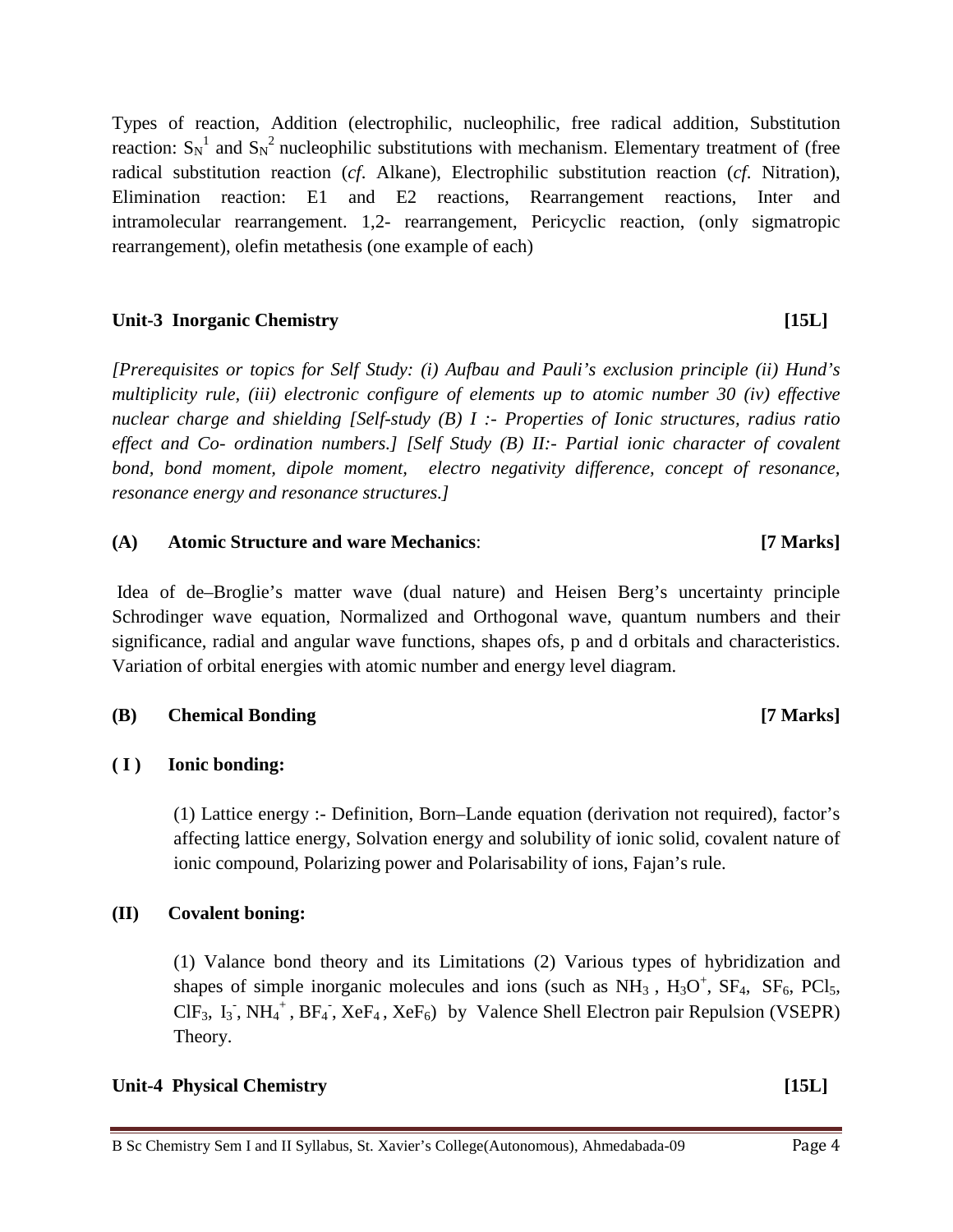Types of reaction, Addition (electrophilic, nucleophilic, free radical addition, Substitution reaction: $S_N^1$ and $S_N^2$ nucleophilic substitutions with mechanism. Elementary treatment of (free radical substitution reaction (*cf*. Alkane), Electrophilic substitution reaction (*cf*. Nitration), Elimination reaction: E1 and E2 reactions, Rearrangement reactions, Inter and intramolecular rearrangement. 1,2- rearrangement, Pericyclic reaction, (only sigmatropic rearrangement), olefin metathesis (one example of each)

## Unit-3 Inorganic Chemistry [15L]

*[Prerequisites or topics for Self Study: (i) Aufbau and Pauli's exclusion principle (ii) Hund's multiplicity rule, (iii) electronic configure of elements up to atomic number 30 (iv) effective nuclear charge and shielding [Self-study (B) I :- Properties of Ionic structures, radius ratio effect and Co- ordination numbers.] [Self Study (B) II:- Partial ionic character of covalent bond, bond moment, dipole moment, electro negativity difference, concept of resonance, resonance energy and resonance structures.]*

### (A) Atomic Structure and ware Mechanics: [7 Marks]

Idea of de–Broglie's matter wave (dual nature) and Heisen Berg's uncertainty principle Schrodinger wave equation, Normalized and Orthogonal wave, quantum numbers and their significance, radial and angular wave functions, shapes ofs, p and d orbitals and characteristics. Variation of orbital energies with atomic number and energy level diagram.

### (B) Chemical Bonding [7 Marks]

#### ( I ) Ionic bonding:

(1) Lattice energy :- Definition, Born–Lande equation (derivation not required), factor's affecting lattice energy, Solvation energy and solubility of ionic solid, covalent nature of ionic compound, Polarizing power and Polarisability of ions, Fajan's rule.

#### (II) Covalent boning:

(1) Valance bond theory and its Limitations (2) Various types of hybridization and shapes of simple inorganic molecules and ions (such as $NH_3$ , $H_3O^+$, $SF_4$, $SF_6$, $PCl_5$, $ClF_3$, $I_3^-$, $NH_4^+$ , $BF_4^-$, $XeF_4$ , $XeF_6$) by Valence Shell Electron pair Repulsion (VSEPR) Theory.

## Unit-4 Physical Chemistry [15L]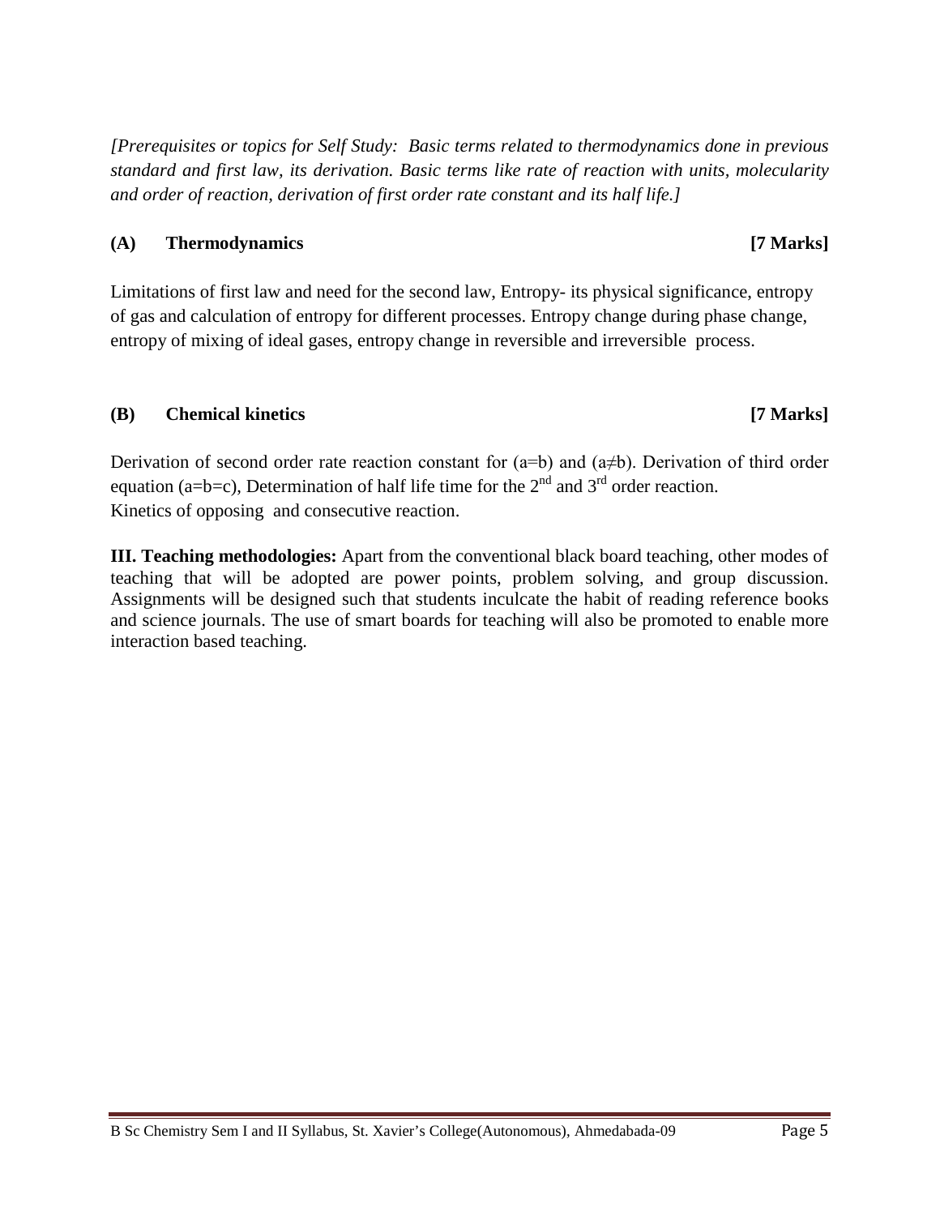*[Prerequisites or topics for Self Study: Basic terms related to thermodynamics done in previous standard and first law, its derivation. Basic terms like rate of reaction with units, molecularity and order of reaction, derivation of first order rate constant and its half life.]*

**(A) Thermodynamics [7 Marks]**

Limitations of first law and need for the second law, Entropy- its physical significance, entropy of gas and calculation of entropy for different processes. Entropy change during phase change, entropy of mixing of ideal gases, entropy change in reversible and irreversible process.

**(B) Chemical kinetics [7 Marks]**

Derivation of second order rate reaction constant for ($a=b$) and ($a \neq b$). Derivation of third order equation ($a=b=c$), Determination of half life time for the 2nd and 3rd order reaction.
Kinetics of opposing and consecutive reaction.

**III. Teaching methodologies:** Apart from the conventional black board teaching, other modes of teaching that will be adopted are power points, problem solving, and group discussion. Assignments will be designed such that students inculcate the habit of reading reference books and science journals. The use of smart boards for teaching will also be promoted to enable more interaction based teaching.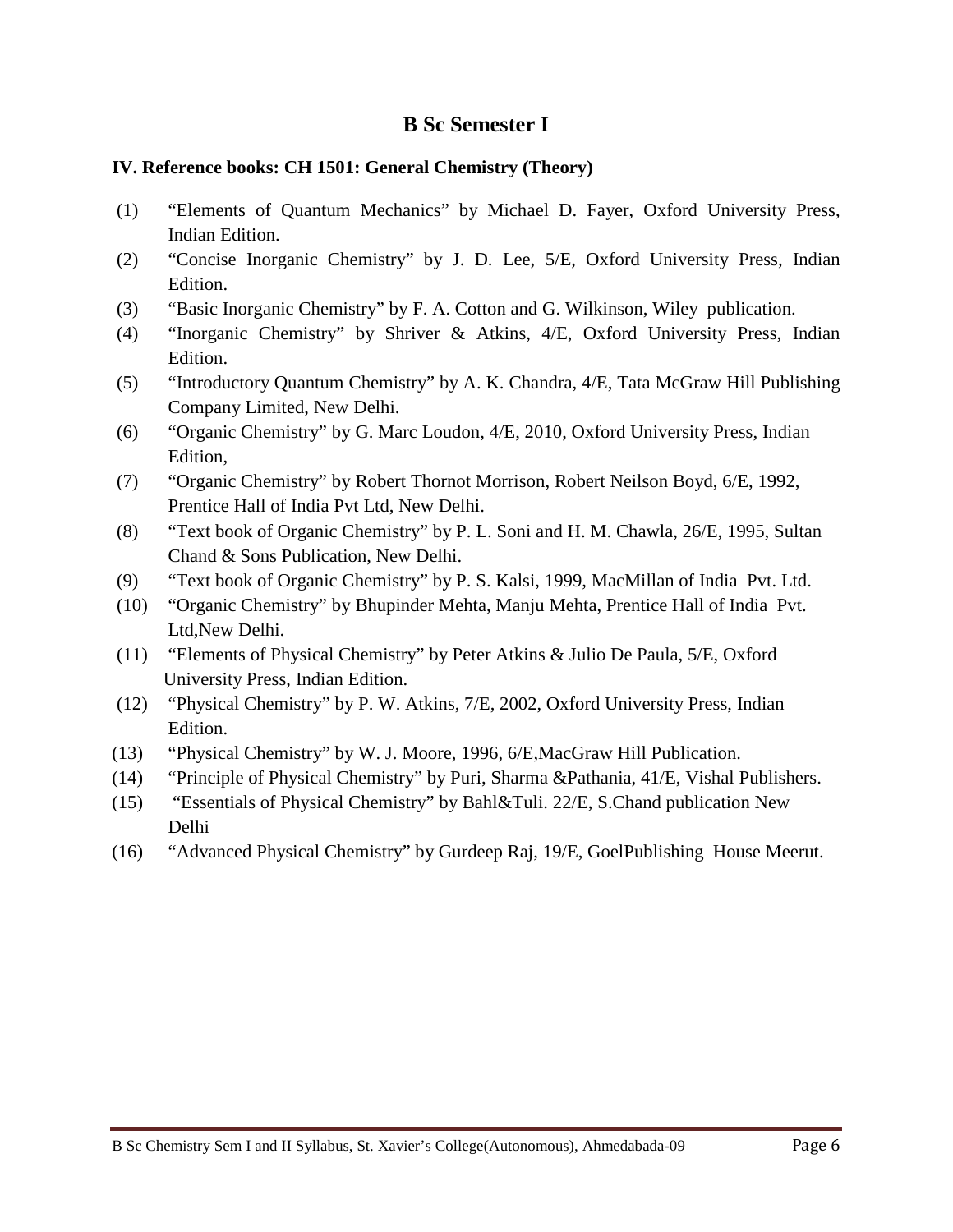## B Sc Semester I

### IV. Reference books: CH 1501: General Chemistry (Theory)

(1) "Elements of Quantum Mechanics" by Michael D. Fayer, Oxford University Press, Indian Edition.

(2) "Concise Inorganic Chemistry" by J. D. Lee, 5/E, Oxford University Press, Indian Edition.

(3) "Basic Inorganic Chemistry" by F. A. Cotton and G. Wilkinson, Wiley publication.

(4) "Inorganic Chemistry" by Shriver & Atkins, 4/E, Oxford University Press, Indian Edition.

(5) "Introductory Quantum Chemistry" by A. K. Chandra, 4/E, Tata McGraw Hill Publishing Company Limited, New Delhi.

(6) "Organic Chemistry" by G. Marc Loudon, 4/E, 2010, Oxford University Press, Indian Edition,

(7) "Organic Chemistry" by Robert Thornot Morrison, Robert Neilson Boyd, 6/E, 1992, Prentice Hall of India Pvt Ltd, New Delhi.

(8) "Text book of Organic Chemistry" by P. L. Soni and H. M. Chawla, 26/E, 1995, Sultan Chand & Sons Publication, New Delhi.

(9) "Text book of Organic Chemistry" by P. S. Kalsi, 1999, MacMillan of India Pvt. Ltd.

(10) "Organic Chemistry" by Bhupinder Mehta, Manju Mehta, Prentice Hall of India Pvt. Ltd,New Delhi.

(11) "Elements of Physical Chemistry" by Peter Atkins & Julio De Paula, 5/E, Oxford University Press, Indian Edition.

(12) "Physical Chemistry" by P. W. Atkins, 7/E, 2002, Oxford University Press, Indian Edition.

(13) "Physical Chemistry" by W. J. Moore, 1996, 6/E,MacGraw Hill Publication.

(14) "Principle of Physical Chemistry" by Puri, Sharma &Pathania, 41/E, Vishal Publishers.

(15) "Essentials of Physical Chemistry" by Bahl&Tuli. 22/E, S.Chand publication New Delhi

(16) "Advanced Physical Chemistry" by Gurdeep Raj, 19/E, GoelPublishing House Meerut.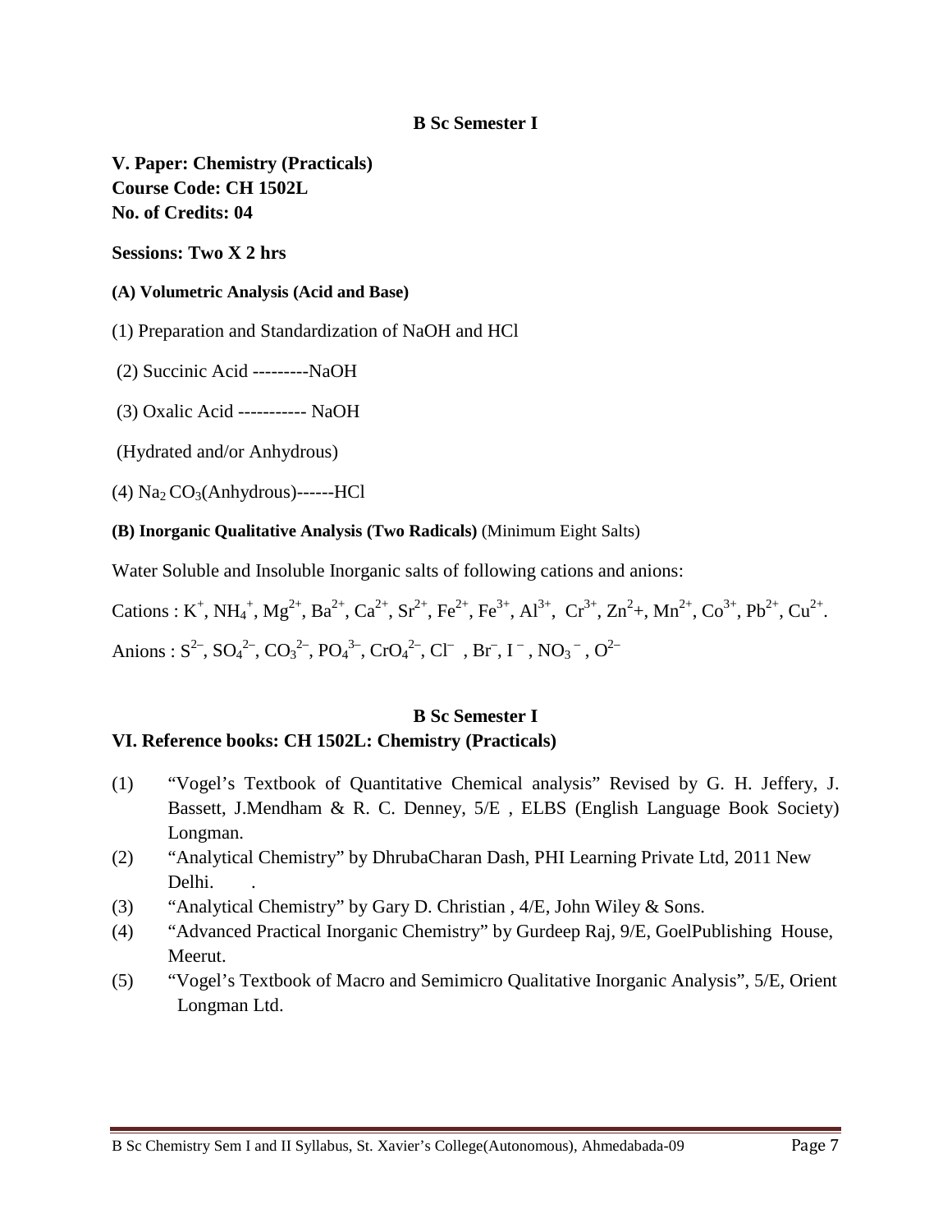**B Sc Semester I**

**V. Paper: Chemistry (Practicals)**
**Course Code: CH 1502L**
**No. of Credits: 04**

**Sessions: Two X 2 hrs**

**(A) Volumetric Analysis (Acid and Base)**

(1) Preparation and Standardization of NaOH and HCl

(2) Succinic Acid ---------NaOH

(3) Oxalic Acid ----------- NaOH

(Hydrated and/or Anhydrous)

(4) $Na_2\,CO_3$(Anhydrous)------HCl

**(B) Inorganic Qualitative Analysis (Two Radicals)** (Minimum Eight Salts)

Water Soluble and Insoluble Inorganic salts of following cations and anions:

Cations : $K^+$, $NH_4^+$, $Mg^{2+}$, $Ba^{2+}$, $Ca^{2+}$, $Sr^{2+}$, $Fe^{2+}$, $Fe^{3+}$, $Al^{3+}$, $Cr^{3+}$, $Zn^2$+, $Mn^{2+}$, $Co^{3+}$, $Pb^{2+}$, $Cu^{2+}$.

Anions : $S^{2-}$, $SO_4^{2-}$, $CO_3^{2-}$, $PO_4^{3-}$, $CrO_4^{2-}$, $Cl^-$ , $Br^-$, $I^-$ , $NO_3^-$ , $O^{2-}$

**B Sc Semester I**

**VI. Reference books: CH 1502L: Chemistry (Practicals)**

(1) "Vogel's Textbook of Quantitative Chemical analysis" Revised by G. H. Jeffery, J. Bassett, J.Mendham & R. C. Denney, 5/E , ELBS (English Language Book Society) Longman.
(2) "Analytical Chemistry" by DhrubaCharan Dash, PHI Learning Private Ltd, 2011 New Delhi. .
(3) "Analytical Chemistry" by Gary D. Christian , 4/E, John Wiley & Sons.
(4) "Advanced Practical Inorganic Chemistry" by Gurdeep Raj, 9/E, GoelPublishing House, Meerut.
(5) "Vogel's Textbook of Macro and Semimicro Qualitative Inorganic Analysis", 5/E, Orient Longman Ltd.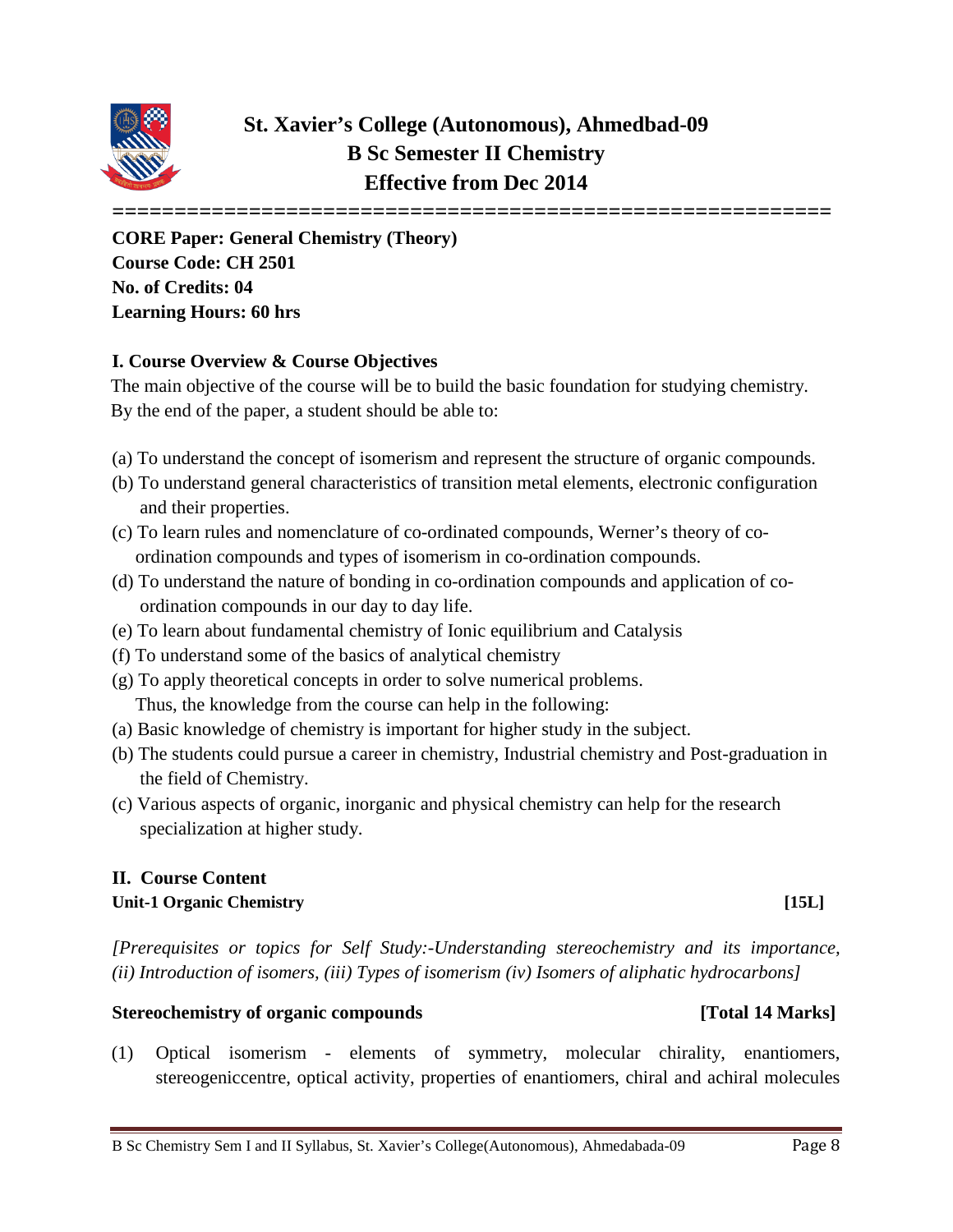# St. Xavier's College (Autonomous), Ahmedbad-09
## B Sc Semester II Chemistry
## Effective from Dec 2014

**CORE Paper: General Chemistry (Theory)**
**Course Code: CH 2501**
**No. of Credits: 04**
**Learning Hours: 60 hrs**

### I. Course Overview & Course Objectives

The main objective of the course will be to build the basic foundation for studying chemistry. By the end of the paper, a student should be able to:

(a) To understand the concept of isomerism and represent the structure of organic compounds.
(b) To understand general characteristics of transition metal elements, electronic configuration and their properties.
(c) To learn rules and nomenclature of co-ordinated compounds, Werner's theory of co-ordination compounds and types of isomerism in co-ordination compounds.
(d) To understand the nature of bonding in co-ordination compounds and application of co-ordination compounds in our day to day life.
(e) To learn about fundamental chemistry of Ionic equilibrium and Catalysis
(f) To understand some of the basics of analytical chemistry
(g) To apply theoretical concepts in order to solve numerical problems.

Thus, the knowledge from the course can help in the following:

(a) Basic knowledge of chemistry is important for higher study in the subject.
(b) The students could pursue a career in chemistry, Industrial chemistry and Post-graduation in the field of Chemistry.
(c) Various aspects of organic, inorganic and physical chemistry can help for the research specialization at higher study.

### II. Course Content

**Unit-1 Organic Chemistry** **[15L]**

*[Prerequisites or topics for Self Study:-Understanding stereochemistry and its importance, (ii) Introduction of isomers, (iii) Types of isomerism (iv) Isomers of aliphatic hydrocarbons]*

**Stereochemistry of organic compounds** **[Total 14 Marks]**

(1) Optical isomerism - elements of symmetry, molecular chirality, enantiomers, stereogeniccentre, optical activity, properties of enantiomers, chiral and achiral molecules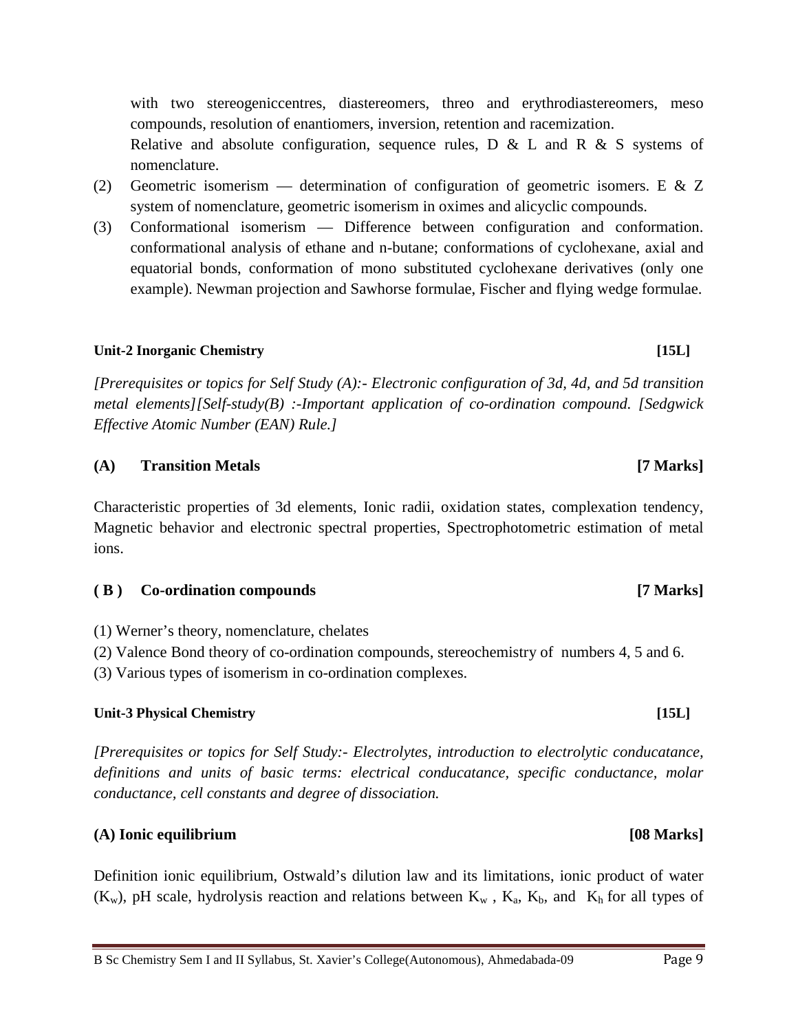with two stereogeniccentres, diastereomers, threo and erythrodiastereomers, meso compounds, resolution of enantiomers, inversion, retention and racemization.

Relative and absolute configuration, sequence rules, D & L and R & S systems of nomenclature.

(2) Geometric isomerism — determination of configuration of geometric isomers. E & Z system of nomenclature, geometric isomerism in oximes and alicyclic compounds.

(3) Conformational isomerism — Difference between configuration and conformation. conformational analysis of ethane and n-butane; conformations of cyclohexane, axial and equatorial bonds, conformation of mono substituted cyclohexane derivatives (only one example). Newman projection and Sawhorse formulae, Fischer and flying wedge formulae.

**Unit-2 Inorganic Chemistry [15L]**

*[Prerequisites or topics for Self Study (A):- Electronic configuration of 3d, 4d, and 5d transition metal elements][Self-study(B) :-Important application of co-ordination compound. [Sedgwick Effective Atomic Number (EAN) Rule.]*

**(A) Transition Metals [7 Marks]**

Characteristic properties of 3d elements, Ionic radii, oxidation states, complexation tendency, Magnetic behavior and electronic spectral properties, Spectrophotometric estimation of metal ions.

**( B ) Co-ordination compounds [7 Marks]**

(1) Werner's theory, nomenclature, chelates

(2) Valence Bond theory of co-ordination compounds, stereochemistry of numbers 4, 5 and 6.

(3) Various types of isomerism in co-ordination complexes.

**Unit-3 Physical Chemistry [15L]**

*[Prerequisites or topics for Self Study:- Electrolytes, introduction to electrolytic conducatance, definitions and units of basic terms: electrical conducatance, specific conductance, molar conductance, cell constants and degree of dissociation.*

**(A) Ionic equilibrium [08 Marks]**

Definition ionic equilibrium, Ostwald's dilution law and its limitations, ionic product of water ($K_w$), pH scale, hydrolysis reaction and relations between $K_w$ , $K_a$, $K_b$, and $K_h$ for all types of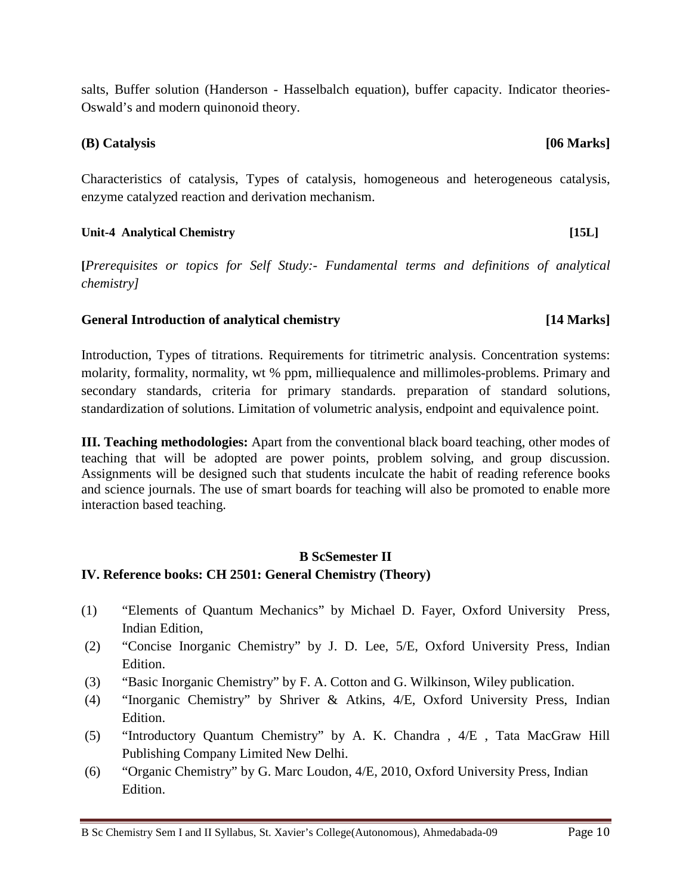salts, Buffer solution (Handerson - Hasselbalch equation), buffer capacity. Indicator theories- Oswald's and modern quinonoid theory.

**(B) Catalysis** **[06 Marks]**

Characteristics of catalysis, Types of catalysis, homogeneous and heterogeneous catalysis, enzyme catalyzed reaction and derivation mechanism.

**Unit-4 Analytical Chemistry** **[15L]**

**[***Prerequisites or topics for Self Study:- Fundamental terms and definitions of analytical chemistry]*

**General Introduction of analytical chemistry** **[14 Marks]**

Introduction, Types of titrations. Requirements for titrimetric analysis. Concentration systems: molarity, formality, normality, wt % ppm, milliequalence and millimoles-problems. Primary and secondary standards, criteria for primary standards. preparation of standard solutions, standardization of solutions. Limitation of volumetric analysis, endpoint and equivalence point.

**III. Teaching methodologies:** Apart from the conventional black board teaching, other modes of teaching that will be adopted are power points, problem solving, and group discussion. Assignments will be designed such that students inculcate the habit of reading reference books and science journals. The use of smart boards for teaching will also be promoted to enable more interaction based teaching.

**B ScSemester II**

**IV. Reference books: CH 2501: General Chemistry (Theory)**

(1) "Elements of Quantum Mechanics" by Michael D. Fayer, Oxford University Press, Indian Edition,

(2) "Concise Inorganic Chemistry" by J. D. Lee, 5/E, Oxford University Press, Indian Edition.

(3) "Basic Inorganic Chemistry" by F. A. Cotton and G. Wilkinson, Wiley publication.

(4) "Inorganic Chemistry" by Shriver & Atkins, 4/E, Oxford University Press, Indian Edition.

(5) "Introductory Quantum Chemistry" by A. K. Chandra , 4/E , Tata MacGraw Hill Publishing Company Limited New Delhi.

(6) "Organic Chemistry" by G. Marc Loudon, 4/E, 2010, Oxford University Press, Indian Edition.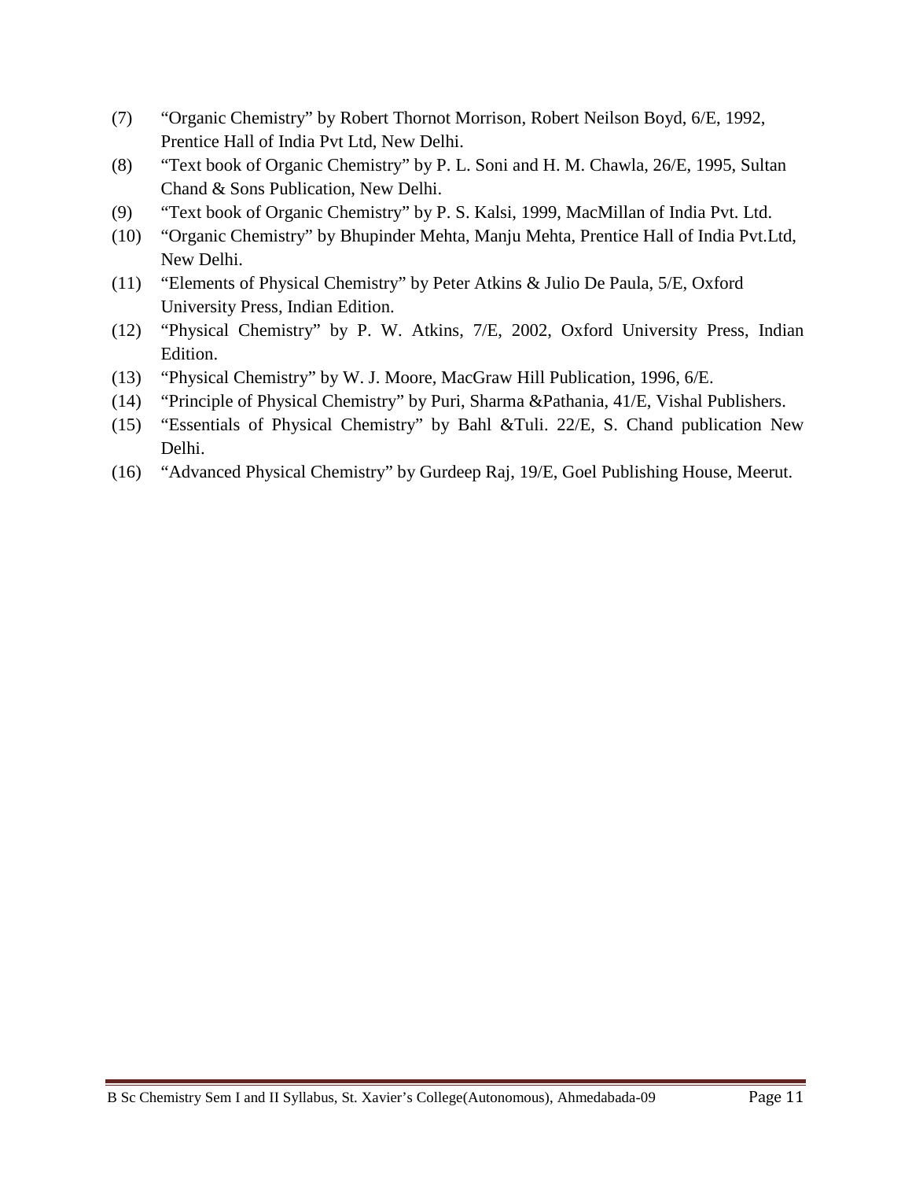(7) "Organic Chemistry" by Robert Thornot Morrison, Robert Neilson Boyd, 6/E, 1992, Prentice Hall of India Pvt Ltd, New Delhi.

(8) "Text book of Organic Chemistry" by P. L. Soni and H. M. Chawla, 26/E, 1995, Sultan Chand & Sons Publication, New Delhi.

(9) "Text book of Organic Chemistry" by P. S. Kalsi, 1999, MacMillan of India Pvt. Ltd.

(10) "Organic Chemistry" by Bhupinder Mehta, Manju Mehta, Prentice Hall of India Pvt.Ltd, New Delhi.

(11) "Elements of Physical Chemistry" by Peter Atkins & Julio De Paula, 5/E, Oxford University Press, Indian Edition.

(12) "Physical Chemistry" by P. W. Atkins, 7/E, 2002, Oxford University Press, Indian Edition.

(13) "Physical Chemistry" by W. J. Moore, MacGraw Hill Publication, 1996, 6/E.

(14) "Principle of Physical Chemistry" by Puri, Sharma &Pathania, 41/E, Vishal Publishers.

(15) "Essentials of Physical Chemistry" by Bahl &Tuli. 22/E, S. Chand publication New Delhi.

(16) "Advanced Physical Chemistry" by Gurdeep Raj, 19/E, Goel Publishing House, Meerut.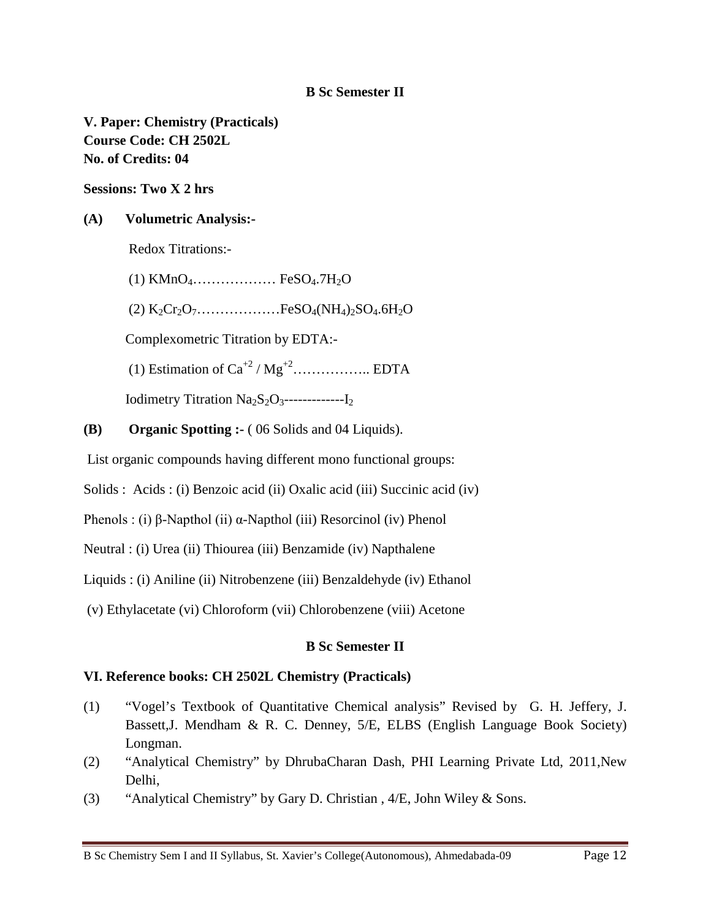### B Sc Semester II

**V. Paper: Chemistry (Practicals)**
**Course Code: CH 2502L**
**No. of Credits: 04**

**Sessions: Two X 2 hrs**

**(A) Volumetric Analysis:-**

Redox Titrations:-

(1) $KMnO_4$……………… $FeSO_4.7H_2O$

(2) $K_2Cr_2O_7$………………$FeSO_4(NH_4)_2SO_4.6H_2O$

Complexometric Titration by EDTA:-

(1) Estimation of $Ca^{+2}$ / $Mg^{+2}$…………….. EDTA

Iodimetry Titration $Na_2S_2O_3$-------------$I_2$

**(B) Organic Spotting :-** ( 06 Solids and 04 Liquids).

List organic compounds having different mono functional groups:

Solids : Acids : (i) Benzoic acid (ii) Oxalic acid (iii) Succinic acid (iv)

Phenols : (i) β-Napthol (ii) α-Napthol (iii) Resorcinol (iv) Phenol

Neutral : (i) Urea (ii) Thiourea (iii) Benzamide (iv) Napthalene

Liquids : (i) Aniline (ii) Nitrobenzene (iii) Benzaldehyde (iv) Ethanol

(v) Ethylacetate (vi) Chloroform (vii) Chlorobenzene (viii) Acetone

### B Sc Semester II

**VI. Reference books: CH 2502L Chemistry (Practicals)**

(1) "Vogel's Textbook of Quantitative Chemical analysis" Revised by G. H. Jeffery, J. Bassett,J. Mendham & R. C. Denney, 5/E, ELBS (English Language Book Society) Longman.

(2) "Analytical Chemistry" by DhrubaCharan Dash, PHI Learning Private Ltd, 2011,New Delhi,

(3) "Analytical Chemistry" by Gary D. Christian , 4/E, John Wiley & Sons.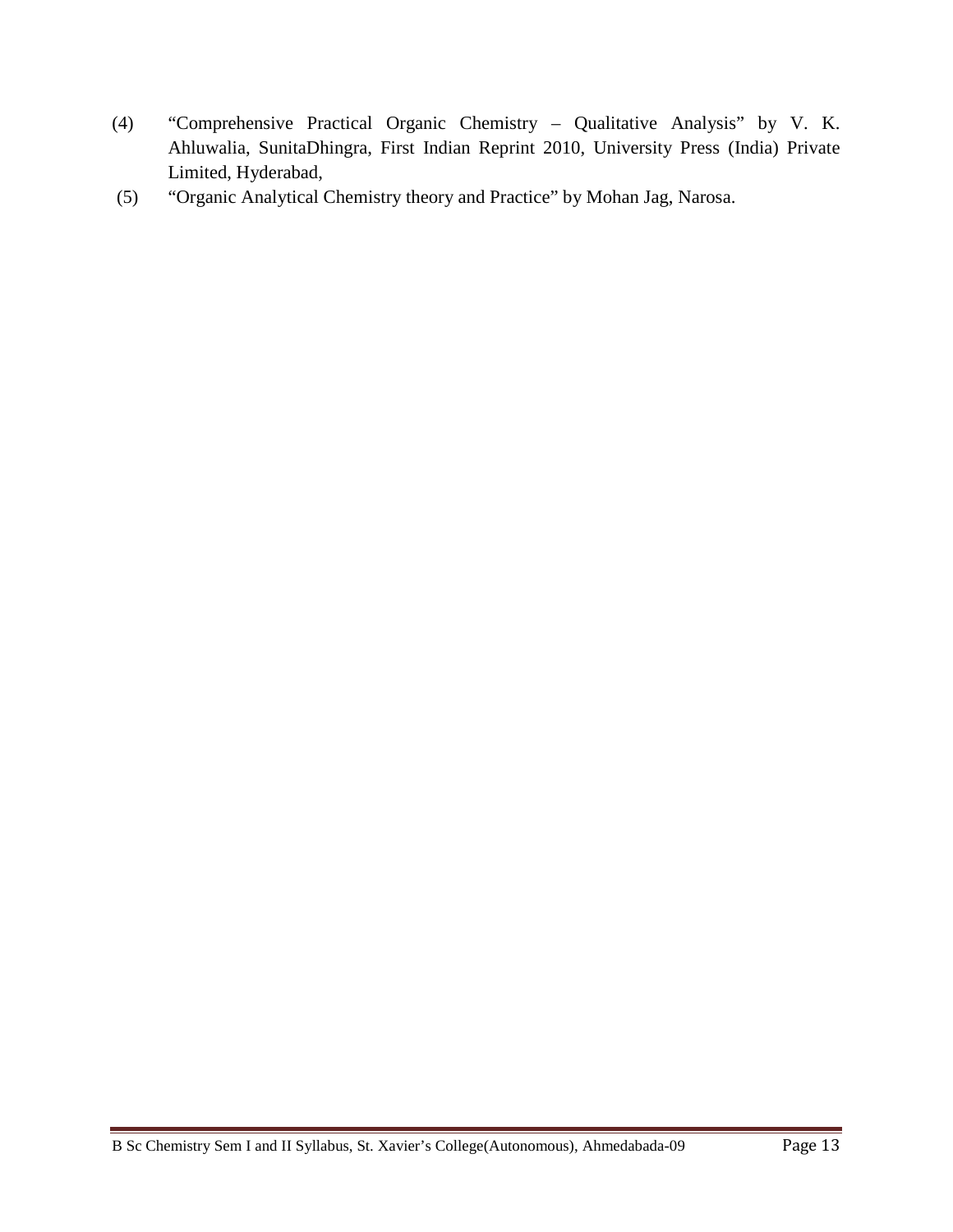(4) "Comprehensive Practical Organic Chemistry – Qualitative Analysis" by V. K. Ahluwalia, SunitaDhingra, First Indian Reprint 2010, University Press (India) Private Limited, Hyderabad,

(5) "Organic Analytical Chemistry theory and Practice" by Mohan Jag, Narosa.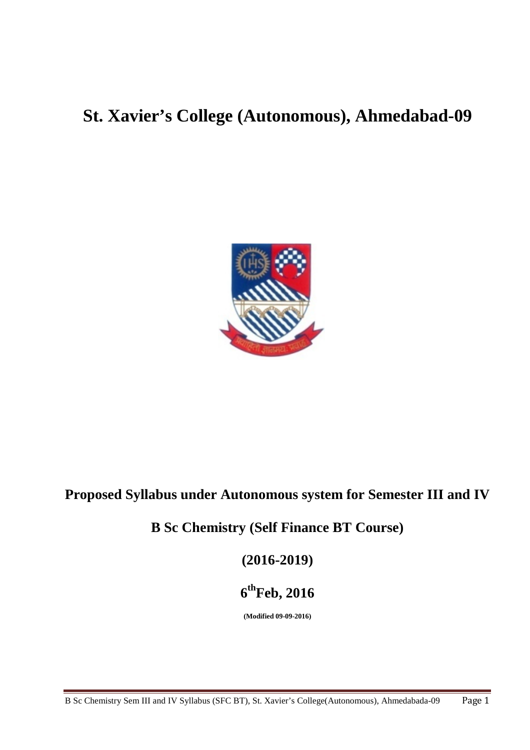# St. Xavier's College (Autonomous), Ahmedabad-09

**Proposed Syllabus under Autonomous system for Semester III and IV**

**B Sc Chemistry (Self Finance BT Course)**

**(2016-2019)**

**6th Feb, 2016**

**(Modified 09-09-2016)**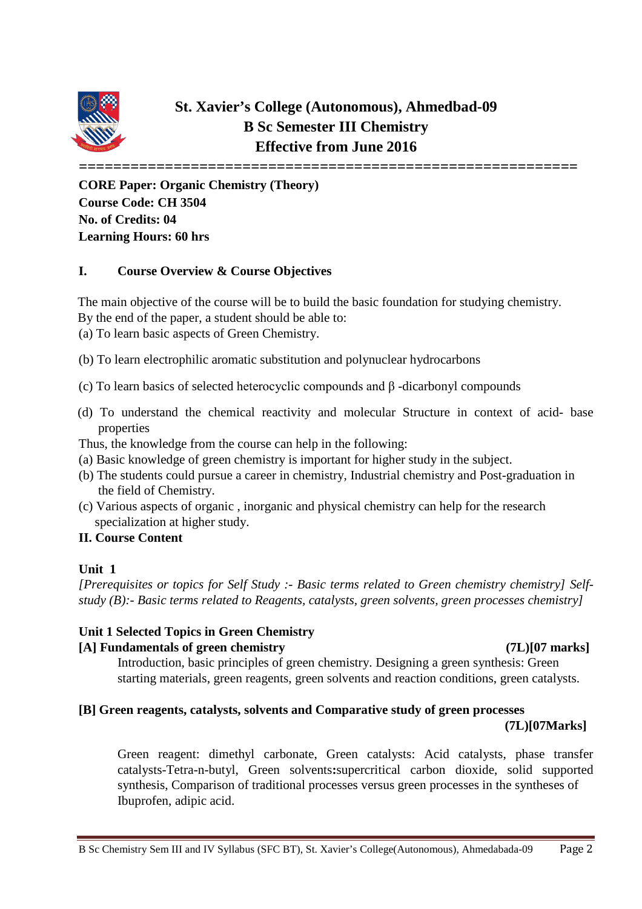# St. Xavier's College (Autonomous), Ahmedbad-09
## B Sc Semester III Chemistry
## Effective from June 2016

==========================================================

**CORE Paper: Organic Chemistry (Theory)**
**Course Code: CH 3504**
**No. of Credits: 04**
**Learning Hours: 60 hrs**

### I. Course Overview & Course Objectives

The main objective of the course will be to build the basic foundation for studying chemistry.
By the end of the paper, a student should be able to:

(a) To learn basic aspects of Green Chemistry.

(b) To learn electrophilic aromatic substitution and polynuclear hydrocarbons

(c) To learn basics of selected heterocyclic compounds and β -dicarbonyl compounds

(d) To understand the chemical reactivity and molecular Structure in context of acid- base properties

Thus, the knowledge from the course can help in the following:

(a) Basic knowledge of green chemistry is important for higher study in the subject.
(b) The students could pursue a career in chemistry, Industrial chemistry and Post-graduation in the field of Chemistry.
(c) Various aspects of organic , inorganic and physical chemistry can help for the research specialization at higher study.

### II. Course Content

**Unit 1**

*[Prerequisites or topics for Self Study :- Basic terms related to Green chemistry chemistry] Self-study (B):- Basic terms related to Reagents, catalysts, green solvents, green processes chemistry]*

**Unit 1 Selected Topics in Green Chemistry**

**[A] Fundamentals of green chemistry (7L)[07 marks]**

Introduction, basic principles of green chemistry. Designing a green synthesis: Green starting materials, green reagents, green solvents and reaction conditions, green catalysts.

**[B] Green reagents, catalysts, solvents and Comparative study of green processes (7L)[07Marks]**

Green reagent: dimethyl carbonate, Green catalysts: Acid catalysts, phase transfer catalysts-Tetra-n-butyl, Green solvents**:**supercritical carbon dioxide, solid supported synthesis, Comparison of traditional processes versus green processes in the syntheses of Ibuprofen, adipic acid.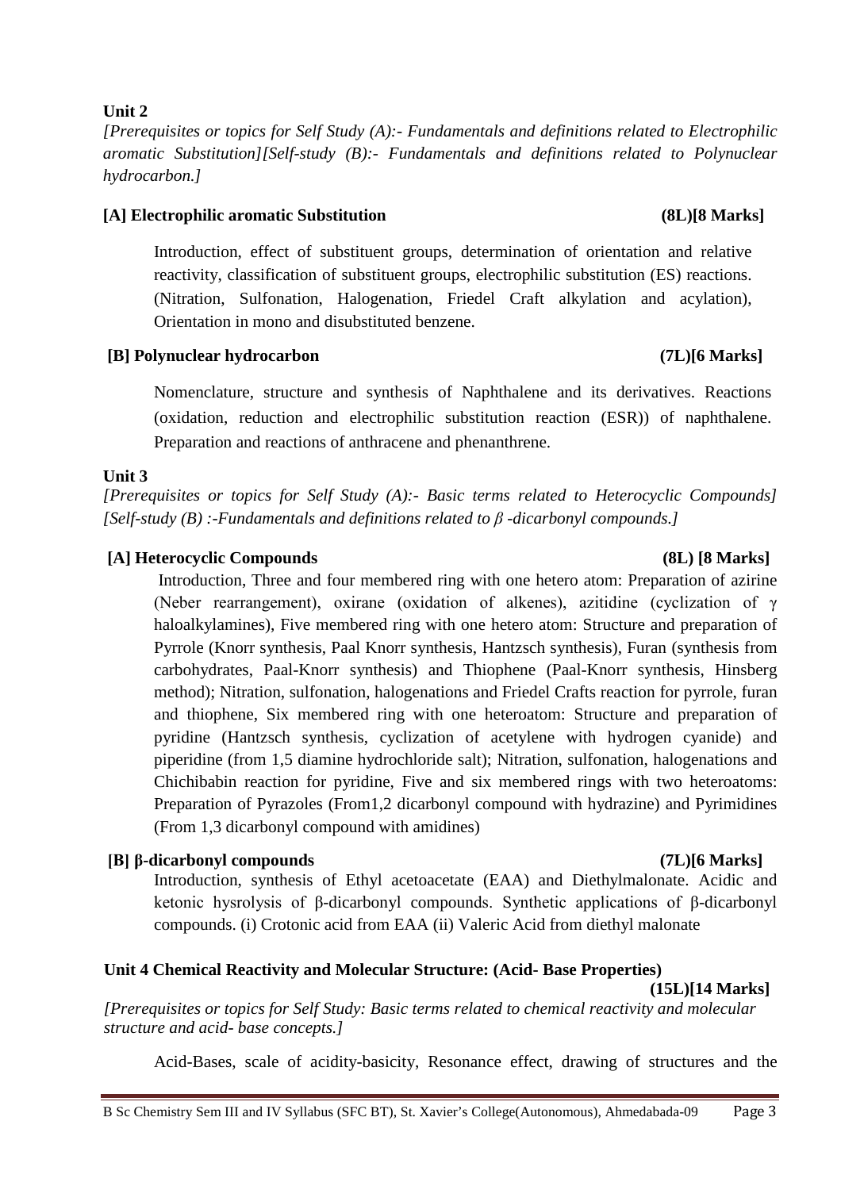**Unit 2**

*[Prerequisites or topics for Self Study (A):- Fundamentals and definitions related to Electrophilic aromatic Substitution][Self-study (B):- Fundamentals and definitions related to Polynuclear hydrocarbon.]*

**[A] Electrophilic aromatic Substitution (8L)[8 Marks]**

Introduction, effect of substituent groups, determination of orientation and relative reactivity, classification of substituent groups, electrophilic substitution (ES) reactions. (Nitration, Sulfonation, Halogenation, Friedel Craft alkylation and acylation), Orientation in mono and disubstituted benzene.

**[B] Polynuclear hydrocarbon (7L)[6 Marks]**

Nomenclature, structure and synthesis of Naphthalene and its derivatives. Reactions (oxidation, reduction and electrophilic substitution reaction (ESR)) of naphthalene. Preparation and reactions of anthracene and phenanthrene.

**Unit 3**

*[Prerequisites or topics for Self Study (A):- Basic terms related to Heterocyclic Compounds] [Self-study (B) :-Fundamentals and definitions related to β -dicarbonyl compounds.]*

**[A] Heterocyclic Compounds (8L) [8 Marks]**

Introduction, Three and four membered ring with one hetero atom: Preparation of azirine (Neber rearrangement), oxirane (oxidation of alkenes), azitidine (cyclization of γ haloalkylamines), Five membered ring with one hetero atom: Structure and preparation of Pyrrole (Knorr synthesis, Paal Knorr synthesis, Hantzsch synthesis), Furan (synthesis from carbohydrates, Paal-Knorr synthesis) and Thiophene (Paal-Knorr synthesis, Hinsberg method); Nitration, sulfonation, halogenations and Friedel Crafts reaction for pyrrole, furan and thiophene, Six membered ring with one heteroatom: Structure and preparation of pyridine (Hantzsch synthesis, cyclization of acetylene with hydrogen cyanide) and piperidine (from 1,5 diamine hydrochloride salt); Nitration, sulfonation, halogenations and Chichibabin reaction for pyridine, Five and six membered rings with two heteroatoms: Preparation of Pyrazoles (From1,2 dicarbonyl compound with hydrazine) and Pyrimidines (From 1,3 dicarbonyl compound with amidines)

**[B] β-dicarbonyl compounds (7L)[6 Marks]**

Introduction, synthesis of Ethyl acetoacetate (EAA) and Diethylmalonate. Acidic and ketonic hysrolysis of β-dicarbonyl compounds. Synthetic applications of β-dicarbonyl compounds. (i) Crotonic acid from EAA (ii) Valeric Acid from diethyl malonate

**Unit 4 Chemical Reactivity and Molecular Structure: (Acid- Base Properties) (15L)[14 Marks]**

*[Prerequisites or topics for Self Study: Basic terms related to chemical reactivity and molecular structure and acid- base concepts.]*

Acid-Bases, scale of acidity-basicity, Resonance effect, drawing of structures and the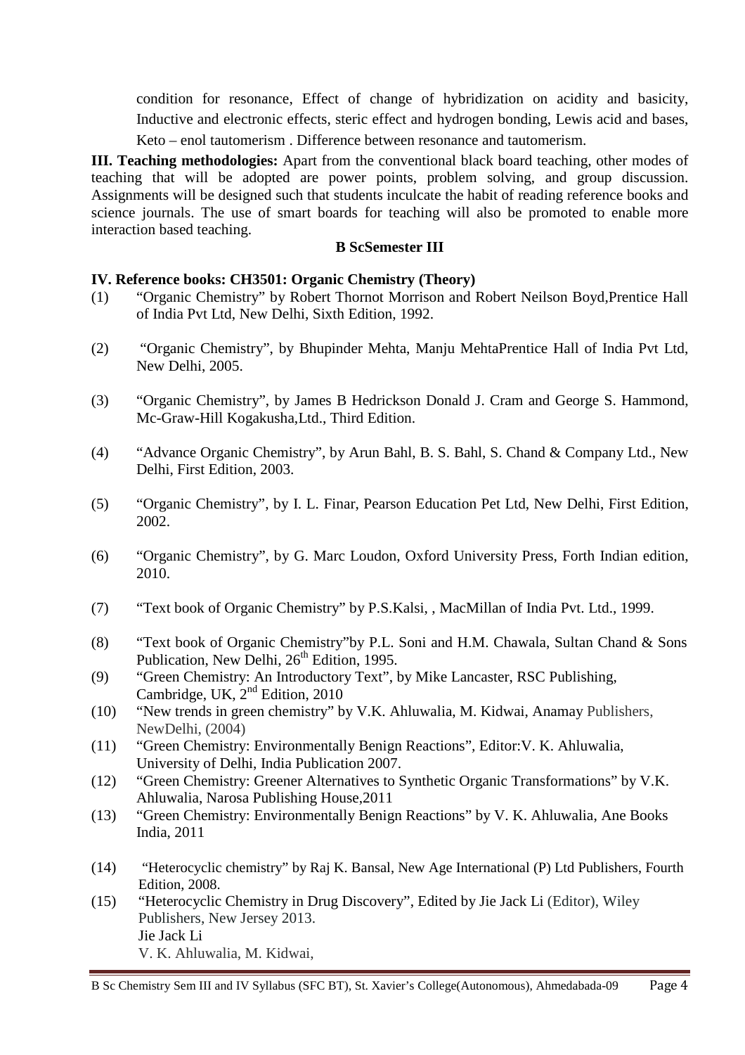condition for resonance, Effect of change of hybridization on acidity and basicity, Inductive and electronic effects, steric effect and hydrogen bonding, Lewis acid and bases, Keto – enol tautomerism . Difference between resonance and tautomerism.

**III. Teaching methodologies:** Apart from the conventional black board teaching, other modes of teaching that will be adopted are power points, problem solving, and group discussion. Assignments will be designed such that students inculcate the habit of reading reference books and science journals. The use of smart boards for teaching will also be promoted to enable more interaction based teaching.

**B ScSemester III**

**IV. Reference books: CH3501: Organic Chemistry (Theory)**

(1) "Organic Chemistry" by Robert Thornot Morrison and Robert Neilson Boyd,Prentice Hall of India Pvt Ltd, New Delhi, Sixth Edition, 1992.

(2) "Organic Chemistry", by Bhupinder Mehta, Manju MehtaPrentice Hall of India Pvt Ltd, New Delhi, 2005.

(3) "Organic Chemistry", by James B Hedrickson Donald J. Cram and George S. Hammond, Mc-Graw-Hill Kogakusha,Ltd., Third Edition.

(4) "Advance Organic Chemistry", by Arun Bahl, B. S. Bahl, S. Chand & Company Ltd., New Delhi, First Edition, 2003.

(5) "Organic Chemistry", by I. L. Finar, Pearson Education Pet Ltd, New Delhi, First Edition, 2002.

(6) "Organic Chemistry", by G. Marc Loudon, Oxford University Press, Forth Indian edition, 2010.

(7) "Text book of Organic Chemistry" by P.S.Kalsi, , MacMillan of India Pvt. Ltd., 1999.

(8) "Text book of Organic Chemistry"by P.L. Soni and H.M. Chawala, Sultan Chand & Sons Publication, New Delhi, 26th Edition, 1995.

(9) "Green Chemistry: An Introductory Text", by Mike Lancaster, RSC Publishing, Cambridge, UK, 2nd Edition, 2010

(10) "New trends in green chemistry" by V.K. Ahluwalia, M. Kidwai, Anamay Publishers, NewDelhi, (2004)

(11) "Green Chemistry: Environmentally Benign Reactions", Editor:V. K. Ahluwalia, University of Delhi, India Publication 2007.

(12) "Green Chemistry: Greener Alternatives to Synthetic Organic Transformations" by V.K. Ahluwalia, Narosa Publishing House,2011

(13) "Green Chemistry: Environmentally Benign Reactions" by V. K. Ahluwalia, Ane Books India, 2011

(14) "Heterocyclic chemistry" by Raj K. Bansal, New Age International (P) Ltd Publishers, Fourth Edition, 2008.

(15) "Heterocyclic Chemistry in Drug Discovery", Edited by Jie Jack Li (Editor), Wiley Publishers, New Jersey 2013.
Jie Jack Li
V. K. Ahluwalia, M. Kidwai,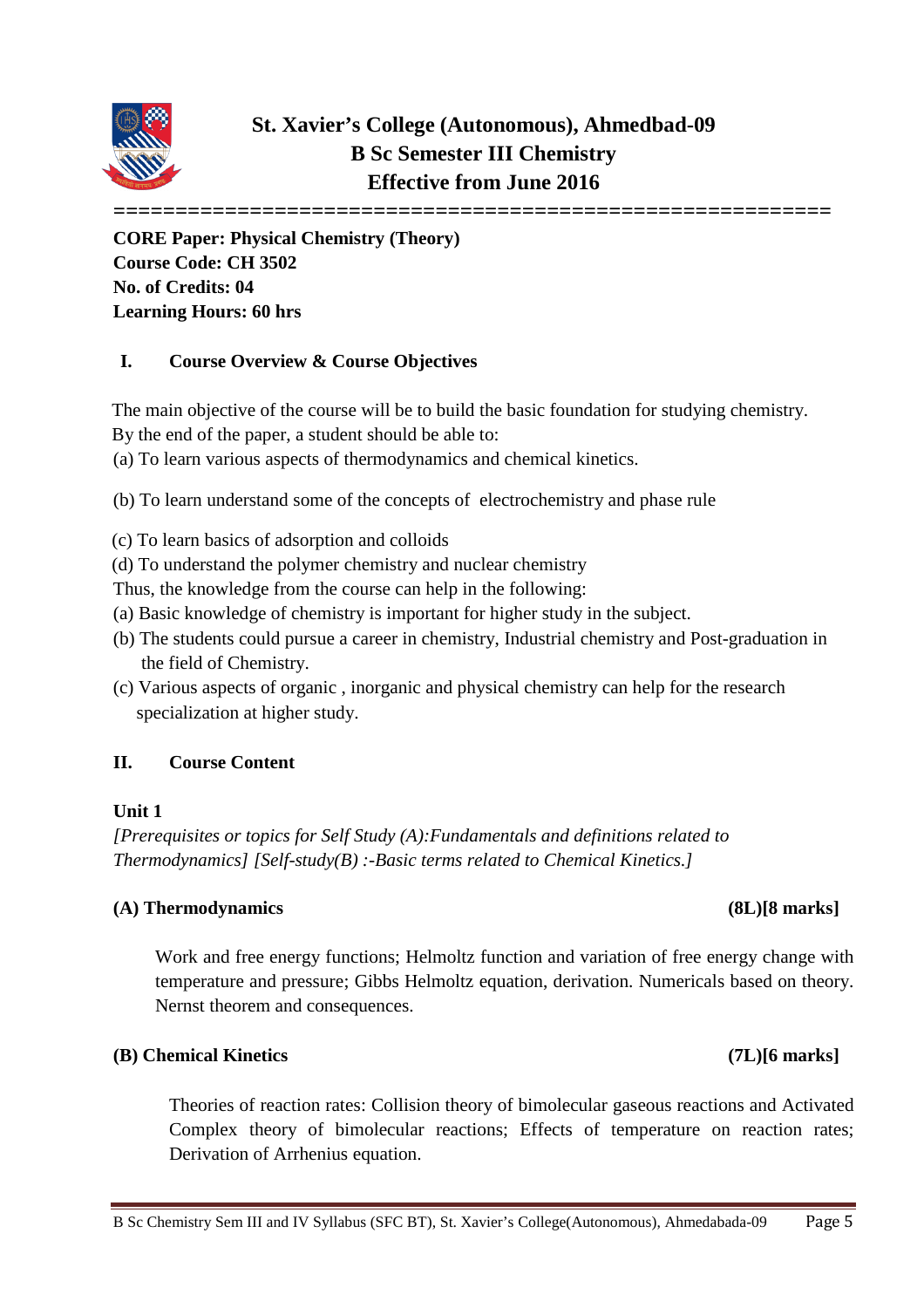# St. Xavier's College (Autonomous), Ahmedbad-09
## B Sc Semester III Chemistry
## Effective from June 2016

**CORE Paper: Physical Chemistry (Theory)**
**Course Code: CH 3502**
**No. of Credits: 04**
**Learning Hours: 60 hrs**

### I. Course Overview & Course Objectives

The main objective of the course will be to build the basic foundation for studying chemistry. By the end of the paper, a student should be able to:

(a) To learn various aspects of thermodynamics and chemical kinetics.

(b) To learn understand some of the concepts of electrochemistry and phase rule

(c) To learn basics of adsorption and colloids
(d) To understand the polymer chemistry and nuclear chemistry

Thus, the knowledge from the course can help in the following:

(a) Basic knowledge of chemistry is important for higher study in the subject.
(b) The students could pursue a career in chemistry, Industrial chemistry and Post-graduation in the field of Chemistry.
(c) Various aspects of organic , inorganic and physical chemistry can help for the research specialization at higher study.

### II. Course Content

**Unit 1**

*[Prerequisites or topics for Self Study (A):Fundamentals and definitions related to Thermodynamics] [Self-study(B) :-Basic terms related to Chemical Kinetics.]*

**(A) Thermodynamics** **(8L)[8 marks]**

Work and free energy functions; Helmoltz function and variation of free energy change with temperature and pressure; Gibbs Helmoltz equation, derivation. Numericals based on theory. Nernst theorem and consequences.

**(B) Chemical Kinetics** **(7L)[6 marks]**

Theories of reaction rates: Collision theory of bimolecular gaseous reactions and Activated Complex theory of bimolecular reactions; Effects of temperature on reaction rates; Derivation of Arrhenius equation.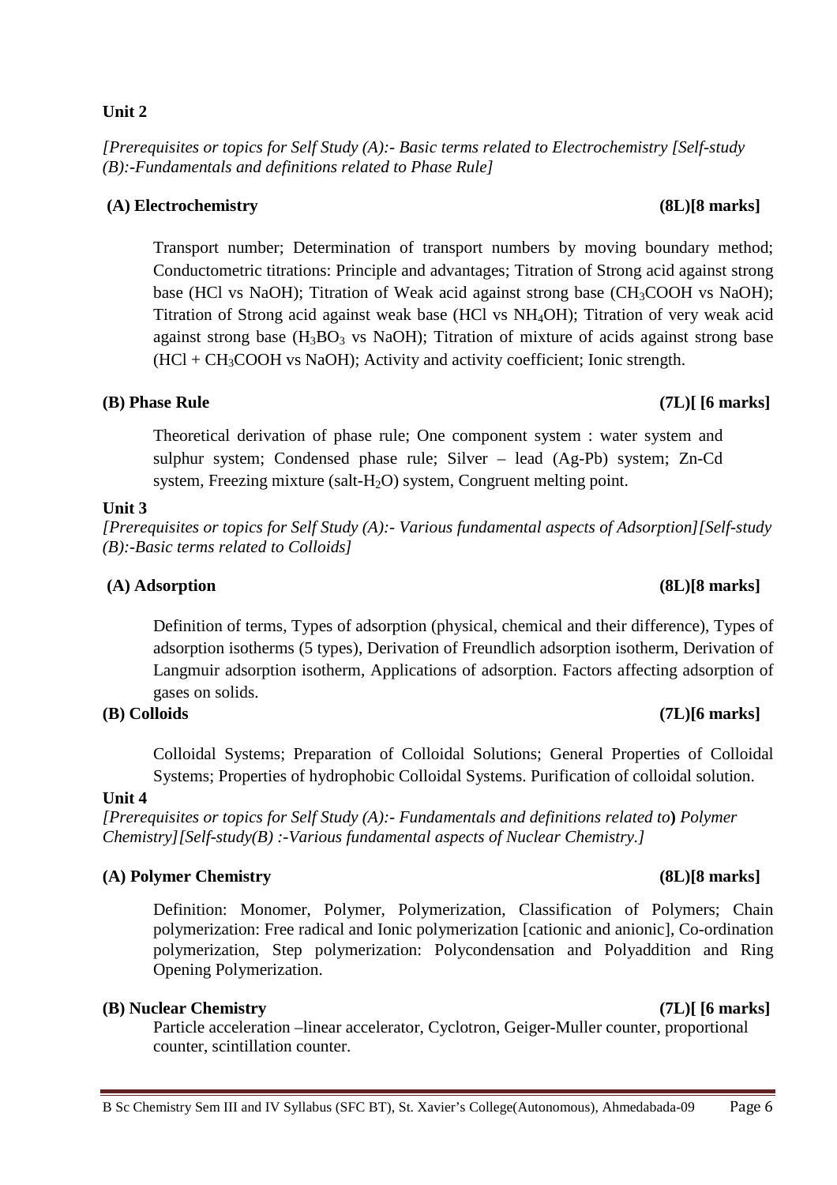## Unit 2

*[Prerequisites or topics for Self Study (A):- Basic terms related to Electrochemistry [Self-study (B):-Fundamentals and definitions related to Phase Rule]*

### (A) Electrochemistry (8L)[8 marks]

Transport number; Determination of transport numbers by moving boundary method; Conductometric titrations: Principle and advantages; Titration of Strong acid against strong base (HCl vs NaOH); Titration of Weak acid against strong base ($CH_3COOH$ vs NaOH); Titration of Strong acid against weak base (HCl vs $NH_4OH$); Titration of very weak acid against strong base ($H_3BO_3$ vs NaOH); Titration of mixture of acids against strong base (HCl + $CH_3COOH$ vs NaOH); Activity and activity coefficient; Ionic strength.

### (B) Phase Rule (7L)[ [6 marks]

Theoretical derivation of phase rule; One component system : water system and sulphur system; Condensed phase rule; Silver – lead (Ag-Pb) system; Zn-Cd system, Freezing mixture (salt-$H_2O$) system, Congruent melting point.

## Unit 3

*[Prerequisites or topics for Self Study (A):- Various fundamental aspects of Adsorption][Self-study (B):-Basic terms related to Colloids]*

### (A) Adsorption (8L)[8 marks]

Definition of terms, Types of adsorption (physical, chemical and their difference), Types of adsorption isotherms (5 types), Derivation of Freundlich adsorption isotherm, Derivation of Langmuir adsorption isotherm, Applications of adsorption. Factors affecting adsorption of gases on solids.

### (B) Colloids (7L)[6 marks]

Colloidal Systems; Preparation of Colloidal Solutions; General Properties of Colloidal Systems; Properties of hydrophobic Colloidal Systems. Purification of colloidal solution.

## Unit 4

*[Prerequisites or topics for Self Study (A):- Fundamentals and definitions related to*) *Polymer Chemistry][Self-study(B) :-Various fundamental aspects of Nuclear Chemistry.]*

### (A) Polymer Chemistry (8L)[8 marks]

Definition: Monomer, Polymer, Polymerization, Classification of Polymers; Chain polymerization: Free radical and Ionic polymerization [cationic and anionic], Co-ordination polymerization, Step polymerization: Polycondensation and Polyaddition and Ring Opening Polymerization.

### (B) Nuclear Chemistry (7L)[ [6 marks]

Particle acceleration –linear accelerator, Cyclotron, Geiger-Muller counter, proportional counter, scintillation counter.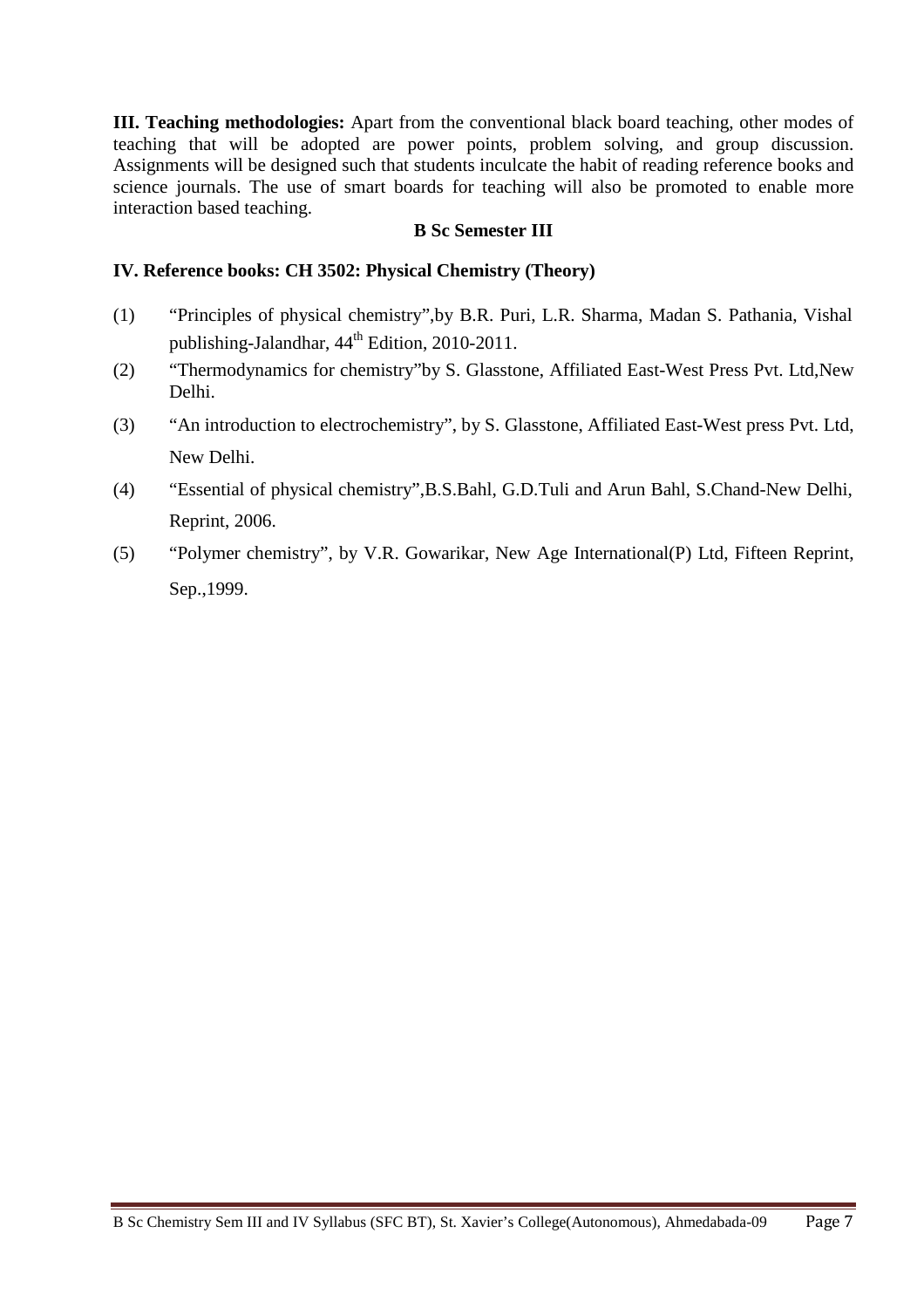**III. Teaching methodologies:** Apart from the conventional black board teaching, other modes of teaching that will be adopted are power points, problem solving, and group discussion. Assignments will be designed such that students inculcate the habit of reading reference books and science journals. The use of smart boards for teaching will also be promoted to enable more interaction based teaching.

**B Sc Semester III**

**IV. Reference books: CH 3502: Physical Chemistry (Theory)**

(1) "Principles of physical chemistry",by B.R. Puri, L.R. Sharma, Madan S. Pathania, Vishal publishing-Jalandhar, 44th Edition, 2010-2011.

(2) "Thermodynamics for chemistry"by S. Glasstone, Affiliated East-West Press Pvt. Ltd,New Delhi.

(3) "An introduction to electrochemistry", by S. Glasstone, Affiliated East-West press Pvt. Ltd, New Delhi.

(4) "Essential of physical chemistry",B.S.Bahl, G.D.Tuli and Arun Bahl, S.Chand-New Delhi, Reprint, 2006.

(5) "Polymer chemistry", by V.R. Gowarikar, New Age International(P) Ltd, Fifteen Reprint, Sep.,1999.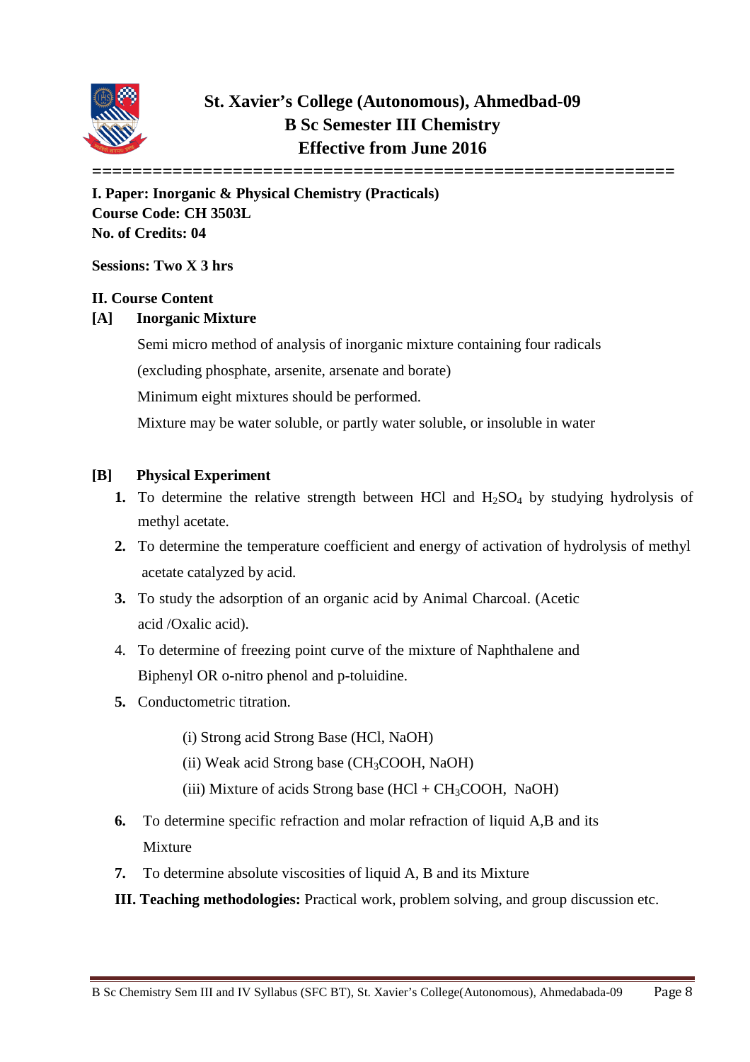# St. Xavier's College (Autonomous), Ahmedbad-09
## B Sc Semester III Chemistry
## Effective from June 2016

**I. Paper: Inorganic & Physical Chemistry (Practicals)**
**Course Code: CH 3503L**
**No. of Credits: 04**

**Sessions: Two X 3 hrs**

**II. Course Content**

**[A] Inorganic Mixture**

Semi micro method of analysis of inorganic mixture containing four radicals (excluding phosphate, arsenite, arsenate and borate)

Minimum eight mixtures should be performed.

Mixture may be water soluble, or partly water soluble, or insoluble in water

**[B] Physical Experiment**

1. To determine the relative strength between HCl and $H_2SO_4$ by studying hydrolysis of methyl acetate.
2. To determine the temperature coefficient and energy of activation of hydrolysis of methyl acetate catalyzed by acid.
3. To study the adsorption of an organic acid by Animal Charcoal. (Acetic acid /Oxalic acid).
4. To determine of freezing point curve of the mixture of Naphthalene and Biphenyl OR o-nitro phenol and p-toluidine.
5. Conductometric titration.
   - (i) Strong acid Strong Base (HCl, NaOH)
   - (ii) Weak acid Strong base ($CH_3COOH$, NaOH)
   - (iii) Mixture of acids Strong base (HCl + $CH_3COOH$, NaOH)
6. To determine specific refraction and molar refraction of liquid A,B and its Mixture
7. To determine absolute viscosities of liquid A, B and its Mixture

**III. Teaching methodologies:** Practical work, problem solving, and group discussion etc.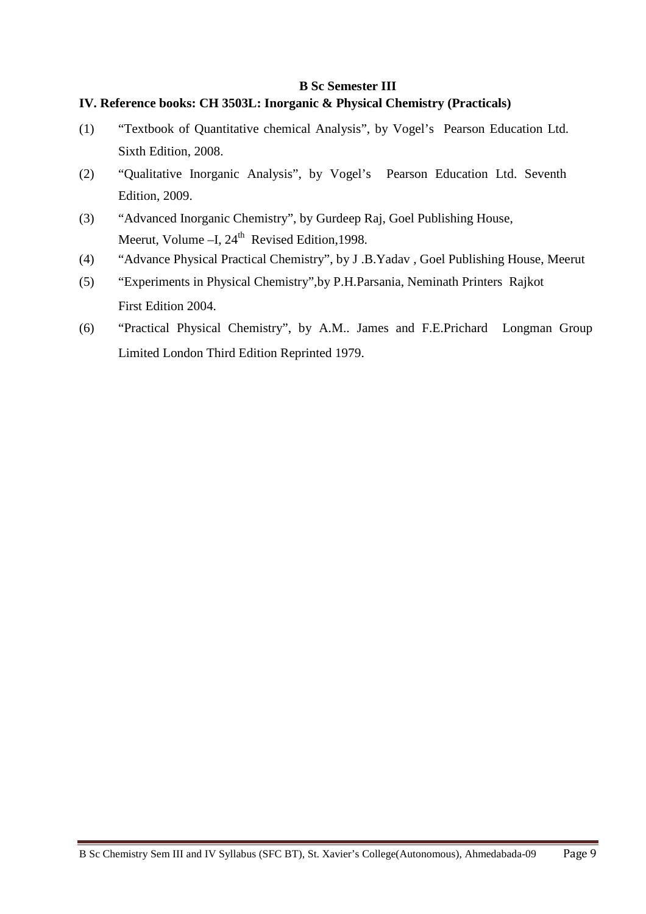**B Sc Semester III**

**IV. Reference books: CH 3503L: Inorganic & Physical Chemistry (Practicals)**

(1) "Textbook of Quantitative chemical Analysis", by Vogel's Pearson Education Ltd. Sixth Edition, 2008.

(2) "Qualitative Inorganic Analysis", by Vogel's Pearson Education Ltd. Seventh Edition, 2009.

(3) "Advanced Inorganic Chemistry", by Gurdeep Raj, Goel Publishing House, Meerut, Volume –I, 24th Revised Edition,1998.

(4) "Advance Physical Practical Chemistry", by J .B.Yadav , Goel Publishing House, Meerut

(5) "Experiments in Physical Chemistry",by P.H.Parsania, Neminath Printers Rajkot First Edition 2004.

(6) "Practical Physical Chemistry", by A.M.. James and F.E.Prichard Longman Group Limited London Third Edition Reprinted 1979.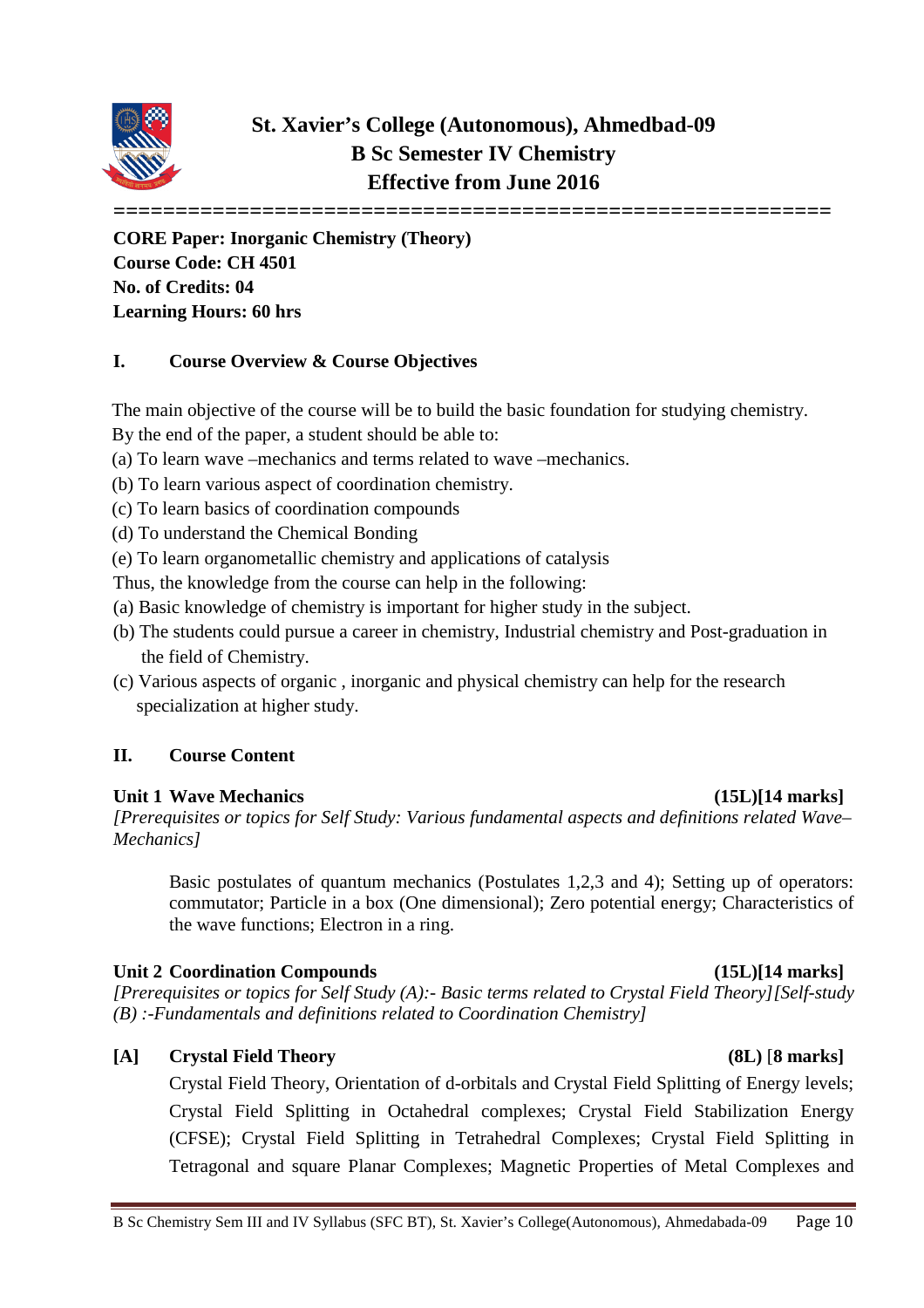# St. Xavier's College (Autonomous), Ahmedbad-09
## B Sc Semester IV Chemistry
## Effective from June 2016

**CORE Paper: Inorganic Chemistry (Theory)**
**Course Code: CH 4501**
**No. of Credits: 04**
**Learning Hours: 60 hrs**

### I. Course Overview & Course Objectives

The main objective of the course will be to build the basic foundation for studying chemistry. By the end of the paper, a student should be able to:

(a) To learn wave –mechanics and terms related to wave –mechanics.
(b) To learn various aspect of coordination chemistry.
(c) To learn basics of coordination compounds
(d) To understand the Chemical Bonding
(e) To learn organometallic chemistry and applications of catalysis

Thus, the knowledge from the course can help in the following:

(a) Basic knowledge of chemistry is important for higher study in the subject.
(b) The students could pursue a career in chemistry, Industrial chemistry and Post-graduation in the field of Chemistry.
(c) Various aspects of organic , inorganic and physical chemistry can help for the research specialization at higher study.

### II. Course Content

**Unit 1 Wave Mechanics** **(15L)[14 marks]**

*[Prerequisites or topics for Self Study: Various fundamental aspects and definitions related Wave–Mechanics]*

Basic postulates of quantum mechanics (Postulates 1,2,3 and 4); Setting up of operators: commutator; Particle in a box (One dimensional); Zero potential energy; Characteristics of the wave functions; Electron in a ring.

**Unit 2 Coordination Compounds** **(15L)[14 marks]**

*[Prerequisites or topics for Self Study (A):- Basic terms related to Crystal Field Theory][Self-study (B) :-Fundamentals and definitions related to Coordination Chemistry]*

**[A] Crystal Field Theory** **(8L) [8 marks]**

Crystal Field Theory, Orientation of d-orbitals and Crystal Field Splitting of Energy levels; Crystal Field Splitting in Octahedral complexes; Crystal Field Stabilization Energy (CFSE); Crystal Field Splitting in Tetrahedral Complexes; Crystal Field Splitting in Tetragonal and square Planar Complexes; Magnetic Properties of Metal Complexes and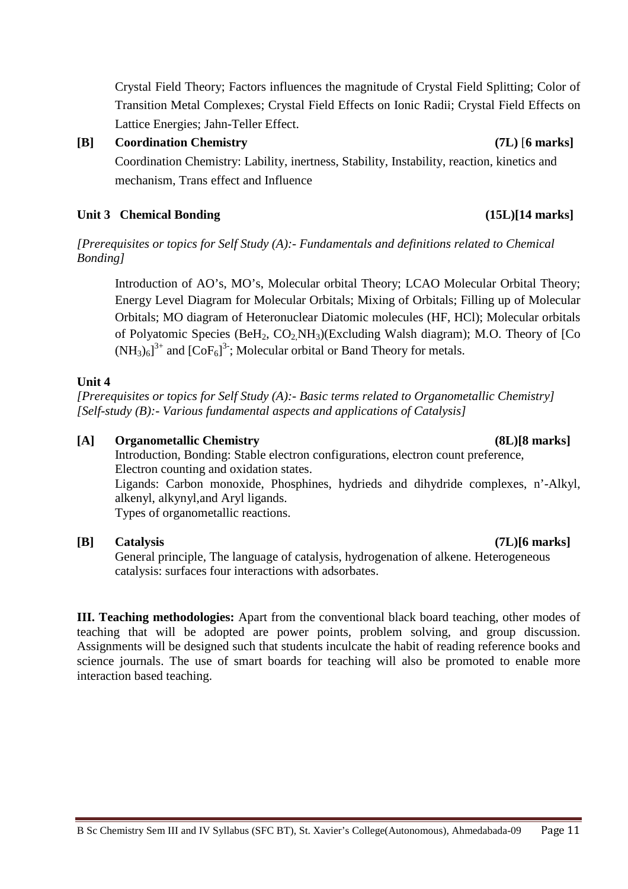Crystal Field Theory; Factors influences the magnitude of Crystal Field Splitting; Color of Transition Metal Complexes; Crystal Field Effects on Ionic Radii; Crystal Field Effects on Lattice Energies; Jahn-Teller Effect.

**[B] Coordination Chemistry (7L) [6 marks]**

Coordination Chemistry: Lability, inertness, Stability, Instability, reaction, kinetics and mechanism, Trans effect and Influence

**Unit 3 Chemical Bonding (15L)[14 marks]**

*[Prerequisites or topics for Self Study (A):- Fundamentals and definitions related to Chemical Bonding]*

Introduction of AO's, MO's, Molecular orbital Theory; LCAO Molecular Orbital Theory; Energy Level Diagram for Molecular Orbitals; Mixing of Orbitals; Filling up of Molecular Orbitals; MO diagram of Heteronuclear Diatomic molecules (HF, HCl); Molecular orbitals of Polyatomic Species ($BeH_2$, $CO_2$,$NH_3$)(Excluding Walsh diagram); M.O. Theory of $[Co(NH_3)_6]^{3+}$ and $[CoF_6]^{3-}$; Molecular orbital or Band Theory for metals.

**Unit 4**

*[Prerequisites or topics for Self Study (A):- Basic terms related to Organometallic Chemistry]*
*[Self-study (B):- Various fundamental aspects and applications of Catalysis]*

**[A] Organometallic Chemistry (8L)[8 marks]**

Introduction, Bonding: Stable electron configurations, electron count preference, Electron counting and oxidation states.
Ligands: Carbon monoxide, Phosphines, hydrieds and dihydride complexes, n'-Alkyl, alkenyl, alkynyl,and Aryl ligands.
Types of organometallic reactions.

**[B] Catalysis (7L)[6 marks]**

General principle, The language of catalysis, hydrogenation of alkene. Heterogeneous catalysis: surfaces four interactions with adsorbates.

**III. Teaching methodologies:** Apart from the conventional black board teaching, other modes of teaching that will be adopted are power points, problem solving, and group discussion. Assignments will be designed such that students inculcate the habit of reading reference books and science journals. The use of smart boards for teaching will also be promoted to enable more interaction based teaching.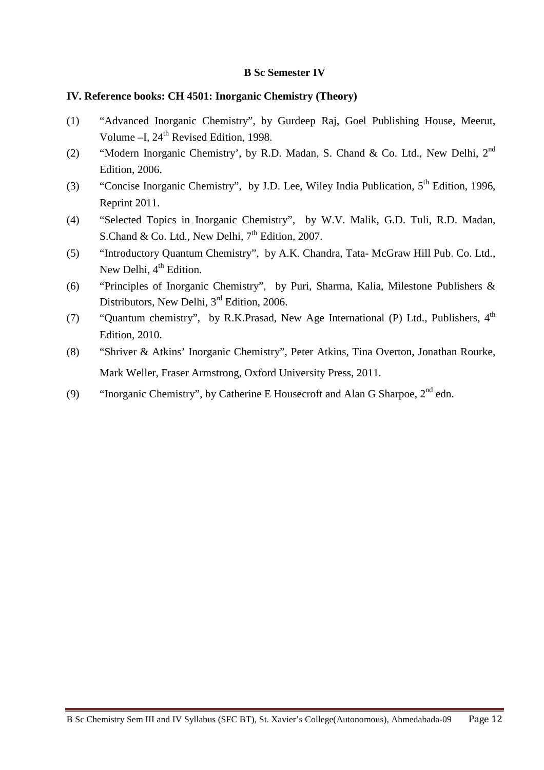## B Sc Semester IV

### IV. Reference books: CH 4501: Inorganic Chemistry (Theory)

(1) "Advanced Inorganic Chemistry", by Gurdeep Raj, Goel Publishing House, Meerut, Volume –I, 24th Revised Edition, 1998.

(2) "Modern Inorganic Chemistry', by R.D. Madan, S. Chand & Co. Ltd., New Delhi, 2nd Edition, 2006.

(3) "Concise Inorganic Chemistry", by J.D. Lee, Wiley India Publication, 5th Edition, 1996, Reprint 2011.

(4) "Selected Topics in Inorganic Chemistry", by W.V. Malik, G.D. Tuli, R.D. Madan, S.Chand & Co. Ltd., New Delhi, 7th Edition, 2007.

(5) "Introductory Quantum Chemistry", by A.K. Chandra, Tata- McGraw Hill Pub. Co. Ltd., New Delhi, 4th Edition.

(6) "Principles of Inorganic Chemistry", by Puri, Sharma, Kalia, Milestone Publishers & Distributors, New Delhi, 3rd Edition, 2006.

(7) "Quantum chemistry", by R.K.Prasad, New Age International (P) Ltd., Publishers, 4th Edition, 2010.

(8) "Shriver & Atkins' Inorganic Chemistry", Peter Atkins, Tina Overton, Jonathan Rourke, Mark Weller, Fraser Armstrong, Oxford University Press, 2011.

(9) "Inorganic Chemistry", by Catherine E Housecroft and Alan G Sharpoe, 2nd edn.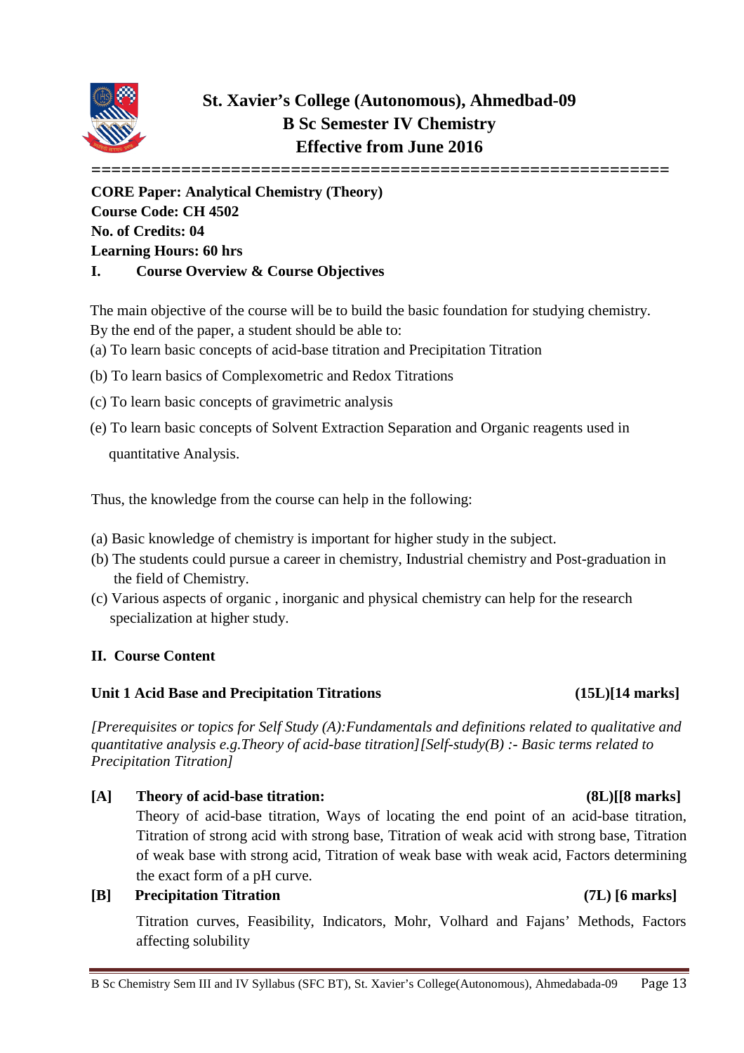# St. Xavier's College (Autonomous), Ahmedbad-09
## B Sc Semester IV Chemistry
## Effective from June 2016

==========================================================

**CORE Paper: Analytical Chemistry (Theory)**
**Course Code: CH 4502**
**No. of Credits: 04**
**Learning Hours: 60 hrs**

**I. Course Overview & Course Objectives**

The main objective of the course will be to build the basic foundation for studying chemistry. By the end of the paper, a student should be able to:

(a) To learn basic concepts of acid-base titration and Precipitation Titration

(b) To learn basics of Complexometric and Redox Titrations

(c) To learn basic concepts of gravimetric analysis

(e) To learn basic concepts of Solvent Extraction Separation and Organic reagents used in quantitative Analysis.

Thus, the knowledge from the course can help in the following:

(a) Basic knowledge of chemistry is important for higher study in the subject.
(b) The students could pursue a career in chemistry, Industrial chemistry and Post-graduation in the field of Chemistry.
(c) Various aspects of organic , inorganic and physical chemistry can help for the research specialization at higher study.

**II. Course Content**

**Unit 1 Acid Base and Precipitation Titrations (15L)[14 marks]**

*[Prerequisites or topics for Self Study (A):Fundamentals and definitions related to qualitative and quantitative analysis e.g.Theory of acid-base titration][Self-study(B) :- Basic terms related to Precipitation Titration]*

**[A] Theory of acid-base titration: (8L)[[8 marks]**

Theory of acid-base titration, Ways of locating the end point of an acid-base titration, Titration of strong acid with strong base, Titration of weak acid with strong base, Titration of weak base with strong acid, Titration of weak base with weak acid, Factors determining the exact form of a pH curve.

**[B] Precipitation Titration (7L) [6 marks]**

Titration curves, Feasibility, Indicators, Mohr, Volhard and Fajans' Methods, Factors affecting solubility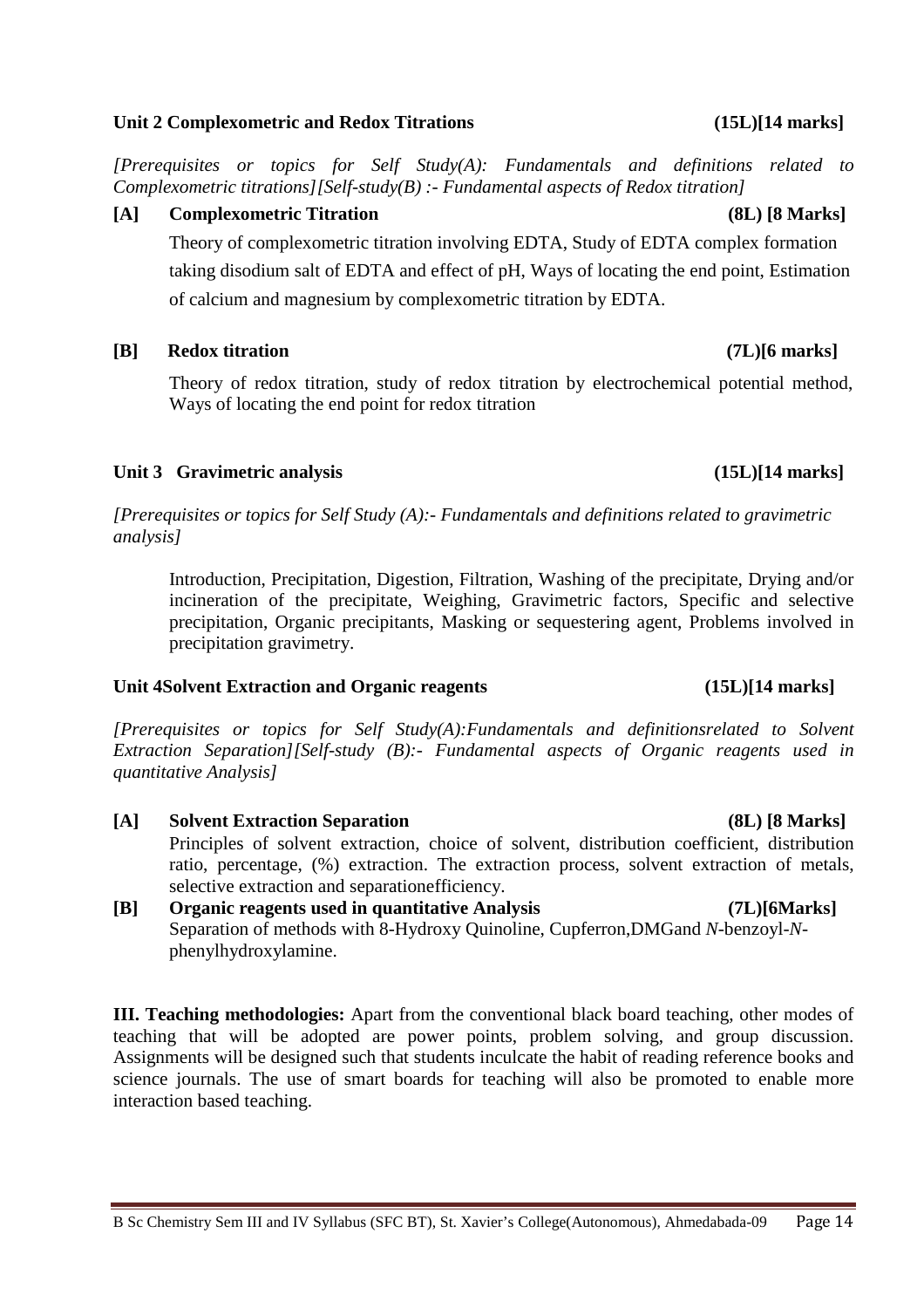**Unit 2 Complexometric and Redox Titrations (15L)[14 marks]**

*[Prerequisites or topics for Self Study(A): Fundamentals and definitions related to Complexometric titrations][Self-study(B) :- Fundamental aspects of Redox titration]*

**[A] Complexometric Titration (8L) [8 Marks]**

Theory of complexometric titration involving EDTA, Study of EDTA complex formation taking disodium salt of EDTA and effect of pH, Ways of locating the end point, Estimation of calcium and magnesium by complexometric titration by EDTA.

**[B] Redox titration (7L)[6 marks]**

Theory of redox titration, study of redox titration by electrochemical potential method, Ways of locating the end point for redox titration

**Unit 3 Gravimetric analysis (15L)[14 marks]**

*[Prerequisites or topics for Self Study (A):- Fundamentals and definitions related to gravimetric analysis]*

Introduction, Precipitation, Digestion, Filtration, Washing of the precipitate, Drying and/or incineration of the precipitate, Weighing, Gravimetric factors, Specific and selective precipitation, Organic precipitants, Masking or sequestering agent, Problems involved in precipitation gravimetry.

**Unit 4Solvent Extraction and Organic reagents (15L)[14 marks]**

*[Prerequisites or topics for Self Study(A):Fundamentals and definitionsrelated to Solvent Extraction Separation][Self-study (B):- Fundamental aspects of Organic reagents used in quantitative Analysis]*

**[A] Solvent Extraction Separation (8L) [8 Marks]**

Principles of solvent extraction, choice of solvent, distribution coefficient, distribution ratio, percentage, (%) extraction. The extraction process, solvent extraction of metals, selective extraction and separationefficiency.

**[B] Organic reagents used in quantitative Analysis (7L)[6Marks]**

Separation of methods with 8-Hydroxy Quinoline, Cupferron,DMGand *N*-benzoyl-*N*-phenylhydroxylamine.

**III. Teaching methodologies:** Apart from the conventional black board teaching, other modes of teaching that will be adopted are power points, problem solving, and group discussion. Assignments will be designed such that students inculcate the habit of reading reference books and science journals. The use of smart boards for teaching will also be promoted to enable more interaction based teaching.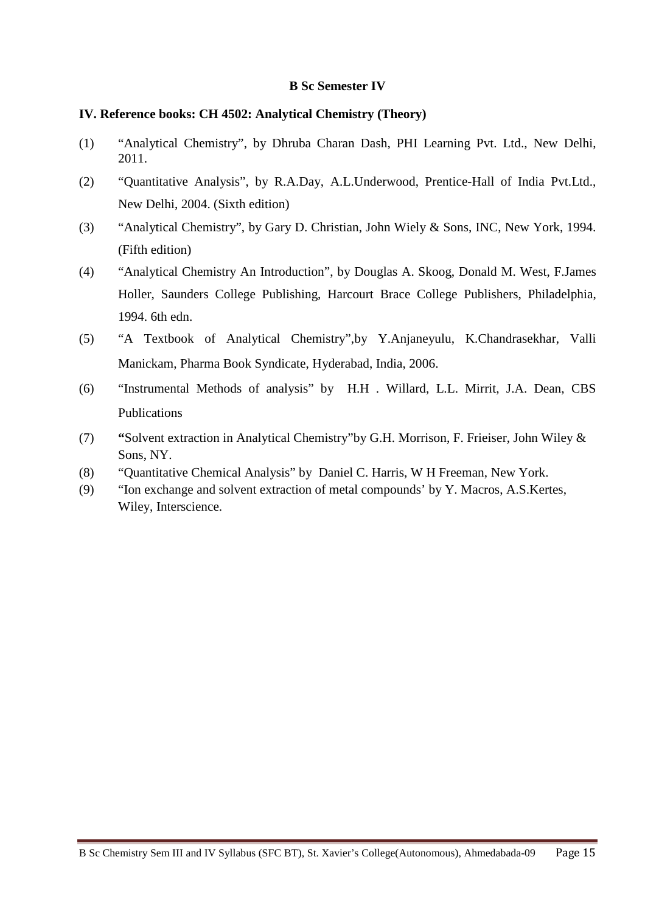**B Sc Semester IV**

**IV. Reference books: CH 4502: Analytical Chemistry (Theory)**

(1) "Analytical Chemistry", by Dhruba Charan Dash, PHI Learning Pvt. Ltd., New Delhi, 2011.

(2) "Quantitative Analysis", by R.A.Day, A.L.Underwood, Prentice-Hall of India Pvt.Ltd., New Delhi, 2004. (Sixth edition)

(3) "Analytical Chemistry", by Gary D. Christian, John Wiely & Sons, INC, New York, 1994. (Fifth edition)

(4) "Analytical Chemistry An Introduction", by Douglas A. Skoog, Donald M. West, F.James Holler, Saunders College Publishing, Harcourt Brace College Publishers, Philadelphia, 1994. 6th edn.

(5) "A Textbook of Analytical Chemistry",by Y.Anjaneyulu, K.Chandrasekhar, Valli Manickam, Pharma Book Syndicate, Hyderabad, India, 2006.

(6) "Instrumental Methods of analysis" by H.H . Willard, L.L. Mirrit, J.A. Dean, CBS Publications

(7) **"**Solvent extraction in Analytical Chemistry"by G.H. Morrison, F. Frieiser, John Wiley & Sons, NY.

(8) "Quantitative Chemical Analysis" by Daniel C. Harris, W H Freeman, New York.

(9) "Ion exchange and solvent extraction of metal compounds' by Y. Macros, A.S.Kertes, Wiley, Interscience.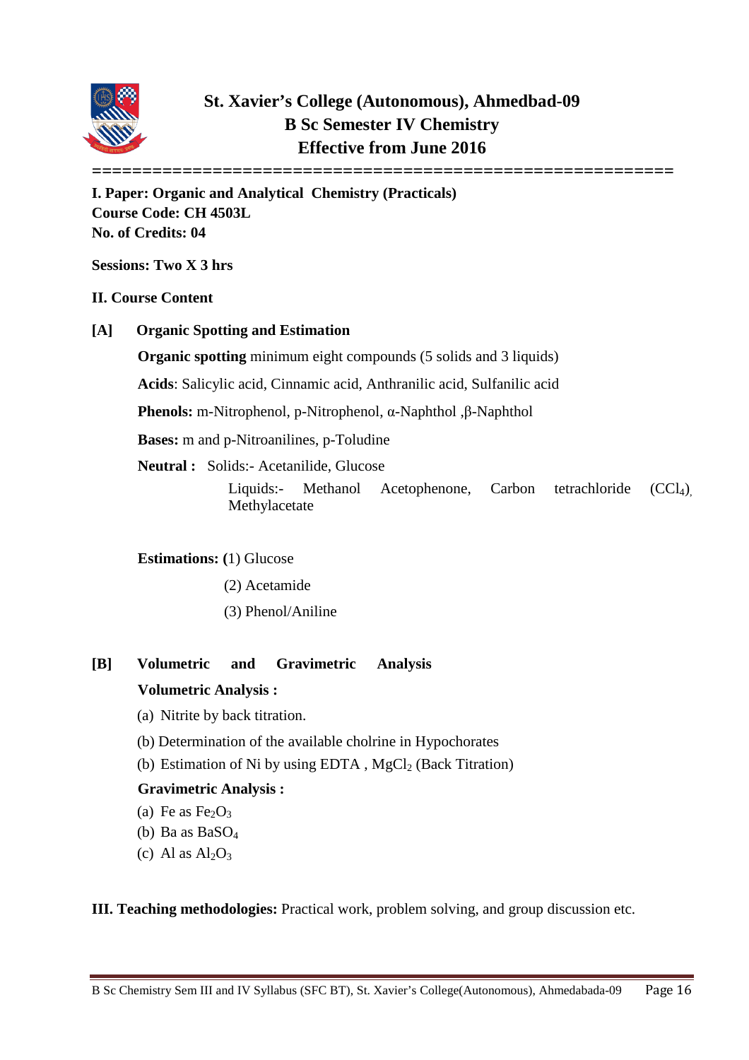# St. Xavier's College (Autonomous), Ahmedbad-09
## B Sc Semester IV Chemistry
## Effective from June 2016

==========================================================

**I. Paper: Organic and Analytical Chemistry (Practicals)**
**Course Code: CH 4503L**
**No. of Credits: 04**

**Sessions: Two X 3 hrs**

**II. Course Content**

**[A] Organic Spotting and Estimation**

**Organic spotting** minimum eight compounds (5 solids and 3 liquids)

**Acids**: Salicylic acid, Cinnamic acid, Anthranilic acid, Sulfanilic acid

**Phenols:** m-Nitrophenol, p-Nitrophenol, α-Naphthol ,β-Naphthol

**Bases:** m and p-Nitroanilines, p-Toludine

**Neutral :** Solids:- Acetanilide, Glucose

Liquids:- Methanol Acetophenone, Carbon tetrachloride ($CCl_4$), Methylacetate

**Estimations: (**1) Glucose

(2) Acetamide

(3) Phenol/Aniline

**[B] Volumetric and Gravimetric Analysis**

**Volumetric Analysis :**

(a) Nitrite by back titration.

(b) Determination of the available cholrine in Hypochorates

(b) Estimation of Ni by using EDTA , $MgCl_2$ (Back Titration)

**Gravimetric Analysis :**

(a) Fe as $Fe_2O_3$

(b) Ba as $BaSO_4$

(c) Al as $Al_2O_3$

**III. Teaching methodologies:** Practical work, problem solving, and group discussion etc.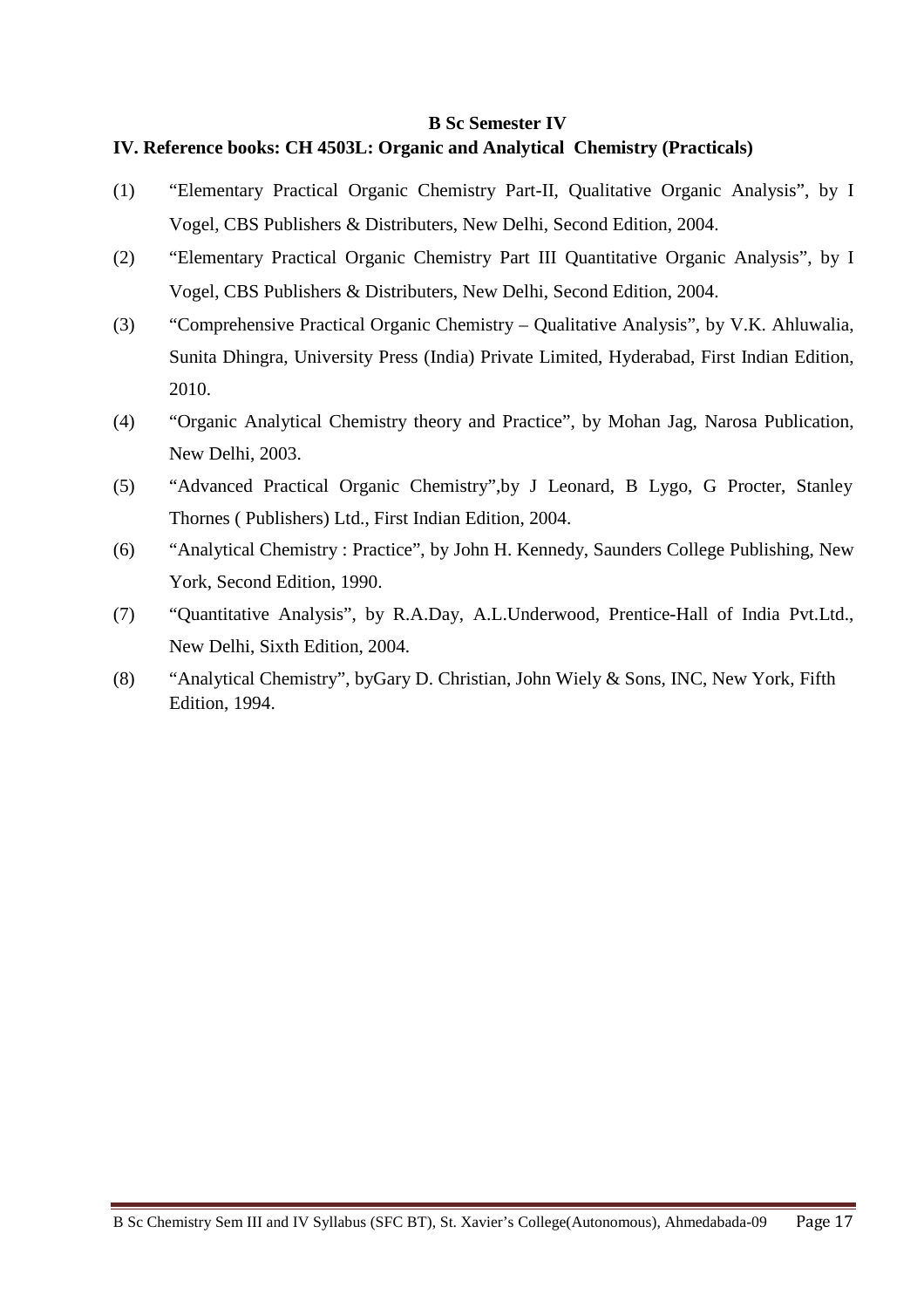**B Sc Semester IV**

**IV. Reference books: CH 4503L: Organic and Analytical Chemistry (Practicals)**

(1) "Elementary Practical Organic Chemistry Part-II, Qualitative Organic Analysis", by I Vogel, CBS Publishers & Distributers, New Delhi, Second Edition, 2004.

(2) "Elementary Practical Organic Chemistry Part III Quantitative Organic Analysis", by I Vogel, CBS Publishers & Distributers, New Delhi, Second Edition, 2004.

(3) "Comprehensive Practical Organic Chemistry – Qualitative Analysis", by V.K. Ahluwalia, Sunita Dhingra, University Press (India) Private Limited, Hyderabad, First Indian Edition, 2010.

(4) "Organic Analytical Chemistry theory and Practice", by Mohan Jag, Narosa Publication, New Delhi, 2003.

(5) "Advanced Practical Organic Chemistry",by J Leonard, B Lygo, G Procter, Stanley Thornes ( Publishers) Ltd., First Indian Edition, 2004.

(6) "Analytical Chemistry : Practice", by John H. Kennedy, Saunders College Publishing, New York, Second Edition, 1990.

(7) "Quantitative Analysis", by R.A.Day, A.L.Underwood, Prentice-Hall of India Pvt.Ltd., New Delhi, Sixth Edition, 2004.

(8) "Analytical Chemistry", byGary D. Christian, John Wiely & Sons, INC, New York, Fifth Edition, 1994.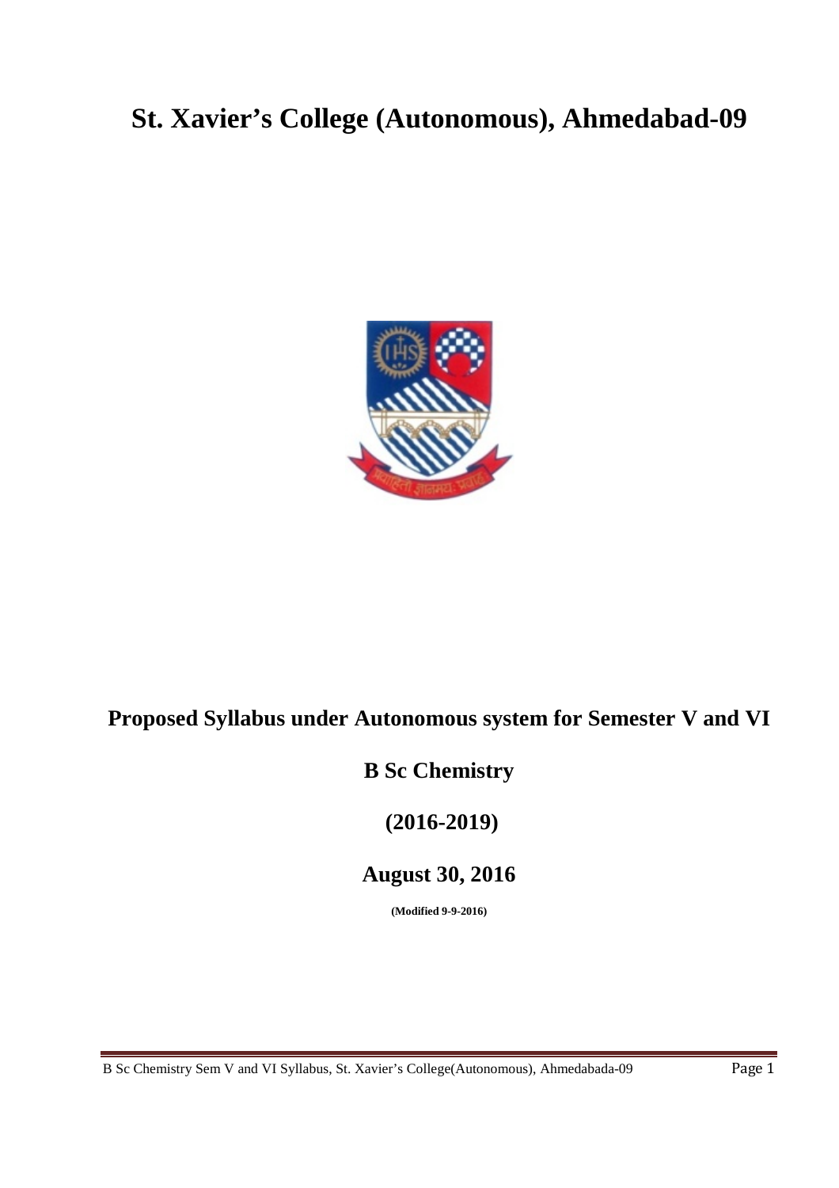# St. Xavier's College (Autonomous), Ahmedabad-09

**Proposed Syllabus under Autonomous system for Semester V and VI**

**B Sc Chemistry**

**(2016-2019)**

**August 30, 2016**

**(Modified 9-9-2016)**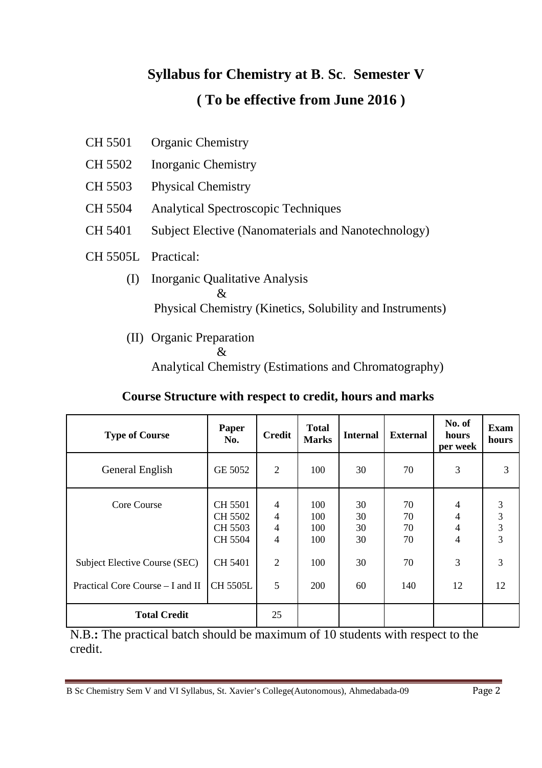# Syllabus for Chemistry at B. Sc. Semester V

## ( To be effective from June 2016 )

- CH 5501 Organic Chemistry
- CH 5502 Inorganic Chemistry
- CH 5503 Physical Chemistry
- CH 5504 Analytical Spectroscopic Techniques
- CH 5401 Subject Elective (Nanomaterials and Nanotechnology)
- CH 5505L Practical:
  - (I) Inorganic Qualitative Analysis
    &
    Physical Chemistry (Kinetics, Solubility and Instruments)
  - (II) Organic Preparation
    &
    Analytical Chemistry (Estimations and Chromatography)

### Course Structure with respect to credit, hours and marks

| Type of Course | Paper No. | Credit | Total Marks | Internal | External | No. of hours per week | Exam hours |
|---|---|---|---|---|---|---|---|
| General English | GE 5052 | 2 | 100 | 30 | 70 | 3 | 3 |
| Core Course | CH 5501 | 4 | 100 | 30 | 70 | 4 | 3 |
| | CH 5502 | 4 | 100 | 30 | 70 | 4 | 3 |
| | CH 5503 | 4 | 100 | 30 | 70 | 4 | 3 |
| | CH 5504 | 4 | 100 | 30 | 70 | 4 | 3 |
| Subject Elective Course (SEC) | CH 5401 | 2 | 100 | 30 | 70 | 3 | 3 |
| Practical Core Course – I and II | CH 5505L | 5 | 200 | 60 | 140 | 12 | 12 |
| **Total Credit** | | 25 | | | | | |

N.B.**:** The practical batch should be maximum of 10 students with respect to the credit.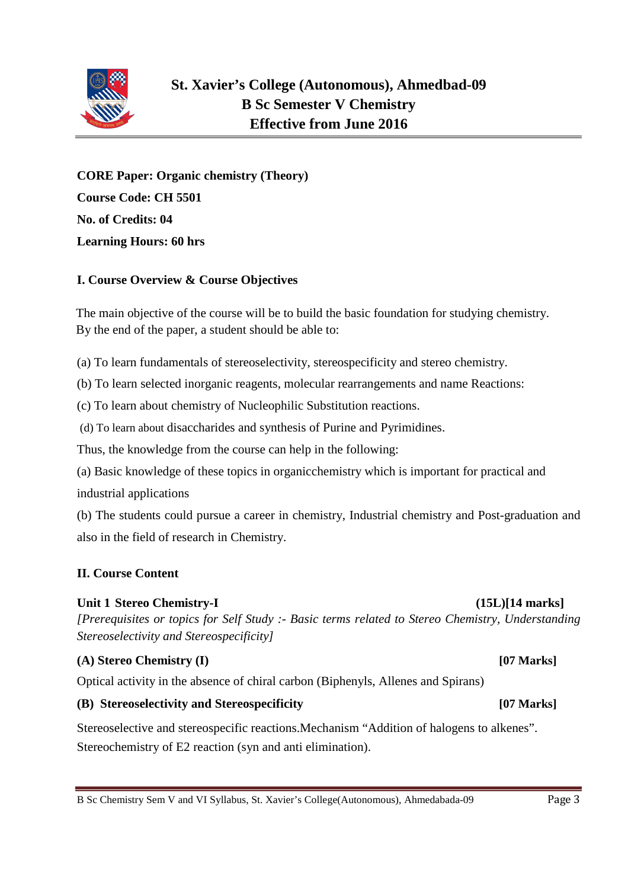# St. Xavier's College (Autonomous), Ahmedbad-09
## B Sc Semester V Chemistry
## Effective from June 2016

**CORE Paper: Organic chemistry (Theory)**

**Course Code: CH 5501**

**No. of Credits: 04**

**Learning Hours: 60 hrs**

### I. Course Overview & Course Objectives

The main objective of the course will be to build the basic foundation for studying chemistry. By the end of the paper, a student should be able to:

(a) To learn fundamentals of stereoselectivity, stereospecificity and stereo chemistry.

(b) To learn selected inorganic reagents, molecular rearrangements and name Reactions:

(c) To learn about chemistry of Nucleophilic Substitution reactions.

(d) To learn about disaccharides and synthesis of Purine and Pyrimidines.

Thus, the knowledge from the course can help in the following:

(a) Basic knowledge of these topics in organicchemistry which is important for practical and industrial applications

(b) The students could pursue a career in chemistry, Industrial chemistry and Post-graduation and also in the field of research in Chemistry.

### II. Course Content

**Unit 1 Stereo Chemistry-I (15L)[14 marks]**

*[Prerequisites or topics for Self Study :- Basic terms related to Stereo Chemistry, Understanding Stereoselectivity and Stereospecificity]*

**(A) Stereo Chemistry (I) [07 Marks]**

Optical activity in the absence of chiral carbon (Biphenyls, Allenes and Spirans)

**(B) Stereoselectivity and Stereospecificity [07 Marks]**

Stereoselective and stereospecific reactions.Mechanism "Addition of halogens to alkenes". Stereochemistry of E2 reaction (syn and anti elimination).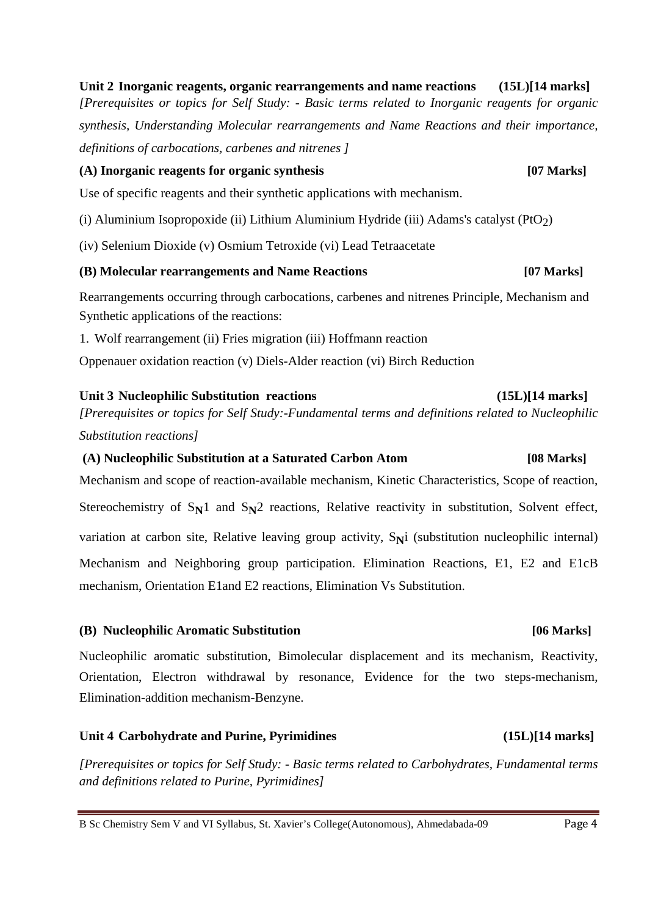**Unit 2 Inorganic reagents, organic rearrangements and name reactions (15L)[14 marks]**

*[Prerequisites or topics for Self Study: - Basic terms related to Inorganic reagents for organic synthesis, Understanding Molecular rearrangements and Name Reactions and their importance, definitions of carbocations, carbenes and nitrenes ]*

**(A) Inorganic reagents for organic synthesis [07 Marks]**

Use of specific reagents and their synthetic applications with mechanism.

(i) Aluminium Isopropoxide (ii) Lithium Aluminium Hydride (iii) Adams's catalyst ($PtO_2$)

(iv) Selenium Dioxide (v) Osmium Tetroxide (vi) Lead Tetraacetate

**(B) Molecular rearrangements and Name Reactions [07 Marks]**

Rearrangements occurring through carbocations, carbenes and nitrenes Principle, Mechanism and Synthetic applications of the reactions:

1. Wolf rearrangement (ii) Fries migration (iii) Hoffmann reaction

Oppenauer oxidation reaction (v) Diels-Alder reaction (vi) Birch Reduction

**Unit 3 Nucleophilic Substitution reactions (15L)[14 marks]**

*[Prerequisites or topics for Self Study:-Fundamental terms and definitions related to Nucleophilic Substitution reactions]*

**(A) Nucleophilic Substitution at a Saturated Carbon Atom [08 Marks]**

Mechanism and scope of reaction-available mechanism, Kinetic Characteristics, Scope of reaction, Stereochemistry of $S_N1$ and $S_N2$ reactions, Relative reactivity in substitution, Solvent effect, variation at carbon site, Relative leaving group activity, $S_Ni$ (substitution nucleophilic internal) Mechanism and Neighboring group participation. Elimination Reactions, E1, E2 and E1cB mechanism, Orientation E1and E2 reactions, Elimination Vs Substitution.

**(B) Nucleophilic Aromatic Substitution [06 Marks]**

Nucleophilic aromatic substitution, Bimolecular displacement and its mechanism, Reactivity, Orientation, Electron withdrawal by resonance, Evidence for the two steps-mechanism, Elimination-addition mechanism-Benzyne.

**Unit 4 Carbohydrate and Purine, Pyrimidines (15L)[14 marks]**

*[Prerequisites or topics for Self Study: - Basic terms related to Carbohydrates, Fundamental terms and definitions related to Purine, Pyrimidines]*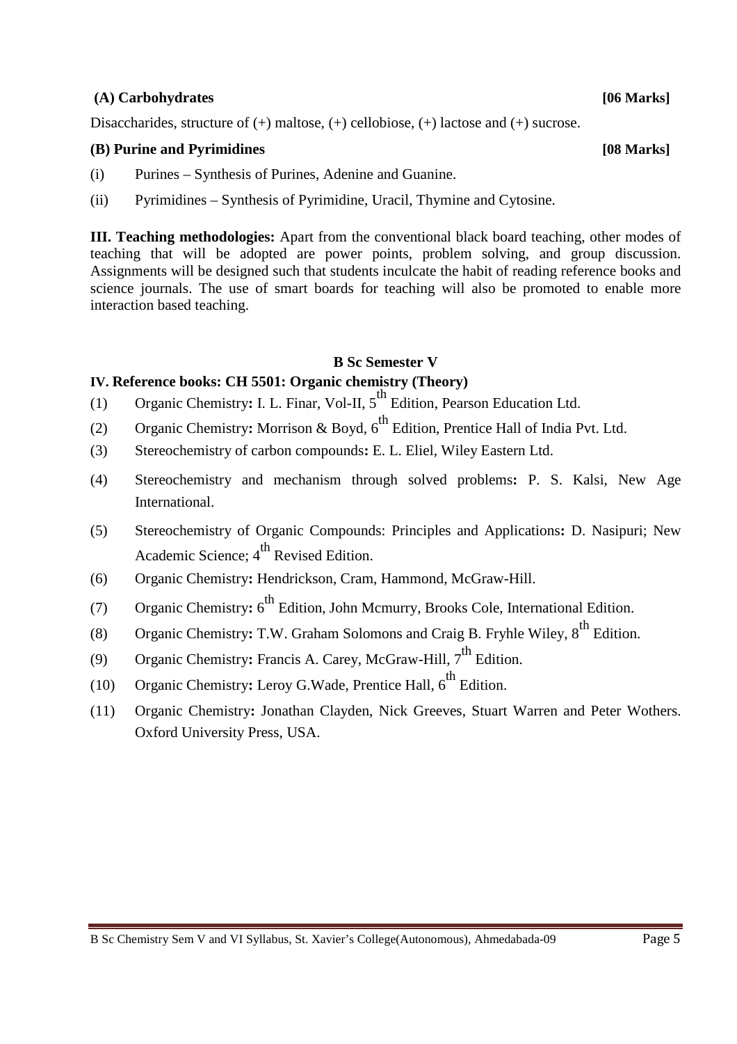**(A) Carbohydrates** **[06 Marks]**

Disaccharides, structure of (+) maltose, (+) cellobiose, (+) lactose and (+) sucrose.

**(B) Purine and Pyrimidines** **[08 Marks]**

(i) Purines – Synthesis of Purines, Adenine and Guanine.

(ii) Pyrimidines – Synthesis of Pyrimidine, Uracil, Thymine and Cytosine.

**III. Teaching methodologies:** Apart from the conventional black board teaching, other modes of teaching that will be adopted are power points, problem solving, and group discussion. Assignments will be designed such that students inculcate the habit of reading reference books and science journals. The use of smart boards for teaching will also be promoted to enable more interaction based teaching.

**B Sc Semester V**

**IV. Reference books: CH 5501: Organic chemistry (Theory)**

(1) Organic Chemistry**:** I. L. Finar, Vol-II, 5th Edition, Pearson Education Ltd.

(2) Organic Chemistry**:** Morrison & Boyd, 6th Edition, Prentice Hall of India Pvt. Ltd.

(3) Stereochemistry of carbon compounds**:** E. L. Eliel, Wiley Eastern Ltd.

(4) Stereochemistry and mechanism through solved problems**:** P. S. Kalsi, New Age International.

(5) Stereochemistry of Organic Compounds: Principles and Applications**:** D. Nasipuri; New Academic Science; 4th Revised Edition.

(6) Organic Chemistry**:** Hendrickson, Cram, Hammond, McGraw-Hill.

(7) Organic Chemistry**:** 6th Edition, John Mcmurry, Brooks Cole, International Edition.

(8) Organic Chemistry**:** T.W. Graham Solomons and Craig B. Fryhle Wiley, 8th Edition.

(9) Organic Chemistry**:** Francis A. Carey, McGraw-Hill, 7th Edition.

(10) Organic Chemistry**:** Leroy G.Wade, Prentice Hall, 6th Edition.

(11) Organic Chemistry**:** Jonathan Clayden, Nick Greeves, Stuart Warren and Peter Wothers. Oxford University Press, USA.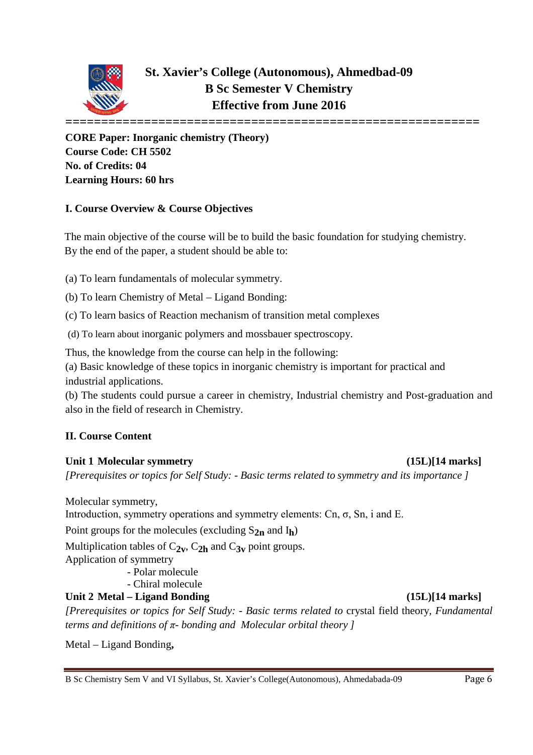**St. Xavier's College (Autonomous), Ahmedbad-09**
**B Sc Semester V Chemistry**
**Effective from June 2016**

==========================================================

**CORE Paper: Inorganic chemistry (Theory)**
**Course Code: CH 5502**
**No. of Credits: 04**
**Learning Hours: 60 hrs**

**I. Course Overview & Course Objectives**

The main objective of the course will be to build the basic foundation for studying chemistry. By the end of the paper, a student should be able to:

(a) To learn fundamentals of molecular symmetry.

(b) To learn Chemistry of Metal – Ligand Bonding:

(c) To learn basics of Reaction mechanism of transition metal complexes

(d) To learn about inorganic polymers and mossbauer spectroscopy.

Thus, the knowledge from the course can help in the following:

(a) Basic knowledge of these topics in inorganic chemistry is important for practical and industrial applications.

(b) The students could pursue a career in chemistry, Industrial chemistry and Post-graduation and also in the field of research in Chemistry.

**II. Course Content**

**Unit 1 Molecular symmetry (15L)[14 marks]**

*[Prerequisites or topics for Self Study: - Basic terms related to symmetry and its importance ]*

Molecular symmetry,

Introduction, symmetry operations and symmetry elements: Cn, σ, Sn, i and E.

Point groups for the molecules (excluding $S_{2n}$ and $I_h$)

Multiplication tables of $C_{2v}$, $C_{2h}$ and $C_{3v}$ point groups.

Application of symmetry

- Polar molecule
- Chiral molecule

**Unit 2 Metal – Ligand Bonding (15L)[14 marks]**

*[Prerequisites or topics for Self Study: - Basic terms related to* crystal field theory*, Fundamental terms and definitions of π- bonding and Molecular orbital theory ]*

Metal – Ligand Bonding**,**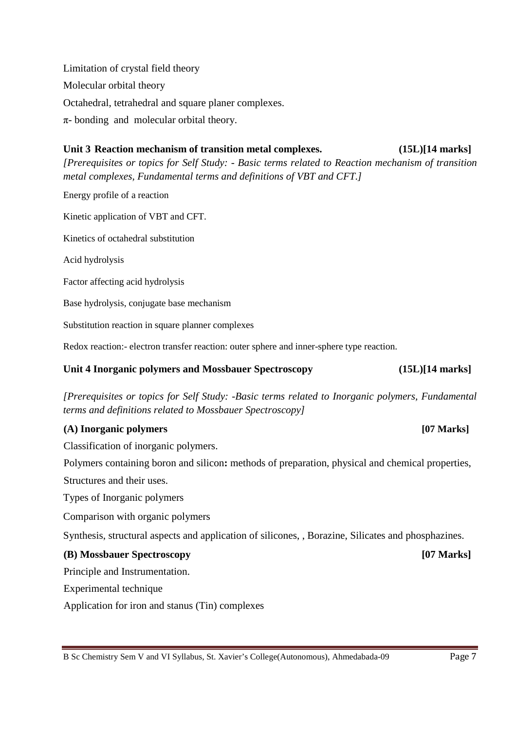Limitation of crystal field theory

Molecular orbital theory

Octahedral, tetrahedral and square planer complexes.

$\pi$- bonding and molecular orbital theory.

**Unit 3 Reaction mechanism of transition metal complexes. (15L)[14 marks]**

*[Prerequisites or topics for Self Study: - Basic terms related to Reaction mechanism of transition metal complexes, Fundamental terms and definitions of VBT and CFT.]*

Energy profile of a reaction

Kinetic application of VBT and CFT.

Kinetics of octahedral substitution

Acid hydrolysis

Factor affecting acid hydrolysis

Base hydrolysis, conjugate base mechanism

Substitution reaction in square planner complexes

Redox reaction:- electron transfer reaction: outer sphere and inner-sphere type reaction.

**Unit 4 Inorganic polymers and Mossbauer Spectroscopy (15L)[14 marks]**

*[Prerequisites or topics for Self Study: -Basic terms related to Inorganic polymers, Fundamental terms and definitions related to Mossbauer Spectroscopy]*

**(A) Inorganic polymers [07 Marks]**

Classification of inorganic polymers.

Polymers containing boron and silicon**:** methods of preparation, physical and chemical properties, Structures and their uses.

Types of Inorganic polymers

Comparison with organic polymers

Synthesis, structural aspects and application of silicones, , Borazine, Silicates and phosphazines.

**(B) Mossbauer Spectroscopy [07 Marks]**

Principle and Instrumentation.

Experimental technique

Application for iron and stanus (Tin) complexes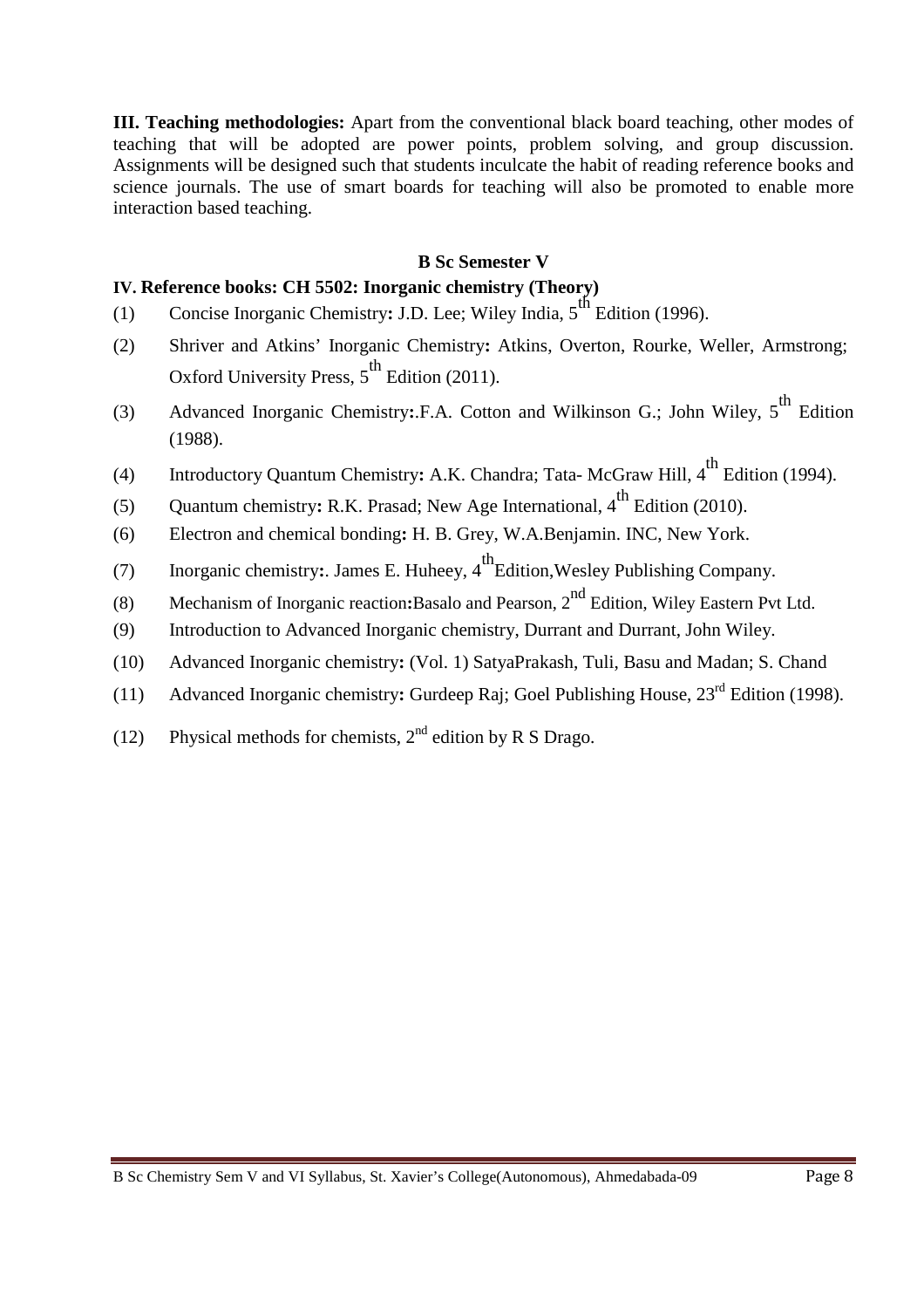**III. Teaching methodologies:** Apart from the conventional black board teaching, other modes of teaching that will be adopted are power points, problem solving, and group discussion. Assignments will be designed such that students inculcate the habit of reading reference books and science journals. The use of smart boards for teaching will also be promoted to enable more interaction based teaching.

**B Sc Semester V**

**IV. Reference books: CH 5502: Inorganic chemistry (Theory)**

(1) Concise Inorganic Chemistry**:** J.D. Lee; Wiley India, 5th Edition (1996).

(2) Shriver and Atkins' Inorganic Chemistry**:** Atkins, Overton, Rourke, Weller, Armstrong; Oxford University Press, 5th Edition (2011).

(3) Advanced Inorganic Chemistry**:**.F.A. Cotton and Wilkinson G.; John Wiley, 5th Edition (1988).

(4) Introductory Quantum Chemistry**:** A.K. Chandra; Tata- McGraw Hill, 4th Edition (1994).

(5) Quantum chemistry**:** R.K. Prasad; New Age International, 4th Edition (2010).

(6) Electron and chemical bonding**:** H. B. Grey, W.A.Benjamin. INC, New York.

(7) Inorganic chemistry**:**. James E. Huheey, 4thEdition,Wesley Publishing Company.

(8) Mechanism of Inorganic reaction**:**Basalo and Pearson, 2nd Edition, Wiley Eastern Pvt Ltd.

(9) Introduction to Advanced Inorganic chemistry, Durrant and Durrant, John Wiley.

(10) Advanced Inorganic chemistry**:** (Vol. 1) SatyaPrakash, Tuli, Basu and Madan; S. Chand

(11) Advanced Inorganic chemistry**:** Gurdeep Raj; Goel Publishing House, 23rd Edition (1998).

(12) Physical methods for chemists, 2nd edition by R S Drago.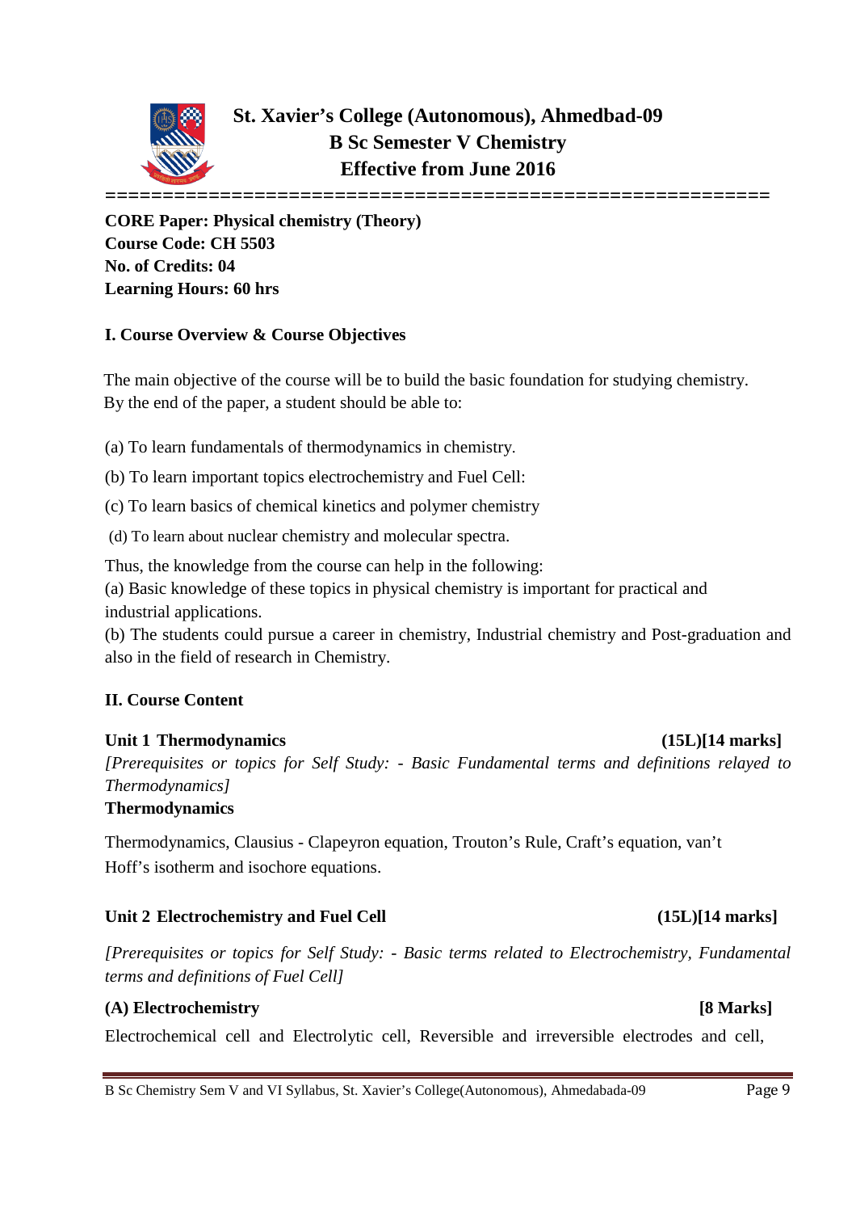# St. Xavier's College (Autonomous), Ahmedbad-09
## B Sc Semester V Chemistry
## Effective from June 2016

==========================================================

**CORE Paper: Physical chemistry (Theory)**
**Course Code: CH 5503**
**No. of Credits: 04**
**Learning Hours: 60 hrs**

### I. Course Overview & Course Objectives

The main objective of the course will be to build the basic foundation for studying chemistry. By the end of the paper, a student should be able to:

(a) To learn fundamentals of thermodynamics in chemistry.

(b) To learn important topics electrochemistry and Fuel Cell:

(c) To learn basics of chemical kinetics and polymer chemistry

(d) To learn about nuclear chemistry and molecular spectra.

Thus, the knowledge from the course can help in the following:
(a) Basic knowledge of these topics in physical chemistry is important for practical and industrial applications.
(b) The students could pursue a career in chemistry, Industrial chemistry and Post-graduation and also in the field of research in Chemistry.

### II. Course Content

**Unit 1 Thermodynamics (15L)[14 marks]**

*[Prerequisites or topics for Self Study: - Basic Fundamental terms and definitions relayed to Thermodynamics]*

**Thermodynamics**

Thermodynamics, Clausius - Clapeyron equation, Trouton's Rule, Craft's equation, van't Hoff's isotherm and isochore equations.

**Unit 2 Electrochemistry and Fuel Cell (15L)[14 marks]**

*[Prerequisites or topics for Self Study: - Basic terms related to Electrochemistry, Fundamental terms and definitions of Fuel Cell]*

**(A) Electrochemistry [8 Marks]**

Electrochemical cell and Electrolytic cell, Reversible and irreversible electrodes and cell,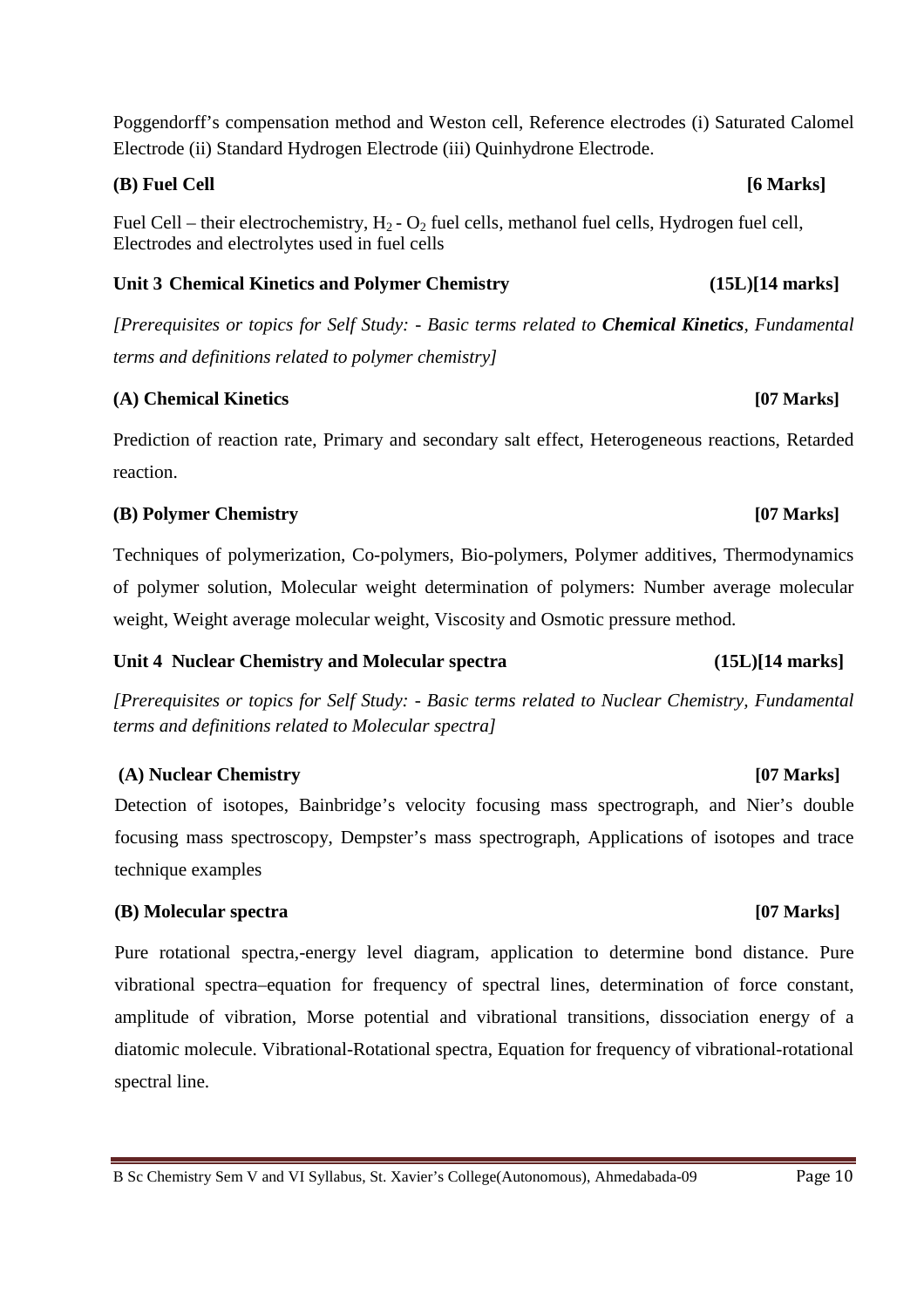Poggendorff's compensation method and Weston cell, Reference electrodes (i) Saturated Calomel Electrode (ii) Standard Hydrogen Electrode (iii) Quinhydrone Electrode.

**(B) Fuel Cell** **[6 Marks]**

Fuel Cell – their electrochemistry, $H_2$ - $O_2$ fuel cells, methanol fuel cells, Hydrogen fuel cell, Electrodes and electrolytes used in fuel cells

**Unit 3 Chemical Kinetics and Polymer Chemistry** **(15L)[14 marks]**

*[Prerequisites or topics for Self Study: - Basic terms related to* ***Chemical Kinetics****, Fundamental terms and definitions related to polymer chemistry]*

**(A) Chemical Kinetics** **[07 Marks]**

Prediction of reaction rate, Primary and secondary salt effect, Heterogeneous reactions, Retarded reaction.

**(B) Polymer Chemistry** **[07 Marks]**

Techniques of polymerization, Co-polymers, Bio-polymers, Polymer additives, Thermodynamics of polymer solution, Molecular weight determination of polymers: Number average molecular weight, Weight average molecular weight, Viscosity and Osmotic pressure method.

**Unit 4 Nuclear Chemistry and Molecular spectra** **(15L)[14 marks]**

*[Prerequisites or topics for Self Study: - Basic terms related to Nuclear Chemistry, Fundamental terms and definitions related to Molecular spectra]*

**(A) Nuclear Chemistry** **[07 Marks]**

Detection of isotopes, Bainbridge's velocity focusing mass spectrograph, and Nier's double focusing mass spectroscopy, Dempster's mass spectrograph, Applications of isotopes and trace technique examples

**(B) Molecular spectra** **[07 Marks]**

Pure rotational spectra,-energy level diagram, application to determine bond distance. Pure vibrational spectra–equation for frequency of spectral lines, determination of force constant, amplitude of vibration, Morse potential and vibrational transitions, dissociation energy of a diatomic molecule. Vibrational-Rotational spectra, Equation for frequency of vibrational-rotational spectral line.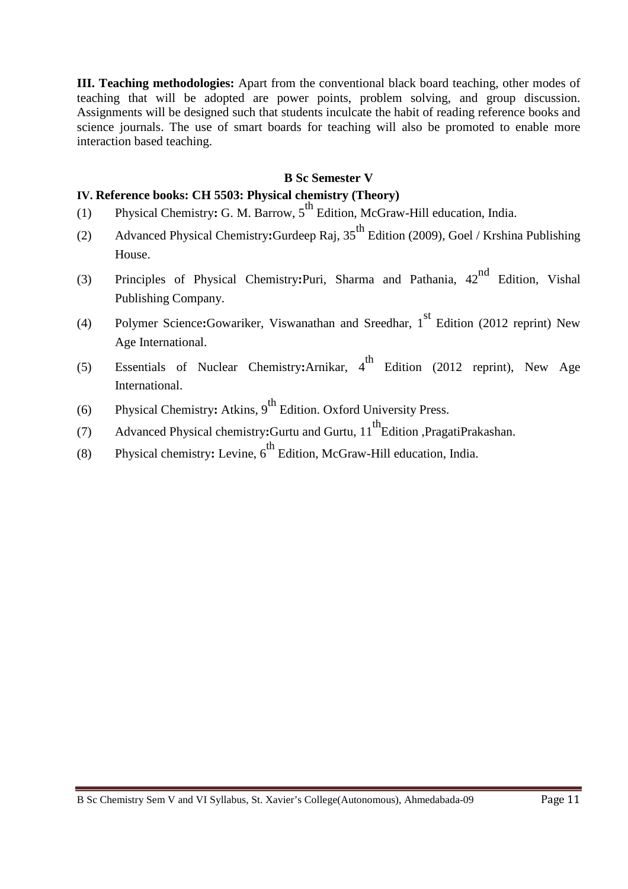**III. Teaching methodologies:** Apart from the conventional black board teaching, other modes of teaching that will be adopted are power points, problem solving, and group discussion. Assignments will be designed such that students inculcate the habit of reading reference books and science journals. The use of smart boards for teaching will also be promoted to enable more interaction based teaching.

**B Sc Semester V**

**IV. Reference books: CH 5503: Physical chemistry (Theory)**

(1) Physical Chemistry**:** G. M. Barrow, $5^{th}$ Edition, McGraw-Hill education, India.

(2) Advanced Physical Chemistry**:**Gurdeep Raj, $35^{th}$ Edition (2009), Goel / Krshina Publishing House.

(3) Principles of Physical Chemistry**:**Puri, Sharma and Pathania, $42^{nd}$ Edition, Vishal Publishing Company.

(4) Polymer Science**:**Gowariker, Viswanathan and Sreedhar, $1^{st}$ Edition (2012 reprint) New Age International.

(5) Essentials of Nuclear Chemistry**:**Arnikar, $4^{th}$ Edition (2012 reprint), New Age International.

(6) Physical Chemistry**:** Atkins, $9^{th}$ Edition. Oxford University Press.

(7) Advanced Physical chemistry**:**Gurtu and Gurtu, $11^{th}$Edition ,PragatiPrakashan.

(8) Physical chemistry**:** Levine, $6^{th}$ Edition, McGraw-Hill education, India.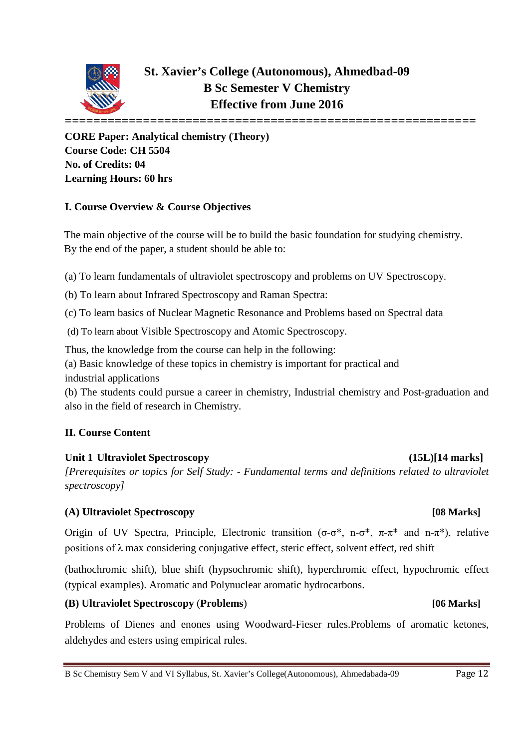# St. Xavier's College (Autonomous), Ahmedbad-09
## B Sc Semester V Chemistry
## Effective from June 2016

===========================================================

**CORE Paper: Analytical chemistry (Theory)**
**Course Code: CH 5504**
**No. of Credits: 04**
**Learning Hours: 60 hrs**

### I. Course Overview & Course Objectives

The main objective of the course will be to build the basic foundation for studying chemistry. By the end of the paper, a student should be able to:

(a) To learn fundamentals of ultraviolet spectroscopy and problems on UV Spectroscopy.

(b) To learn about Infrared Spectroscopy and Raman Spectra:

(c) To learn basics of Nuclear Magnetic Resonance and Problems based on Spectral data

(d) To learn about Visible Spectroscopy and Atomic Spectroscopy.

Thus, the knowledge from the course can help in the following:
(a) Basic knowledge of these topics in chemistry is important for practical and industrial applications
(b) The students could pursue a career in chemistry, Industrial chemistry and Post-graduation and also in the field of research in Chemistry.

### II. Course Content

**Unit 1 Ultraviolet Spectroscopy (15L)[14 marks]**

*[Prerequisites or topics for Self Study: - Fundamental terms and definitions related to ultraviolet spectroscopy]*

**(A) Ultraviolet Spectroscopy [08 Marks]**

Origin of UV Spectra, Principle, Electronic transition ($\sigma$-$\sigma^*$, n-$\sigma^*$, $\pi$-$\pi^*$ and n-$\pi^*$), relative positions of $\lambda$ max considering conjugative effect, steric effect, solvent effect, red shift

(bathochromic shift), blue shift (hypsochromic shift), hyperchromic effect, hypochromic effect (typical examples). Aromatic and Polynuclear aromatic hydrocarbons.

**(B) Ultraviolet Spectroscopy (Problems) [06 Marks]**

Problems of Dienes and enones using Woodward-Fieser rules.Problems of aromatic ketones, aldehydes and esters using empirical rules.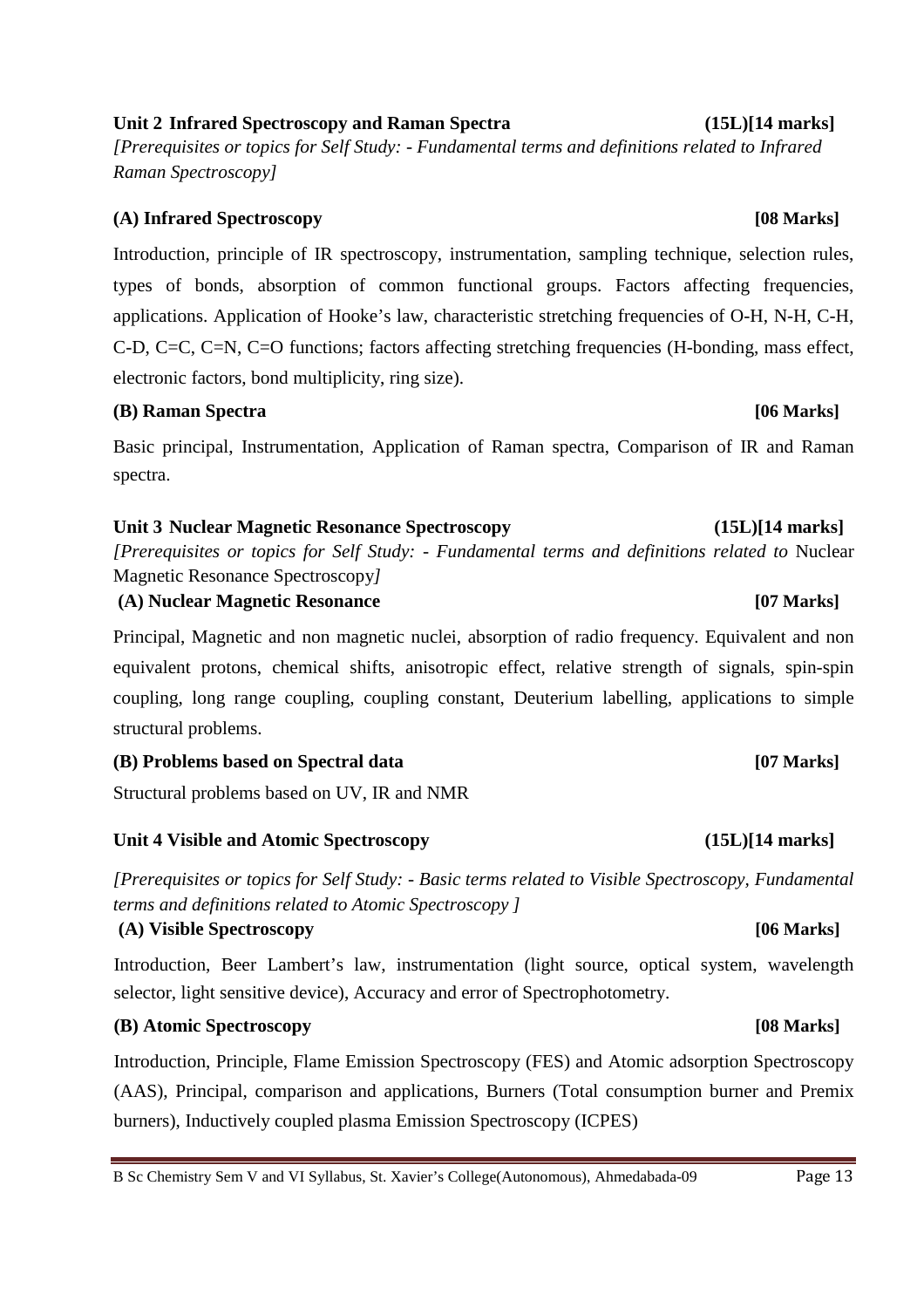**Unit 2 Infrared Spectroscopy and Raman Spectra (15L)[14 marks]**

*[Prerequisites or topics for Self Study: - Fundamental terms and definitions related to Infrared Raman Spectroscopy]*

**(A) Infrared Spectroscopy [08 Marks]**

Introduction, principle of IR spectroscopy, instrumentation, sampling technique, selection rules, types of bonds, absorption of common functional groups. Factors affecting frequencies, applications. Application of Hooke's law, characteristic stretching frequencies of O-H, N-H, C-H, C-D, C=C, C=N, C=O functions; factors affecting stretching frequencies (H-bonding, mass effect, electronic factors, bond multiplicity, ring size).

**(B) Raman Spectra [06 Marks]**

Basic principal, Instrumentation, Application of Raman spectra, Comparison of IR and Raman spectra.

**Unit 3 Nuclear Magnetic Resonance Spectroscopy (15L)[14 marks]**

*[Prerequisites or topics for Self Study: - Fundamental terms and definitions related to* Nuclear Magnetic Resonance Spectroscopy*]*

**(A) Nuclear Magnetic Resonance [07 Marks]**

Principal, Magnetic and non magnetic nuclei, absorption of radio frequency. Equivalent and non equivalent protons, chemical shifts, anisotropic effect, relative strength of signals, spin-spin coupling, long range coupling, coupling constant, Deuterium labelling, applications to simple structural problems.

**(B) Problems based on Spectral data [07 Marks]**

Structural problems based on UV, IR and NMR

**Unit 4 Visible and Atomic Spectroscopy (15L)[14 marks]**

*[Prerequisites or topics for Self Study: - Basic terms related to Visible Spectroscopy, Fundamental terms and definitions related to Atomic Spectroscopy ]*

**(A) Visible Spectroscopy [06 Marks]**

Introduction, Beer Lambert's law, instrumentation (light source, optical system, wavelength selector, light sensitive device), Accuracy and error of Spectrophotometry.

**(B) Atomic Spectroscopy [08 Marks]**

Introduction, Principle, Flame Emission Spectroscopy (FES) and Atomic adsorption Spectroscopy (AAS), Principal, comparison and applications, Burners (Total consumption burner and Premix burners), Inductively coupled plasma Emission Spectroscopy (ICPES)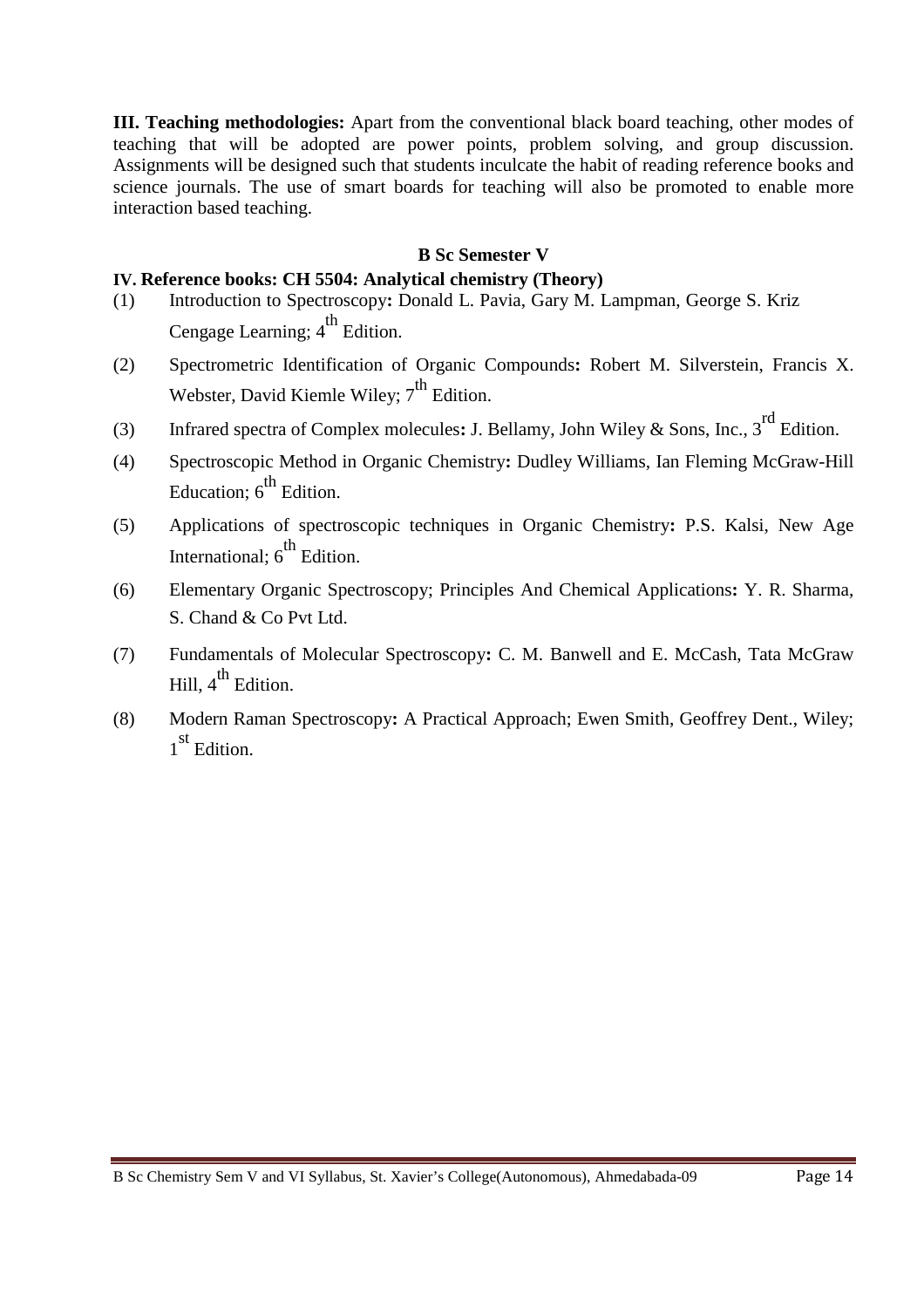**III. Teaching methodologies:** Apart from the conventional black board teaching, other modes of teaching that will be adopted are power points, problem solving, and group discussion. Assignments will be designed such that students inculcate the habit of reading reference books and science journals. The use of smart boards for teaching will also be promoted to enable more interaction based teaching.

**B Sc Semester V**

**IV. Reference books: CH 5504: Analytical chemistry (Theory)**

(1) Introduction to Spectroscopy**:** Donald L. Pavia, Gary M. Lampman, George S. Kriz Cengage Learning; 4th Edition.

(2) Spectrometric Identification of Organic Compounds**:** Robert M. Silverstein, Francis X. Webster, David Kiemle Wiley; 7th Edition.

(3) Infrared spectra of Complex molecules**:** J. Bellamy, John Wiley & Sons, Inc., 3rd Edition.

(4) Spectroscopic Method in Organic Chemistry**:** Dudley Williams, Ian Fleming McGraw-Hill Education; 6th Edition.

(5) Applications of spectroscopic techniques in Organic Chemistry**:** P.S. Kalsi, New Age International; 6th Edition.

(6) Elementary Organic Spectroscopy; Principles And Chemical Applications**:** Y. R. Sharma, S. Chand & Co Pvt Ltd.

(7) Fundamentals of Molecular Spectroscopy**:** C. M. Banwell and E. McCash, Tata McGraw Hill, 4th Edition.

(8) Modern Raman Spectroscopy**:** A Practical Approach; Ewen Smith, Geoffrey Dent., Wiley; 1st Edition.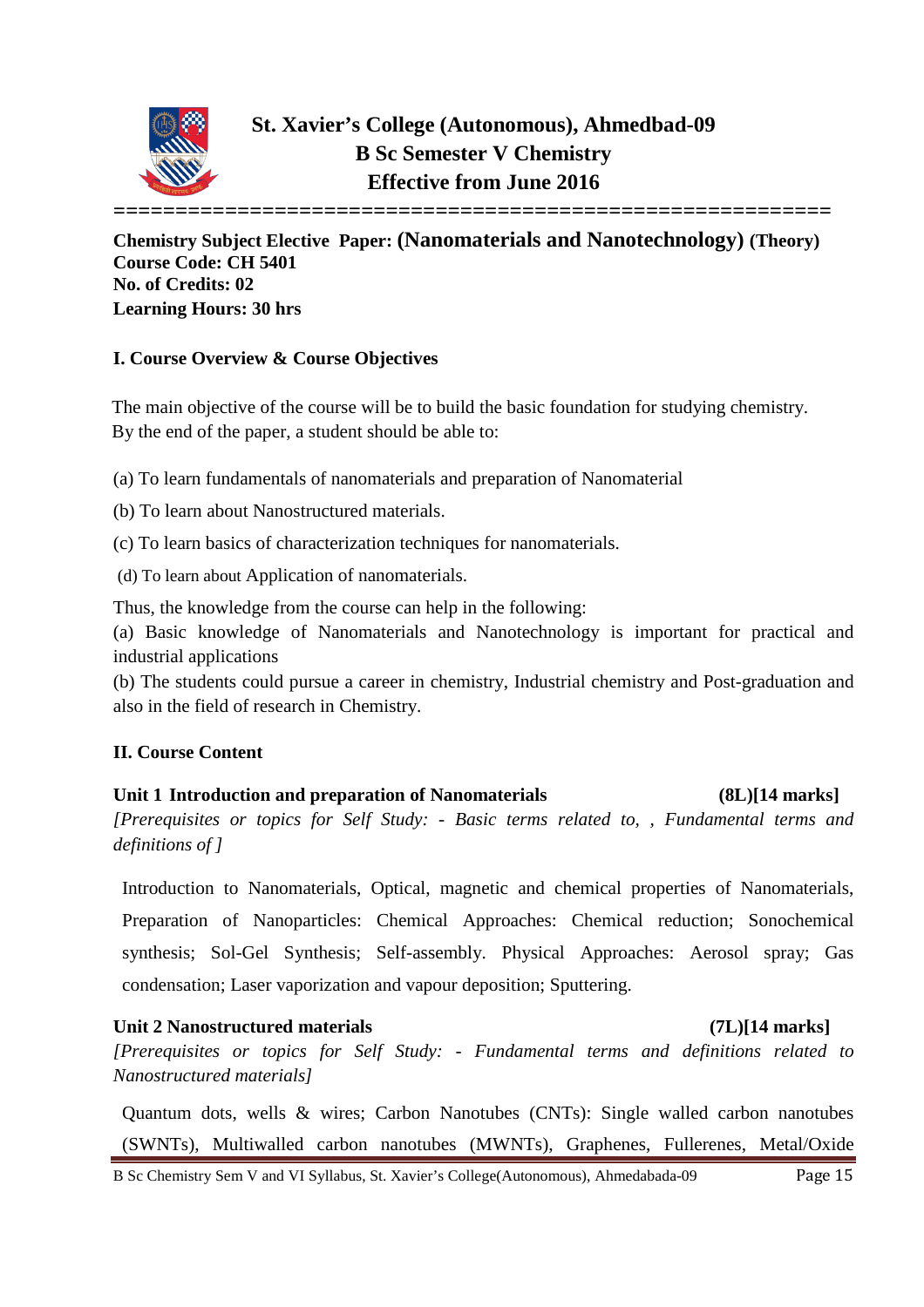# St. Xavier's College (Autonomous), Ahmedbad-09
## B Sc Semester V Chemistry
## Effective from June 2016

==========================================================

**Chemistry Subject Elective Paper: (Nanomaterials and Nanotechnology) (Theory)**
**Course Code: CH 5401**
**No. of Credits: 02**
**Learning Hours: 30 hrs**

### I. Course Overview & Course Objectives

The main objective of the course will be to build the basic foundation for studying chemistry. By the end of the paper, a student should be able to:

(a) To learn fundamentals of nanomaterials and preparation of Nanomaterial

(b) To learn about Nanostructured materials.

(c) To learn basics of characterization techniques for nanomaterials.

(d) To learn about Application of nanomaterials.

Thus, the knowledge from the course can help in the following:
(a) Basic knowledge of Nanomaterials and Nanotechnology is important for practical and industrial applications
(b) The students could pursue a career in chemistry, Industrial chemistry and Post-graduation and also in the field of research in Chemistry.

### II. Course Content

**Unit 1 Introduction and preparation of Nanomaterials (8L)[14 marks]**
*[Prerequisites or topics for Self Study: - Basic terms related to, , Fundamental terms and definitions of ]*

Introduction to Nanomaterials, Optical, magnetic and chemical properties of Nanomaterials, Preparation of Nanoparticles: Chemical Approaches: Chemical reduction; Sonochemical synthesis; Sol-Gel Synthesis; Self-assembly. Physical Approaches: Aerosol spray; Gas condensation; Laser vaporization and vapour deposition; Sputtering.

**Unit 2 Nanostructured materials (7L)[14 marks]**
*[Prerequisites or topics for Self Study: - Fundamental terms and definitions related to Nanostructured materials]*

Quantum dots, wells & wires; Carbon Nanotubes (CNTs): Single walled carbon nanotubes (SWNTs), Multiwalled carbon nanotubes (MWNTs), Graphenes, Fullerenes, Metal/Oxide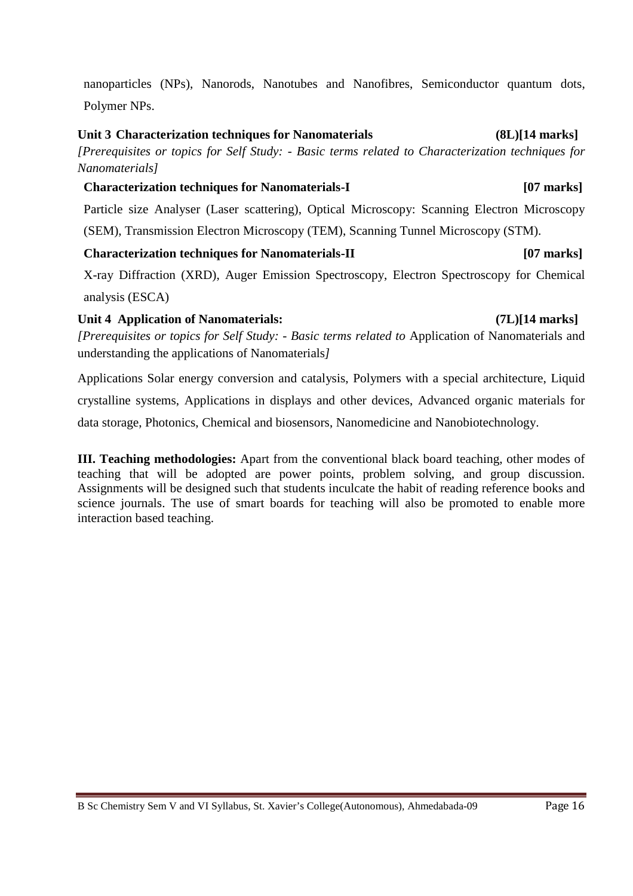nanoparticles (NPs), Nanorods, Nanotubes and Nanofibres, Semiconductor quantum dots, Polymer NPs.

### Unit 3 Characterization techniques for Nanomaterials (8L)[14 marks]

*[Prerequisites or topics for Self Study: - Basic terms related to Characterization techniques for Nanomaterials]*

**Characterization techniques for Nanomaterials-I [07 marks]**

Particle size Analyser (Laser scattering), Optical Microscopy: Scanning Electron Microscopy (SEM), Transmission Electron Microscopy (TEM), Scanning Tunnel Microscopy (STM).

**Characterization techniques for Nanomaterials-II [07 marks]**

X-ray Diffraction (XRD), Auger Emission Spectroscopy, Electron Spectroscopy for Chemical analysis (ESCA)

### Unit 4 Application of Nanomaterials: (7L)[14 marks]

*[Prerequisites or topics for Self Study: - Basic terms related to* Application of Nanomaterials and understanding the applications of Nanomaterials*]*

Applications Solar energy conversion and catalysis, Polymers with a special architecture, Liquid crystalline systems, Applications in displays and other devices, Advanced organic materials for data storage, Photonics, Chemical and biosensors, Nanomedicine and Nanobiotechnology.

**III. Teaching methodologies:** Apart from the conventional black board teaching, other modes of teaching that will be adopted are power points, problem solving, and group discussion. Assignments will be designed such that students inculcate the habit of reading reference books and science journals. The use of smart boards for teaching will also be promoted to enable more interaction based teaching.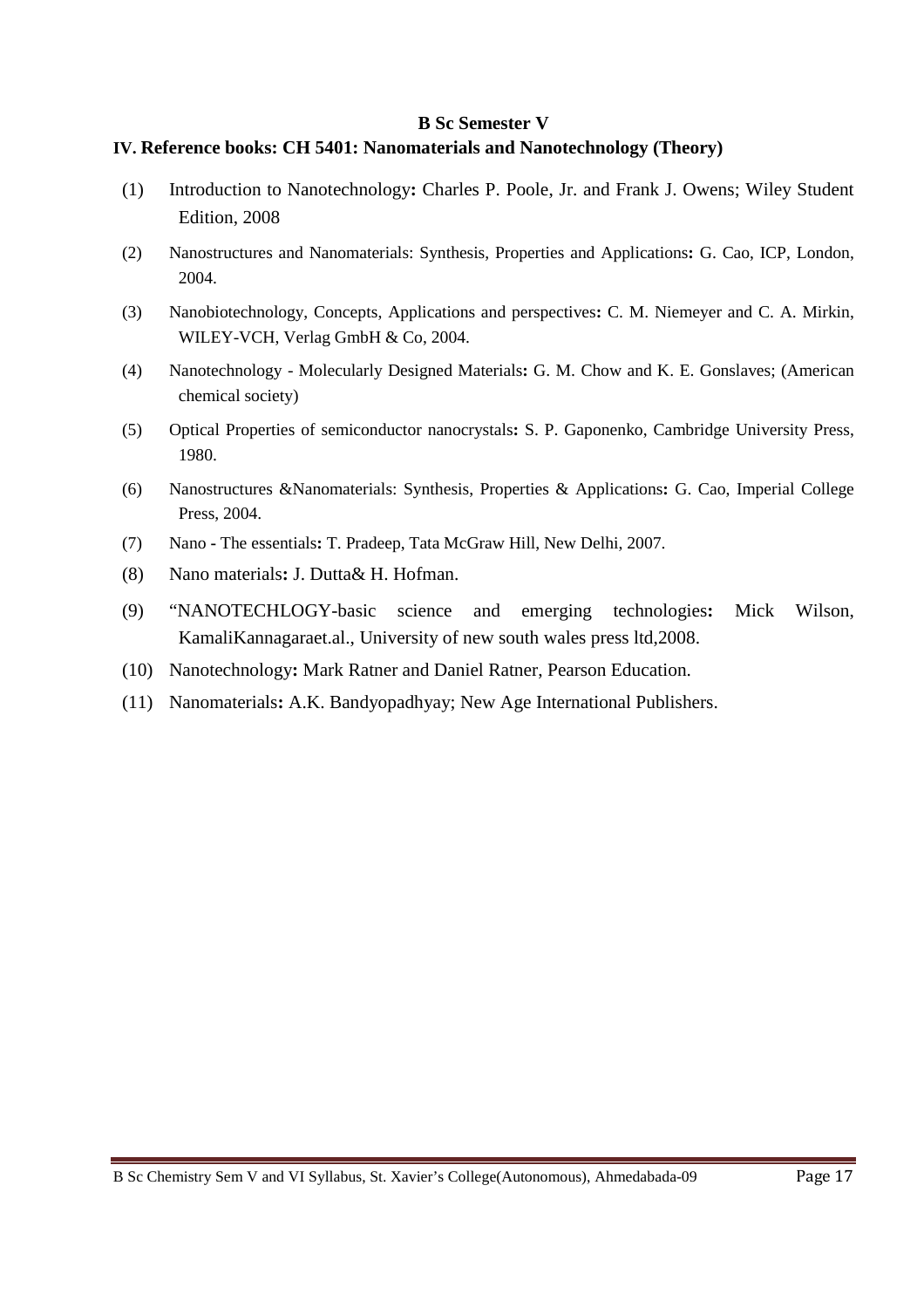### B Sc Semester V

### IV. Reference books: CH 5401: Nanomaterials and Nanotechnology (Theory)

(1) Introduction to Nanotechnology**:** Charles P. Poole, Jr. and Frank J. Owens; Wiley Student Edition, 2008

(2) Nanostructures and Nanomaterials: Synthesis, Properties and Applications**:** G. Cao, ICP, London, 2004.

(3) Nanobiotechnology, Concepts, Applications and perspectives**:** C. M. Niemeyer and C. A. Mirkin, WILEY-VCH, Verlag GmbH & Co, 2004.

(4) Nanotechnology - Molecularly Designed Materials**:** G. M. Chow and K. E. Gonslaves; (American chemical society)

(5) Optical Properties of semiconductor nanocrystals**:** S. P. Gaponenko, Cambridge University Press, 1980.

(6) Nanostructures &Nanomaterials: Synthesis, Properties & Applications**:** G. Cao, Imperial College Press, 2004.

(7) Nano - The essentials**:** T. Pradeep, Tata McGraw Hill, New Delhi, 2007.

(8) Nano materials**:** J. Dutta& H. Hofman.

(9) "NANOTECHLOGY-basic science and emerging technologies**:** Mick Wilson, KamaliKannagaraet.al., University of new south wales press ltd,2008.

(10) Nanotechnology**:** Mark Ratner and Daniel Ratner, Pearson Education.

(11) Nanomaterials**:** A.K. Bandyopadhyay; New Age International Publishers.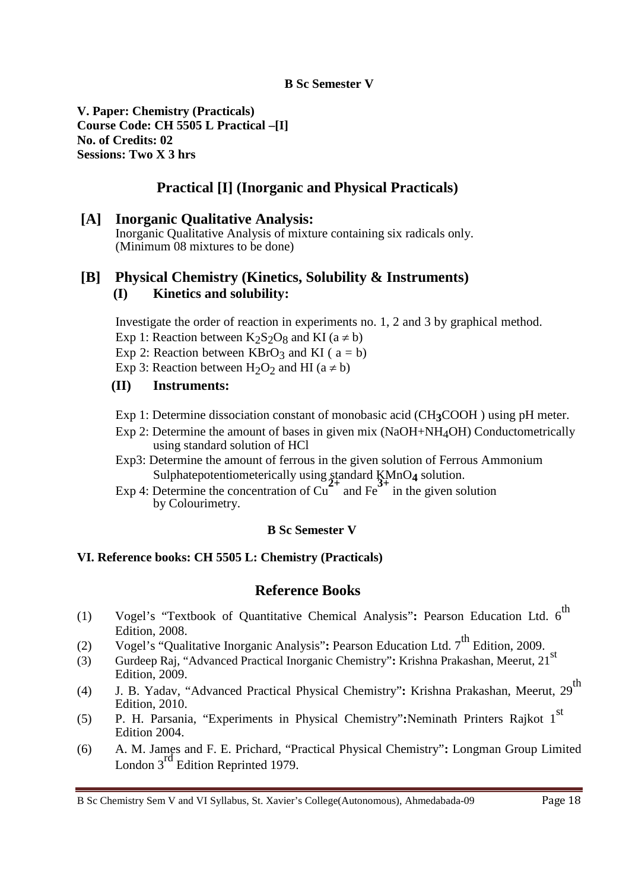**B Sc Semester V**

**V. Paper: Chemistry (Practicals)**
**Course Code: CH 5505 L Practical –[I]**
**No. of Credits: 02**
**Sessions: Two X 3 hrs**

## Practical [I] (Inorganic and Physical Practicals)

### [A] Inorganic Qualitative Analysis:

Inorganic Qualitative Analysis of mixture containing six radicals only.
(Minimum 08 mixtures to be done)

### [B] Physical Chemistry (Kinetics, Solubility & Instruments)

#### (I) Kinetics and solubility:

Investigate the order of reaction in experiments no. 1, 2 and 3 by graphical method.

Exp 1: Reaction between $K_2S_2O_8$ and KI ($a \neq b$)

Exp 2: Reaction between $KBrO_3$ and KI ( $a = b$)

Exp 3: Reaction between $H_2O_2$ and HI ($a \neq b$)

#### (II) Instruments:

Exp 1: Determine dissociation constant of monobasic acid ($CH_3COOH$ ) using pH meter.

Exp 2: Determine the amount of bases in given mix ($NaOH+NH_4OH$) Conductometrically using standard solution of HCl

Exp3: Determine the amount of ferrous in the given solution of Ferrous Ammonium Sulphatepotentiometerically using standard $KMnO_4$ solution.

Exp 4: Determine the concentration of $Cu^{2+}$ and $Fe^{3+}$ in the given solution by Colourimetry.

**B Sc Semester V**

**VI. Reference books: CH 5505 L: Chemistry (Practicals)**

## Reference Books

(1) Vogel's "Textbook of Quantitative Chemical Analysis"**:** Pearson Education Ltd. 6th Edition, 2008.

(2) Vogel's "Qualitative Inorganic Analysis"**:** Pearson Education Ltd. 7th Edition, 2009.

(3) Gurdeep Raj, "Advanced Practical Inorganic Chemistry"**:** Krishna Prakashan, Meerut, 21st Edition, 2009.

(4) J. B. Yadav, "Advanced Practical Physical Chemistry"**:** Krishna Prakashan, Meerut, 29th Edition, 2010.

(5) P. H. Parsania, "Experiments in Physical Chemistry"**:**Neminath Printers Rajkot 1st Edition 2004.

(6) A. M. James and F. E. Prichard, "Practical Physical Chemistry"**:** Longman Group Limited London 3rd Edition Reprinted 1979.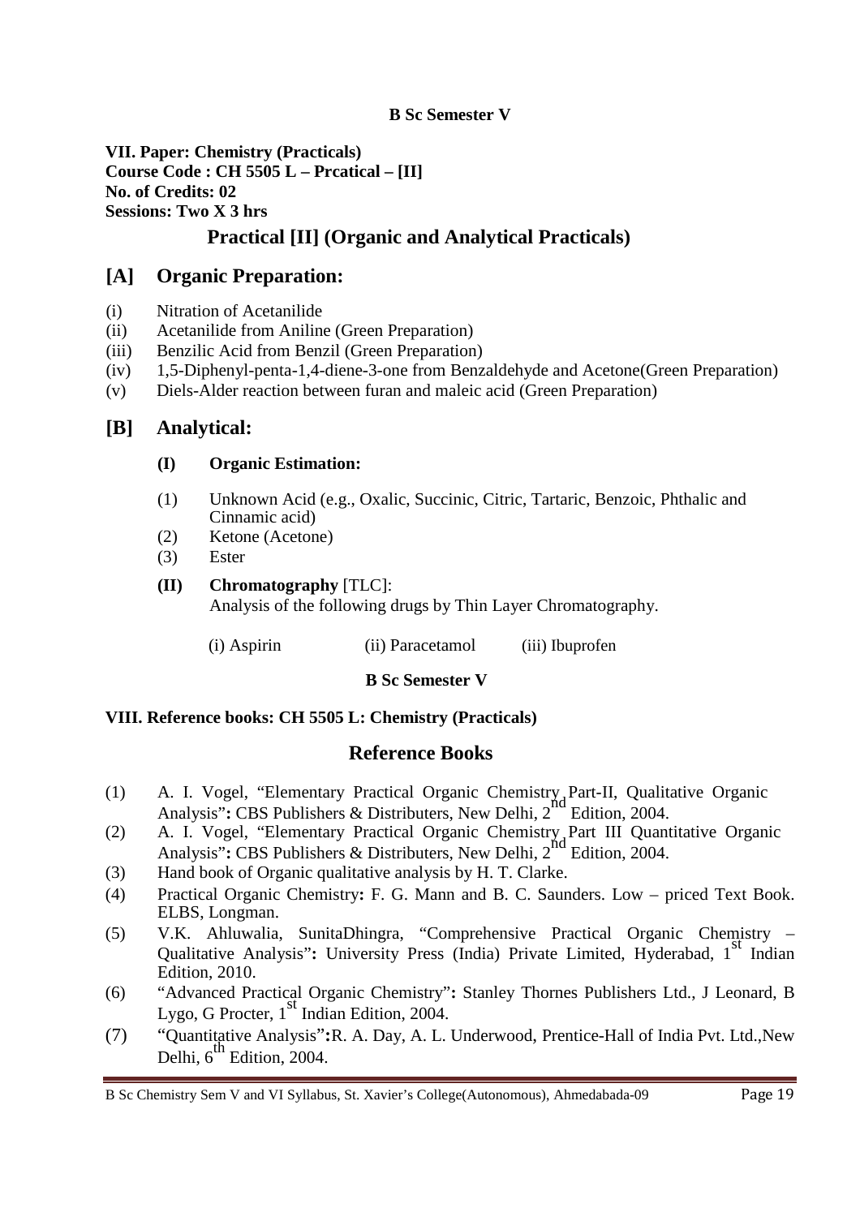**B Sc Semester V**

**VII. Paper: Chemistry (Practicals)**
**Course Code : CH 5505 L – Prcatical – [II]**
**No. of Credits: 02**
**Sessions: Two X 3 hrs**

## Practical [II] (Organic and Analytical Practicals)

## [A] Organic Preparation:

(i) Nitration of Acetanilide
(ii) Acetanilide from Aniline (Green Preparation)
(iii) Benzilic Acid from Benzil (Green Preparation)
(iv) 1,5-Diphenyl-penta-1,4-diene-3-one from Benzaldehyde and Acetone(Green Preparation)
(v) Diels-Alder reaction between furan and maleic acid (Green Preparation)

## [B] Analytical:

**(I) Organic Estimation:**

(1) Unknown Acid (e.g., Oxalic, Succinic, Citric, Tartaric, Benzoic, Phthalic and Cinnamic acid)
(2) Ketone (Acetone)
(3) Ester

**(II) Chromatography** [TLC]:
Analysis of the following drugs by Thin Layer Chromatography.

(i) Aspirin (ii) Paracetamol (iii) Ibuprofen

**B Sc Semester V**

**VIII. Reference books: CH 5505 L: Chemistry (Practicals)**

## Reference Books

(1) A. I. Vogel, "Elementary Practical Organic Chemistry Part-II, Qualitative Organic Analysis"**:** CBS Publishers & Distributers, New Delhi, 2nd Edition, 2004.
(2) A. I. Vogel, "Elementary Practical Organic Chemistry Part III Quantitative Organic Analysis"**:** CBS Publishers & Distributers, New Delhi, 2nd Edition, 2004.
(3) Hand book of Organic qualitative analysis by H. T. Clarke.
(4) Practical Organic Chemistry**:** F. G. Mann and B. C. Saunders. Low – priced Text Book. ELBS, Longman.
(5) V.K. Ahluwalia, SunitaDhingra, "Comprehensive Practical Organic Chemistry – Qualitative Analysis"**:** University Press (India) Private Limited, Hyderabad, 1st Indian Edition, 2010.
(6) "Advanced Practical Organic Chemistry"**:** Stanley Thornes Publishers Ltd., J Leonard, B Lygo, G Procter, 1st Indian Edition, 2004.
(7) "Quantitative Analysis"**:**R. A. Day, A. L. Underwood, Prentice-Hall of India Pvt. Ltd.,New Delhi, 6th Edition, 2004.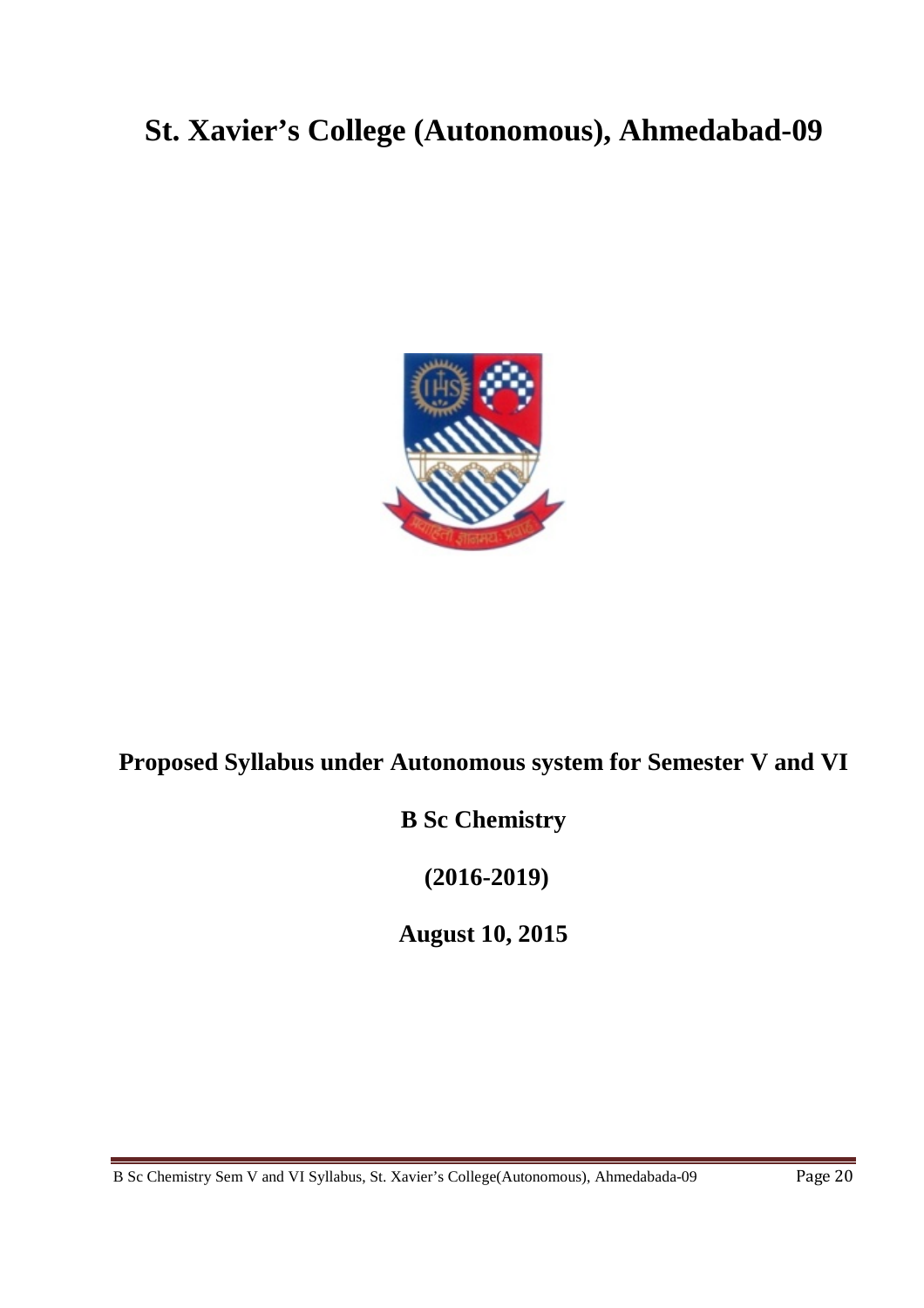# St. Xavier's College (Autonomous), Ahmedabad-09

**Proposed Syllabus under Autonomous system for Semester V and VI**

**B Sc Chemistry**

**(2016-2019)**

**August 10, 2015**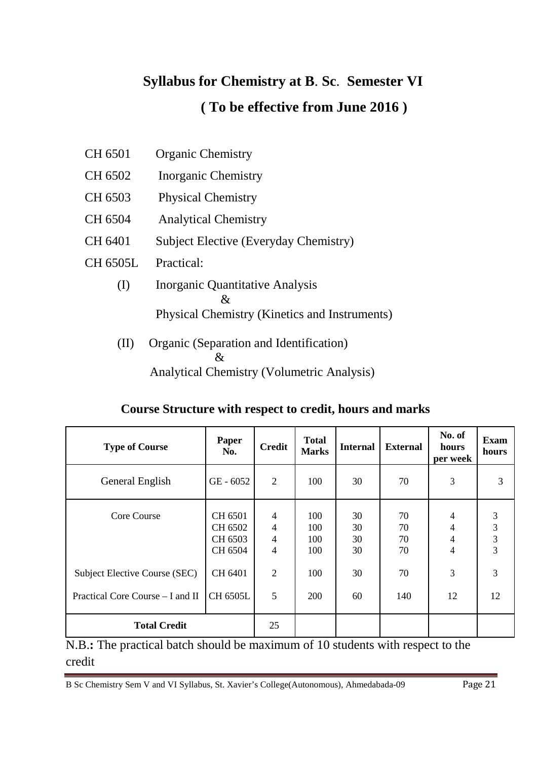# Syllabus for Chemistry at B. Sc. Semester VI

## ( To be effective from June 2016 )

CH 6501 Organic Chemistry

CH 6502 Inorganic Chemistry

CH 6503 Physical Chemistry

CH 6504 Analytical Chemistry

CH 6401 Subject Elective (Everyday Chemistry)

CH 6505L Practical:

(I) Inorganic Quantitative Analysis
&
Physical Chemistry (Kinetics and Instruments)

(II) Organic (Separation and Identification)
&
Analytical Chemistry (Volumetric Analysis)

### Course Structure with respect to credit, hours and marks

| Type of Course | Paper No. | Credit | Total Marks | Internal | External | No. of hours per week | Exam hours |
|---|---|---|---|---|---|---|---|
| General English | GE - 6052 | 2 | 100 | 30 | 70 | 3 | 3 |
| Core Course | CH 6501<br>CH 6502<br>CH 6503<br>CH 6504 | 4<br>4<br>4<br>4 | 100<br>100<br>100<br>100 | 30<br>30<br>30<br>30 | 70<br>70<br>70<br>70 | 4<br>4<br>4<br>4 | 3<br>3<br>3<br>3 |
| Subject Elective Course (SEC) | CH 6401 | 2 | 100 | 30 | 70 | 3 | 3 |
| Practical Core Course – I and II | CH 6505L | 5 | 200 | 60 | 140 | 12 | 12 |
| **Total Credit** | | 25 | | | | | |

N.B.**:** The practical batch should be maximum of 10 students with respect to the credit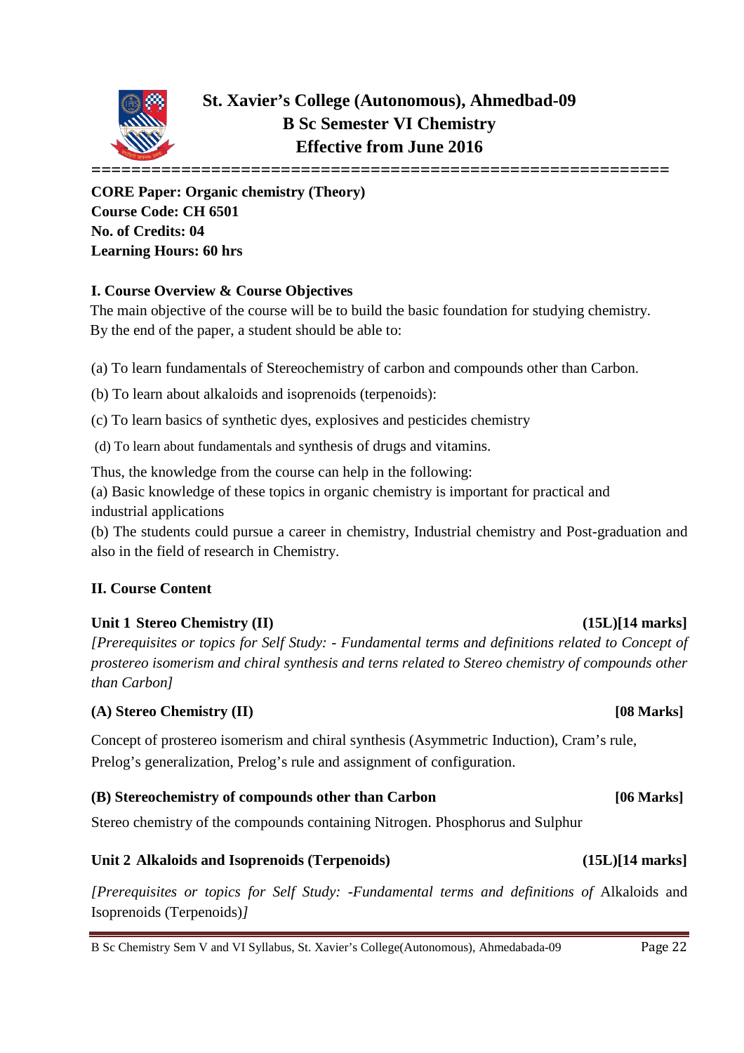# St. Xavier's College (Autonomous), Ahmedbad-09
## B Sc Semester VI Chemistry
## Effective from June 2016

**CORE Paper: Organic chemistry (Theory)**
**Course Code: CH 6501**
**No. of Credits: 04**
**Learning Hours: 60 hrs**

### I. Course Overview & Course Objectives

The main objective of the course will be to build the basic foundation for studying chemistry. By the end of the paper, a student should be able to:

(a) To learn fundamentals of Stereochemistry of carbon and compounds other than Carbon.

(b) To learn about alkaloids and isoprenoids (terpenoids):

(c) To learn basics of synthetic dyes, explosives and pesticides chemistry

(d) To learn about fundamentals and synthesis of drugs and vitamins.

Thus, the knowledge from the course can help in the following:

(a) Basic knowledge of these topics in organic chemistry is important for practical and industrial applications

(b) The students could pursue a career in chemistry, Industrial chemistry and Post-graduation and also in the field of research in Chemistry.

### II. Course Content

**Unit 1 Stereo Chemistry (II) (15L)[14 marks]**

*[Prerequisites or topics for Self Study: - Fundamental terms and definitions related to Concept of prostereo isomerism and chiral synthesis and terns related to Stereo chemistry of compounds other than Carbon]*

**(A) Stereo Chemistry (II) [08 Marks]**

Concept of prostereo isomerism and chiral synthesis (Asymmetric Induction), Cram's rule, Prelog's generalization, Prelog's rule and assignment of configuration.

**(B) Stereochemistry of compounds other than Carbon [06 Marks]**

Stereo chemistry of the compounds containing Nitrogen. Phosphorus and Sulphur

**Unit 2 Alkaloids and Isoprenoids (Terpenoids) (15L)[14 marks]**

*[Prerequisites or topics for Self Study: -Fundamental terms and definitions of* Alkaloids and Isoprenoids (Terpenoids)*]*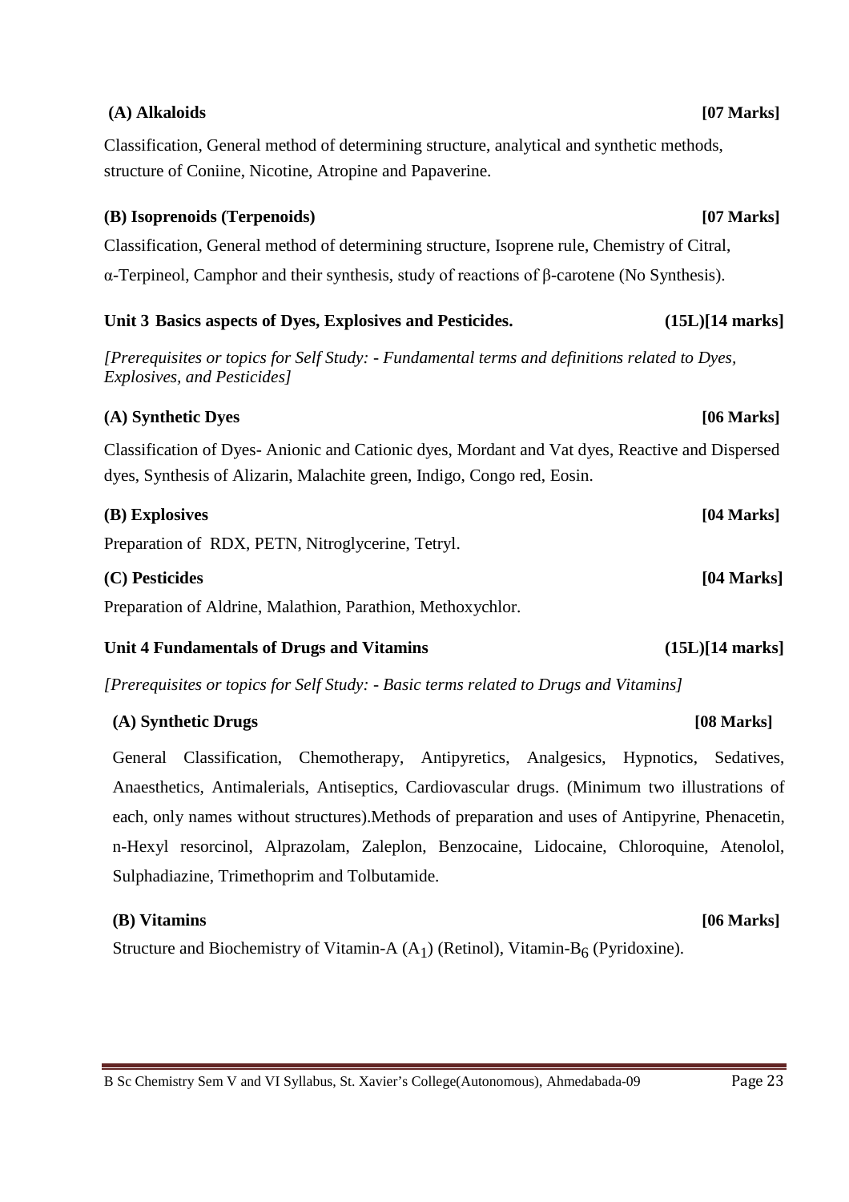### (A) Alkaloids **[07 Marks]**

Classification, General method of determining structure, analytical and synthetic methods, structure of Coniine, Nicotine, Atropine and Papaverine.

### (B) Isoprenoids (Terpenoids) **[07 Marks]**

Classification, General method of determining structure, Isoprene rule, Chemistry of Citral, α-Terpineol, Camphor and their synthesis, study of reactions of β-carotene (No Synthesis).

## Unit 3 Basics aspects of Dyes, Explosives and Pesticides. (15L)[14 marks]

*[Prerequisites or topics for Self Study: - Fundamental terms and definitions related to Dyes, Explosives, and Pesticides]*

### (A) Synthetic Dyes **[06 Marks]**

Classification of Dyes- Anionic and Cationic dyes, Mordant and Vat dyes, Reactive and Dispersed dyes, Synthesis of Alizarin, Malachite green, Indigo, Congo red, Eosin.

### (B) Explosives **[04 Marks]**

Preparation of RDX, PETN, Nitroglycerine, Tetryl.

### (C) Pesticides **[04 Marks]**

Preparation of Aldrine, Malathion, Parathion, Methoxychlor.

## Unit 4 Fundamentals of Drugs and Vitamins (15L)[14 marks]

*[Prerequisites or topics for Self Study: - Basic terms related to Drugs and Vitamins]*

### (A) Synthetic Drugs **[08 Marks]**

General Classification, Chemotherapy, Antipyretics, Analgesics, Hypnotics, Sedatives, Anaesthetics, Antimalerials, Antiseptics, Cardiovascular drugs. (Minimum two illustrations of each, only names without structures).Methods of preparation and uses of Antipyrine, Phenacetin, n-Hexyl resorcinol, Alprazolam, Zaleplon, Benzocaine, Lidocaine, Chloroquine, Atenolol, Sulphadiazine, Trimethoprim and Tolbutamide.

### (B) Vitamins **[06 Marks]**

Structure and Biochemistry of Vitamin-A ($A_1$) (Retinol), Vitamin-$B_6$ (Pyridoxine).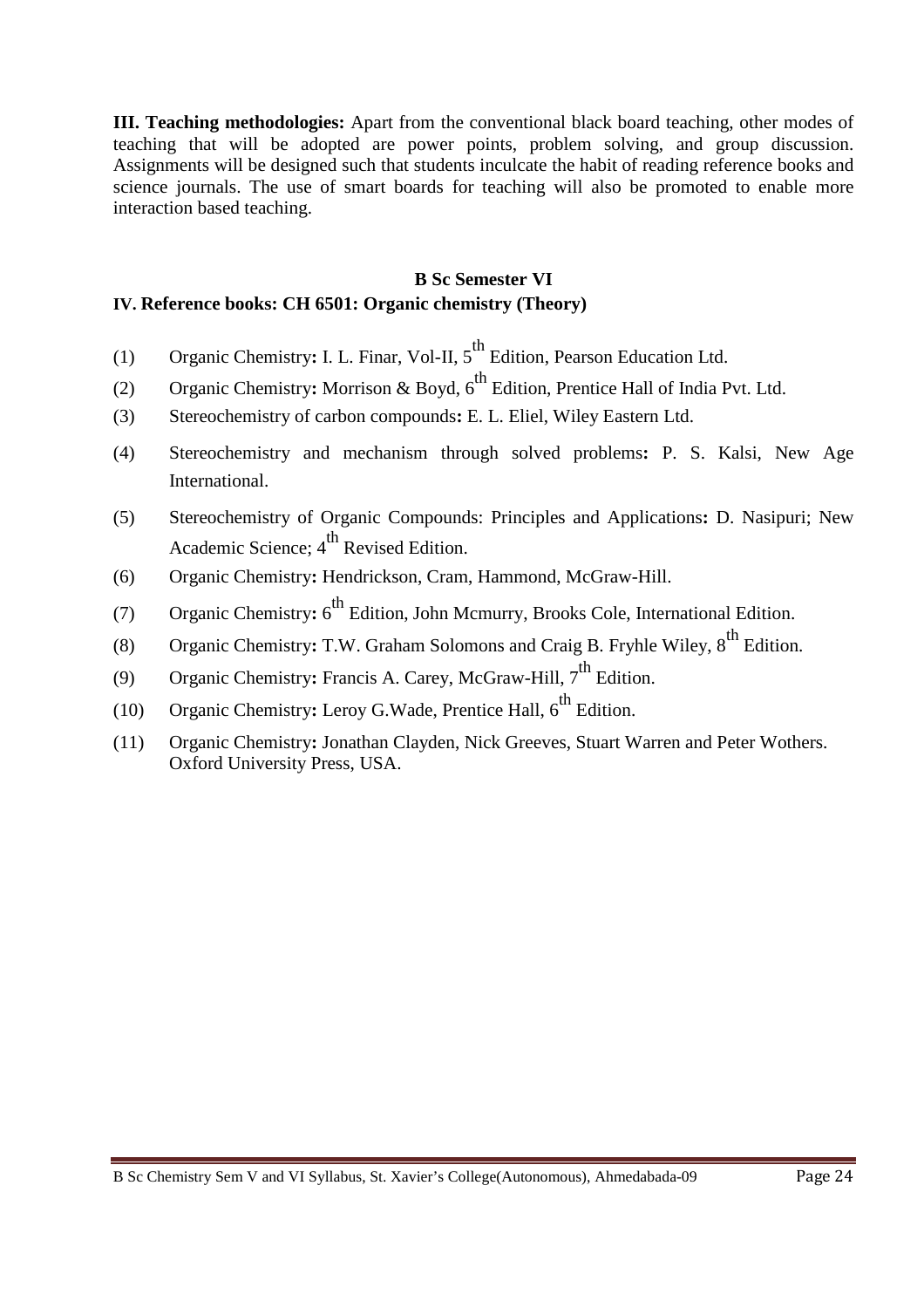**III. Teaching methodologies:** Apart from the conventional black board teaching, other modes of teaching that will be adopted are power points, problem solving, and group discussion. Assignments will be designed such that students inculcate the habit of reading reference books and science journals. The use of smart boards for teaching will also be promoted to enable more interaction based teaching.

**B Sc Semester VI**

**IV. Reference books: CH 6501: Organic chemistry (Theory)**

(1) Organic Chemistry**:** I. L. Finar, Vol-II, 5$^{th}$ Edition, Pearson Education Ltd.

(2) Organic Chemistry**:** Morrison & Boyd, 6$^{th}$ Edition, Prentice Hall of India Pvt. Ltd.

(3) Stereochemistry of carbon compounds**:** E. L. Eliel, Wiley Eastern Ltd.

(4) Stereochemistry and mechanism through solved problems**:** P. S. Kalsi, New Age International.

(5) Stereochemistry of Organic Compounds: Principles and Applications**:** D. Nasipuri; New Academic Science; 4$^{th}$ Revised Edition.

(6) Organic Chemistry**:** Hendrickson, Cram, Hammond, McGraw-Hill.

(7) Organic Chemistry**:** 6$^{th}$ Edition, John Mcmurry, Brooks Cole, International Edition.

(8) Organic Chemistry**:** T.W. Graham Solomons and Craig B. Fryhle Wiley, 8$^{th}$ Edition.

(9) Organic Chemistry**:** Francis A. Carey, McGraw-Hill, 7$^{th}$ Edition.

(10) Organic Chemistry**:** Leroy G.Wade, Prentice Hall, 6$^{th}$ Edition.

(11) Organic Chemistry**:** Jonathan Clayden, Nick Greeves, Stuart Warren and Peter Wothers. Oxford University Press, USA.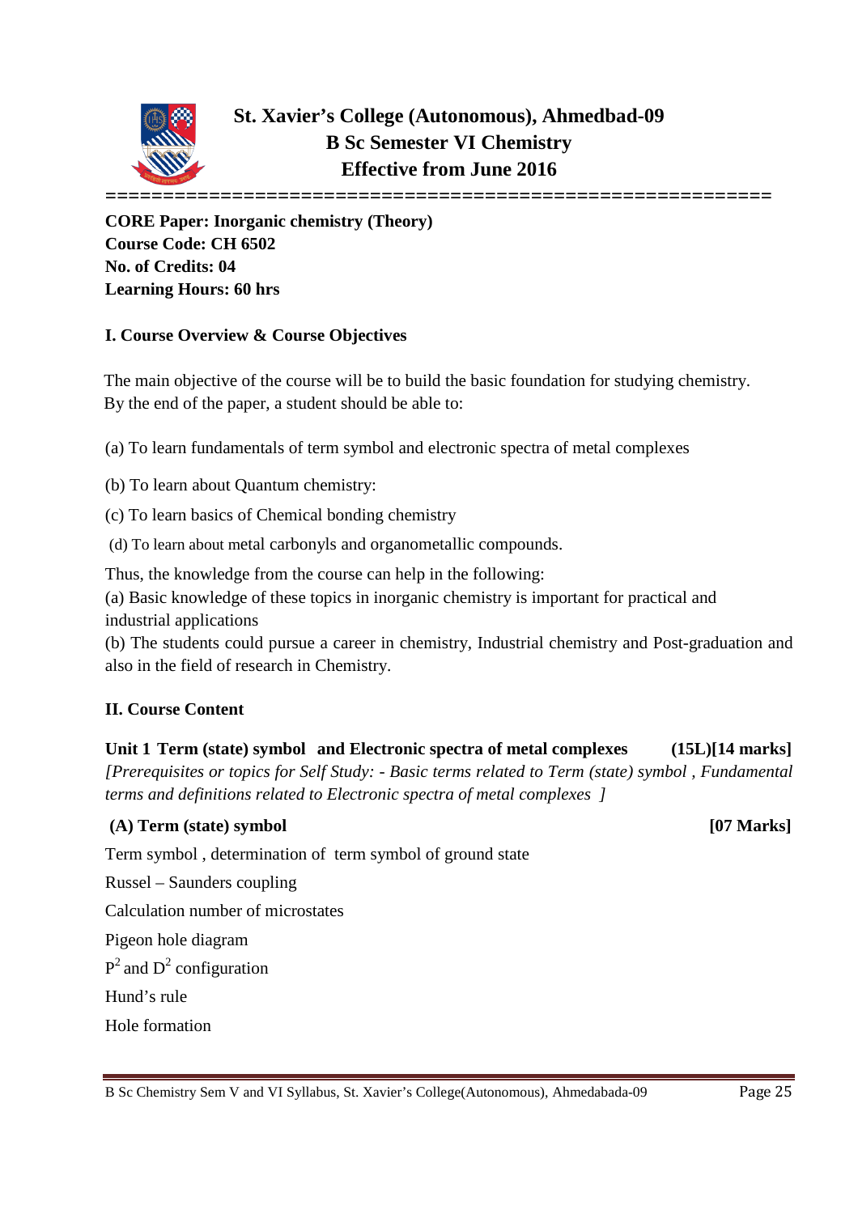# St. Xavier's College (Autonomous), Ahmedbad-09
## B Sc Semester VI Chemistry
## Effective from June 2016

**CORE Paper: Inorganic chemistry (Theory)**
**Course Code: CH 6502**
**No. of Credits: 04**
**Learning Hours: 60 hrs**

### I. Course Overview & Course Objectives

The main objective of the course will be to build the basic foundation for studying chemistry. By the end of the paper, a student should be able to:

(a) To learn fundamentals of term symbol and electronic spectra of metal complexes

(b) To learn about Quantum chemistry:

(c) To learn basics of Chemical bonding chemistry

(d) To learn about metal carbonyls and organometallic compounds.

Thus, the knowledge from the course can help in the following:

(a) Basic knowledge of these topics in inorganic chemistry is important for practical and industrial applications

(b) The students could pursue a career in chemistry, Industrial chemistry and Post-graduation and also in the field of research in Chemistry.

### II. Course Content

**Unit 1 Term (state) symbol and Electronic spectra of metal complexes (15L)[14 marks]**

*[Prerequisites or topics for Self Study: - Basic terms related to Term (state) symbol , Fundamental terms and definitions related to Electronic spectra of metal complexes ]*

**(A) Term (state) symbol [07 Marks]**

Term symbol , determination of term symbol of ground state

Russel – Saunders coupling

Calculation number of microstates

Pigeon hole diagram

$P^2$ and $D^2$ configuration

Hund's rule

Hole formation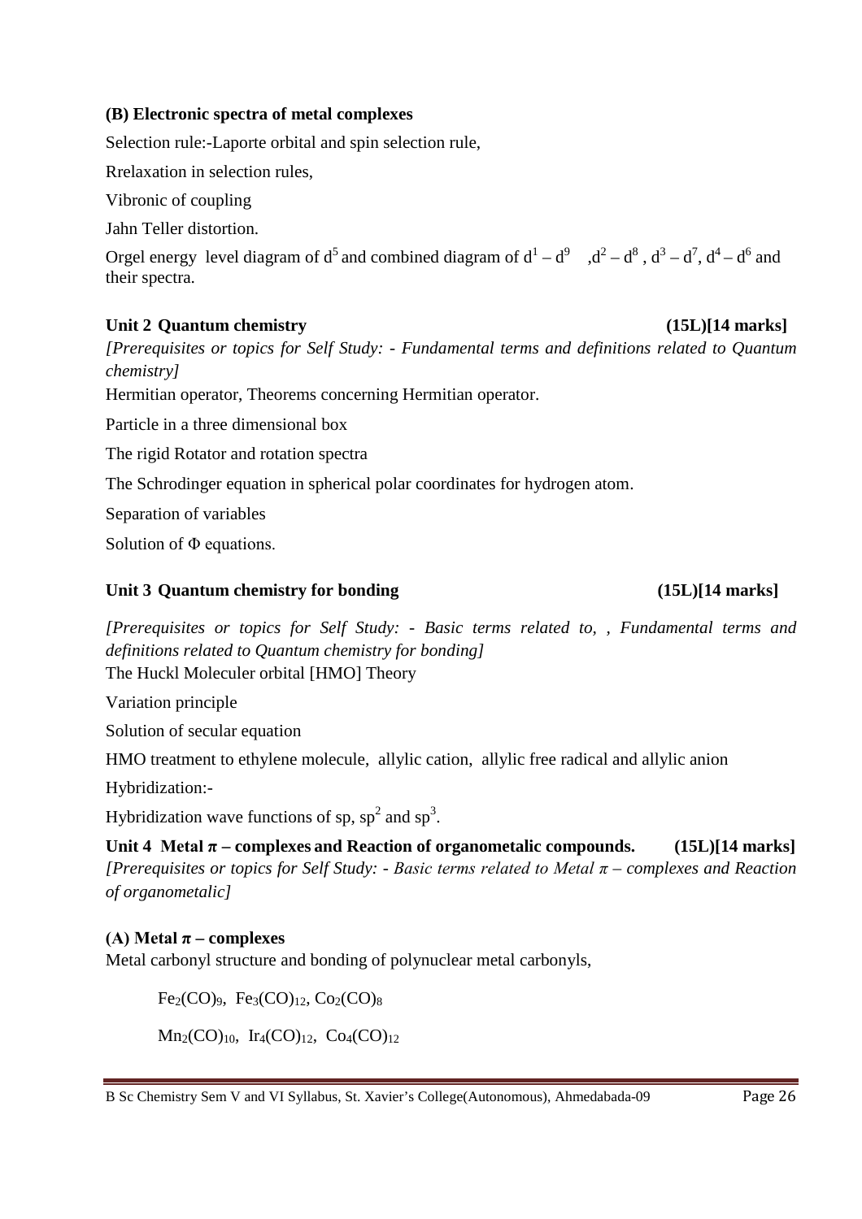### (B) Electronic spectra of metal complexes

Selection rule:-Laporte orbital and spin selection rule,

Rrelaxation in selection rules,

Vibronic of coupling

Jahn Teller distortion.

Orgel energy level diagram of $d^5$ and combined diagram of $d^1 - d^9$ , $d^2 - d^8$ , $d^3 - d^7$, $d^4 - d^6$ and their spectra.

### Unit 2 Quantum chemistry (15L)[14 marks]

*[Prerequisites or topics for Self Study: - Fundamental terms and definitions related to Quantum chemistry]*

Hermitian operator, Theorems concerning Hermitian operator.

Particle in a three dimensional box

The rigid Rotator and rotation spectra

The Schrodinger equation in spherical polar coordinates for hydrogen atom.

Separation of variables

Solution of $\Phi$ equations.

### Unit 3 Quantum chemistry for bonding (15L)[14 marks]

*[Prerequisites or topics for Self Study: - Basic terms related to, , Fundamental terms and definitions related to Quantum chemistry for bonding]*

The Huckl Moleculer orbital [HMO] Theory

Variation principle

Solution of secular equation

HMO treatment to ethylene molecule, allylic cation, allylic free radical and allylic anion

Hybridization:-

Hybridization wave functions of sp, $sp^2$ and $sp^3$.

### Unit 4 Metal $\pi$ – complexes and Reaction of organometalic compounds. (15L)[14 marks]

*[Prerequisites or topics for Self Study: - Basic terms related to Metal $\pi$ – complexes and Reaction of organometalic]*

### (A) Metal $\pi$ – complexes

Metal carbonyl structure and bonding of polynuclear metal carbonyls,

$Fe_2(CO)_9$, $Fe_3(CO)_{12}$, $Co_2(CO)_8$

$Mn_2(CO)_{10}$, $Ir_4(CO)_{12}$, $Co_4(CO)_{12}$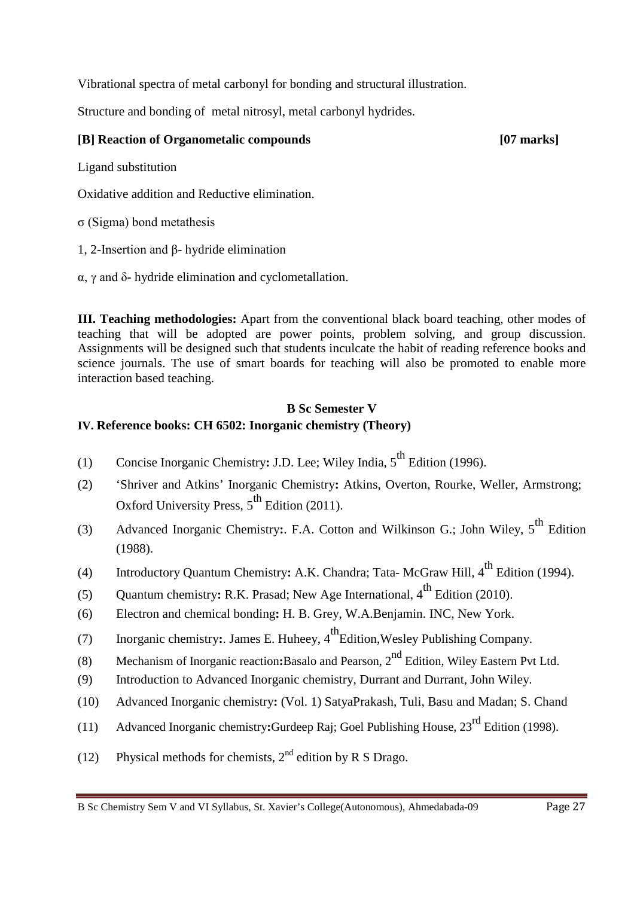Vibrational spectra of metal carbonyl for bonding and structural illustration.

Structure and bonding of metal nitrosyl, metal carbonyl hydrides.

**[B] Reaction of Organometalic compounds** **[07 marks]**

Ligand substitution

Oxidative addition and Reductive elimination.

σ (Sigma) bond metathesis

1, 2-Insertion and β- hydride elimination

α, γ and δ- hydride elimination and cyclometallation.

**III. Teaching methodologies:** Apart from the conventional black board teaching, other modes of teaching that will be adopted are power points, problem solving, and group discussion. Assignments will be designed such that students inculcate the habit of reading reference books and science journals. The use of smart boards for teaching will also be promoted to enable more interaction based teaching.

**B Sc Semester V**

**IV. Reference books: CH 6502: Inorganic chemistry (Theory)**

(1) Concise Inorganic Chemistry**:** J.D. Lee; Wiley India, 5th Edition (1996).

(2) 'Shriver and Atkins' Inorganic Chemistry**:** Atkins, Overton, Rourke, Weller, Armstrong; Oxford University Press, 5th Edition (2011).

(3) Advanced Inorganic Chemistry**:**. F.A. Cotton and Wilkinson G.; John Wiley, 5th Edition (1988).

(4) Introductory Quantum Chemistry**:** A.K. Chandra; Tata- McGraw Hill, 4th Edition (1994).

(5) Quantum chemistry**:** R.K. Prasad; New Age International, 4th Edition (2010).

(6) Electron and chemical bonding**:** H. B. Grey, W.A.Benjamin. INC, New York.

(7) Inorganic chemistry**:**. James E. Huheey, 4thEdition,Wesley Publishing Company.

(8) Mechanism of Inorganic reaction**:**Basalo and Pearson, 2nd Edition, Wiley Eastern Pvt Ltd.

(9) Introduction to Advanced Inorganic chemistry, Durrant and Durrant, John Wiley.

(10) Advanced Inorganic chemistry**:** (Vol. 1) SatyaPrakash, Tuli, Basu and Madan; S. Chand

(11) Advanced Inorganic chemistry**:**Gurdeep Raj; Goel Publishing House, 23rd Edition (1998).

(12) Physical methods for chemists, 2nd edition by R S Drago.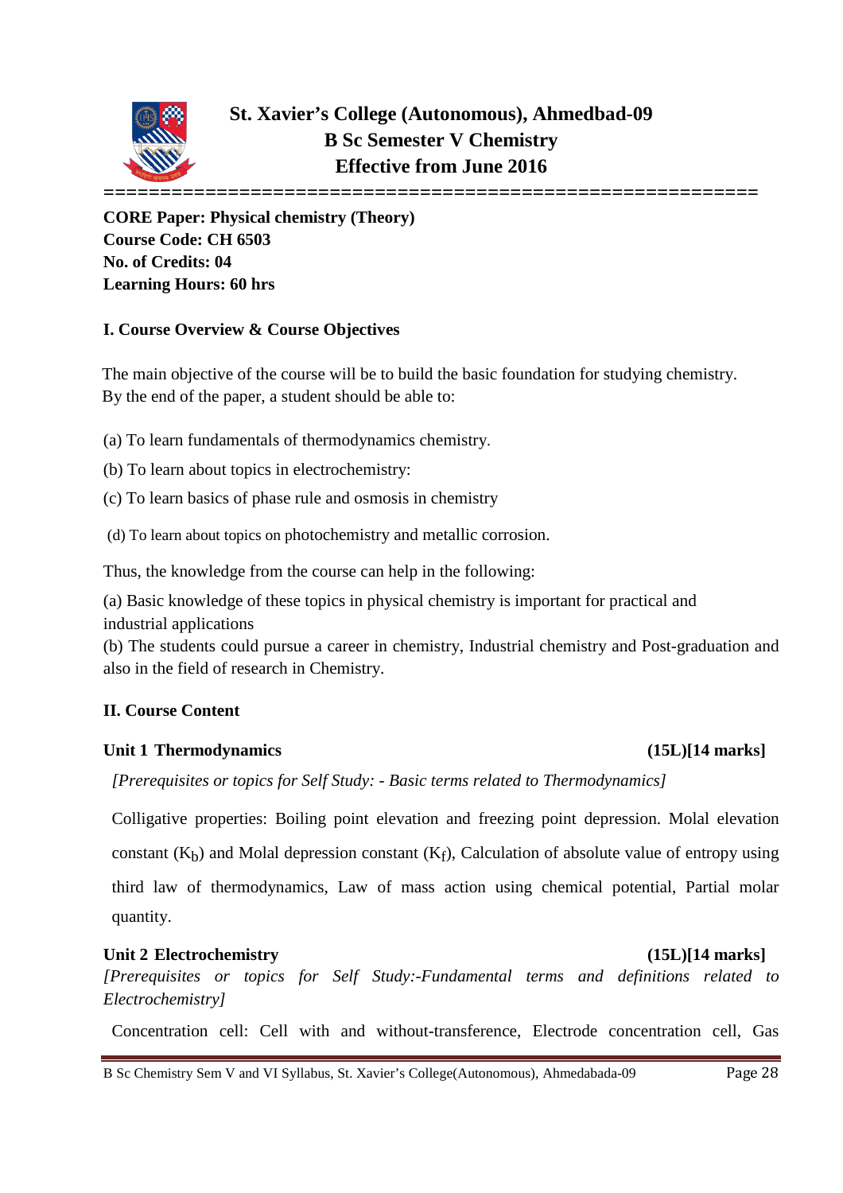# St. Xavier's College (Autonomous), Ahmedbad-09
## B Sc Semester V Chemistry
## Effective from June 2016

**CORE Paper: Physical chemistry (Theory)**
**Course Code: CH 6503**
**No. of Credits: 04**
**Learning Hours: 60 hrs**

### I. Course Overview & Course Objectives

The main objective of the course will be to build the basic foundation for studying chemistry. By the end of the paper, a student should be able to:

(a) To learn fundamentals of thermodynamics chemistry.

(b) To learn about topics in electrochemistry:

(c) To learn basics of phase rule and osmosis in chemistry

(d) To learn about topics on photochemistry and metallic corrosion.

Thus, the knowledge from the course can help in the following:

(a) Basic knowledge of these topics in physical chemistry is important for practical and industrial applications

(b) The students could pursue a career in chemistry, Industrial chemistry and Post-graduation and also in the field of research in Chemistry.

### II. Course Content

**Unit 1 Thermodynamics** **(15L)[14 marks]**

*[Prerequisites or topics for Self Study: - Basic terms related to Thermodynamics]*

Colligative properties: Boiling point elevation and freezing point depression. Molal elevation constant ($K_b$) and Molal depression constant ($K_f$), Calculation of absolute value of entropy using third law of thermodynamics, Law of mass action using chemical potential, Partial molar quantity.

**Unit 2 Electrochemistry** **(15L)[14 marks]**

*[Prerequisites or topics for Self Study:-Fundamental terms and definitions related to Electrochemistry]*

Concentration cell: Cell with and without-transference, Electrode concentration cell, Gas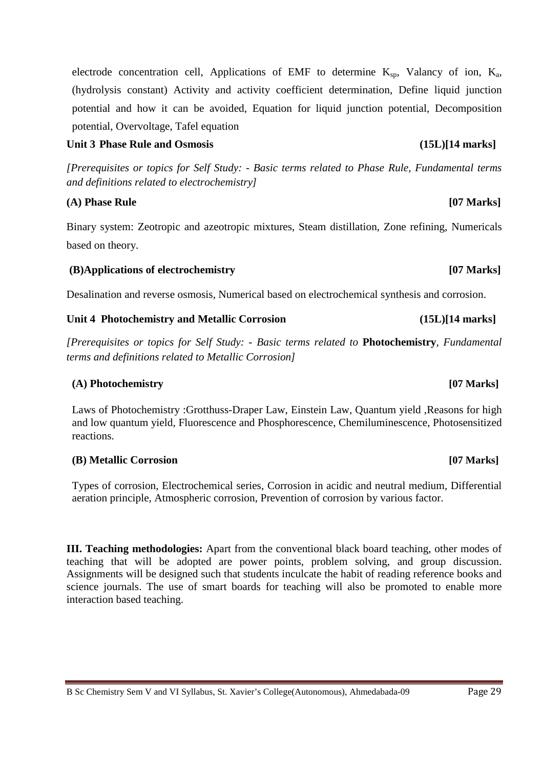electrode concentration cell, Applications of EMF to determine $K_{sp}$, Valancy of ion, $K_a$, (hydrolysis constant) Activity and activity coefficient determination, Define liquid junction potential and how it can be avoided, Equation for liquid junction potential, Decomposition potential, Overvoltage, Tafel equation

**Unit 3 Phase Rule and Osmosis (15L)[14 marks]**

*[Prerequisites or topics for Self Study: - Basic terms related to Phase Rule, Fundamental terms and definitions related to electrochemistry]*

**(A) Phase Rule [07 Marks]**

Binary system: Zeotropic and azeotropic mixtures, Steam distillation, Zone refining, Numericals based on theory.

**(B)Applications of electrochemistry [07 Marks]**

Desalination and reverse osmosis, Numerical based on electrochemical synthesis and corrosion.

**Unit 4 Photochemistry and Metallic Corrosion (15L)[14 marks]**

*[Prerequisites or topics for Self Study: - Basic terms related to* **Photochemistry**, *Fundamental terms and definitions related to Metallic Corrosion]*

**(A) Photochemistry [07 Marks]**

Laws of Photochemistry :Grotthuss-Draper Law, Einstein Law, Quantum yield ,Reasons for high and low quantum yield, Fluorescence and Phosphorescence, Chemiluminescence, Photosensitized reactions.

**(B) Metallic Corrosion [07 Marks]**

Types of corrosion, Electrochemical series, Corrosion in acidic and neutral medium, Differential aeration principle, Atmospheric corrosion, Prevention of corrosion by various factor.

**III. Teaching methodologies:** Apart from the conventional black board teaching, other modes of teaching that will be adopted are power points, problem solving, and group discussion. Assignments will be designed such that students inculcate the habit of reading reference books and science journals. The use of smart boards for teaching will also be promoted to enable more interaction based teaching.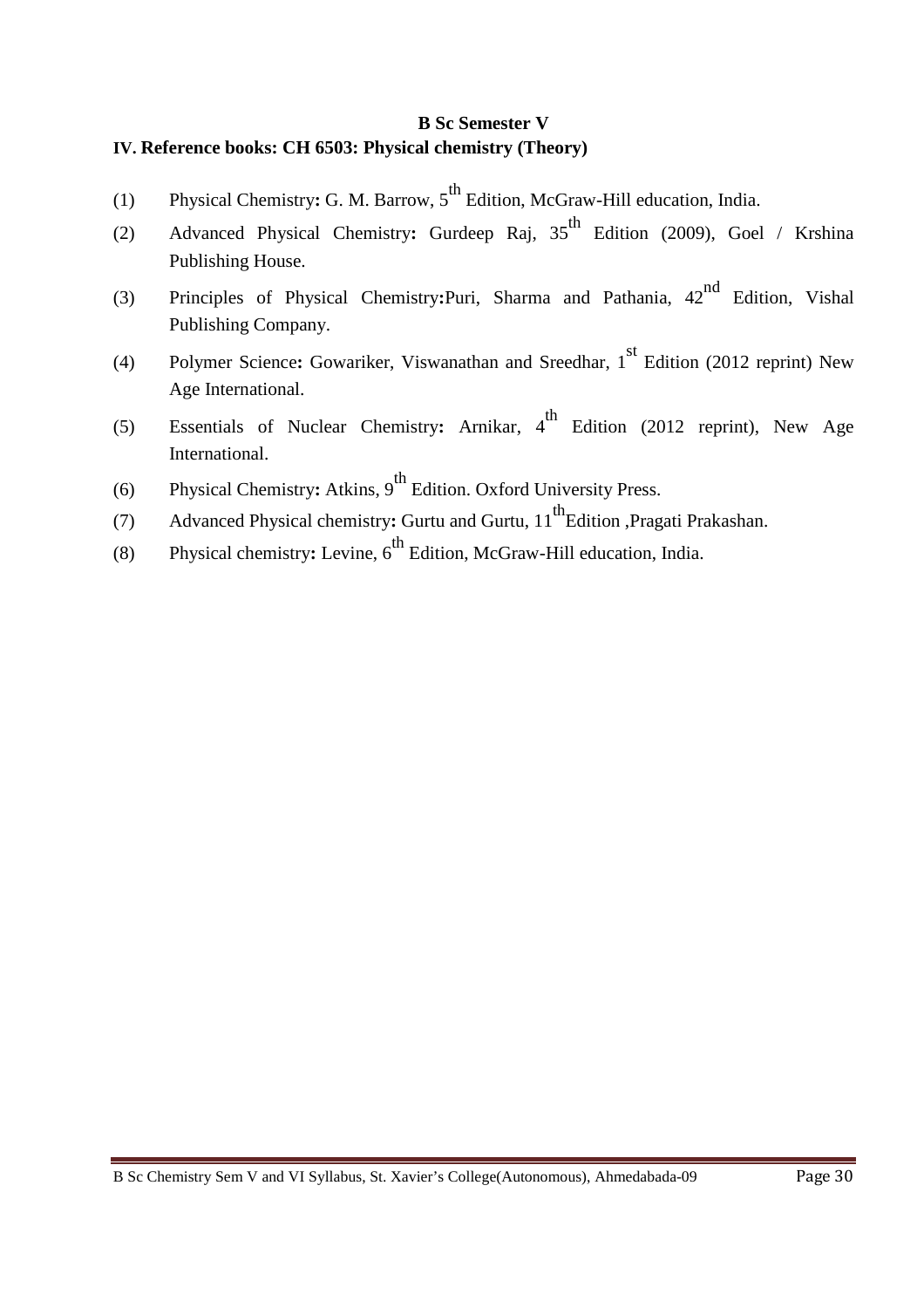**B Sc Semester V**

**IV. Reference books: CH 6503: Physical chemistry (Theory)**

(1) Physical Chemistry**:** G. M. Barrow, 5$^{th}$ Edition, McGraw-Hill education, India.

(2) Advanced Physical Chemistry**:** Gurdeep Raj, 35$^{th}$ Edition (2009), Goel / Krshina Publishing House.

(3) Principles of Physical Chemistry**:**Puri, Sharma and Pathania, 42$^{nd}$ Edition, Vishal Publishing Company.

(4) Polymer Science**:** Gowariker, Viswanathan and Sreedhar, 1$^{st}$ Edition (2012 reprint) New Age International.

(5) Essentials of Nuclear Chemistry**:** Arnikar, 4$^{th}$ Edition (2012 reprint), New Age International.

(6) Physical Chemistry**:** Atkins, 9$^{th}$ Edition. Oxford University Press.

(7) Advanced Physical chemistry**:** Gurtu and Gurtu, 11$^{th}$Edition ,Pragati Prakashan.

(8) Physical chemistry**:** Levine, 6$^{th}$ Edition, McGraw-Hill education, India.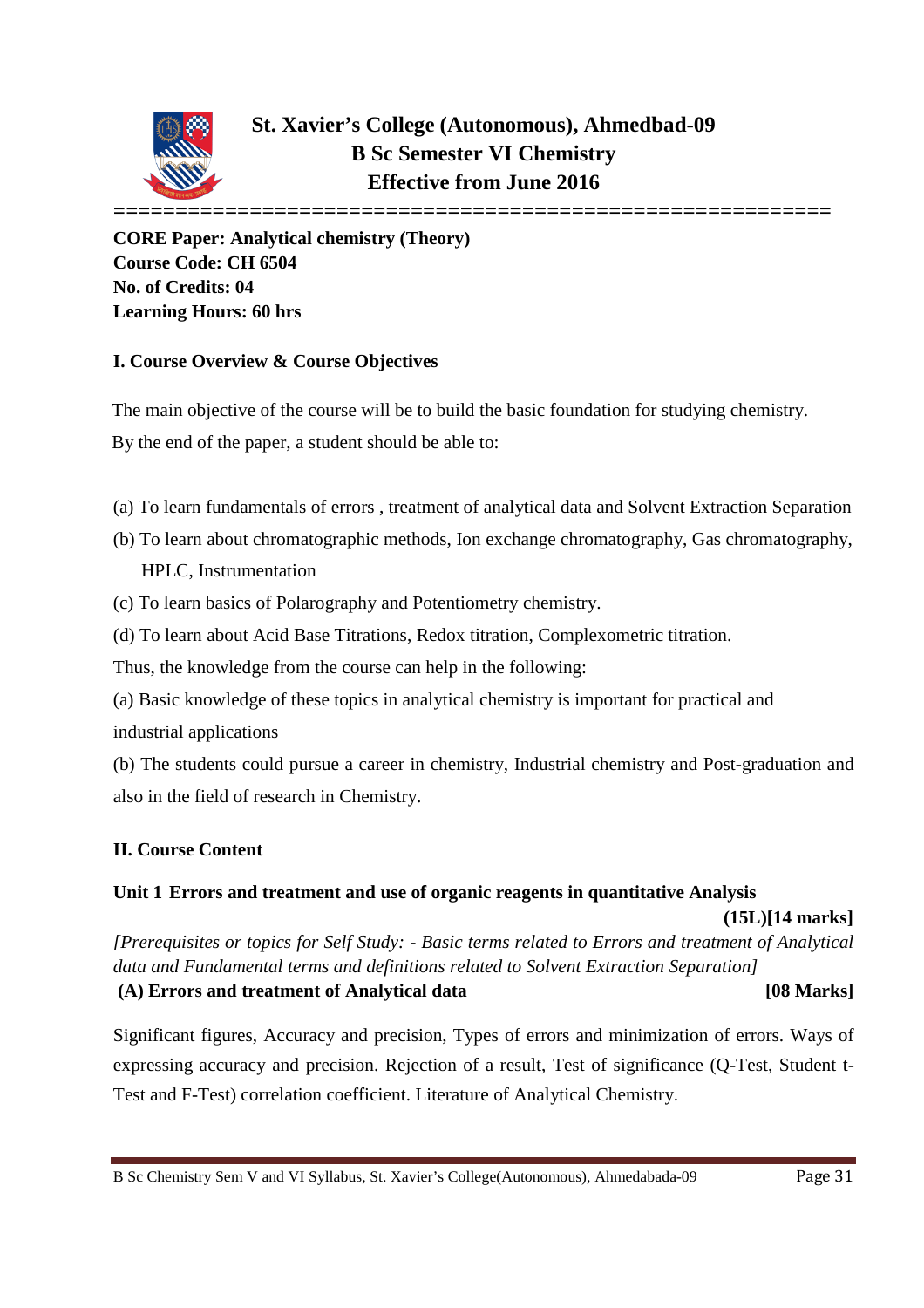# St. Xavier's College (Autonomous), Ahmedbad-09
## B Sc Semester VI Chemistry
## Effective from June 2016

**CORE Paper: Analytical chemistry (Theory)**
**Course Code: CH 6504**
**No. of Credits: 04**
**Learning Hours: 60 hrs**

### I. Course Overview & Course Objectives

The main objective of the course will be to build the basic foundation for studying chemistry. By the end of the paper, a student should be able to:

(a) To learn fundamentals of errors , treatment of analytical data and Solvent Extraction Separation

(b) To learn about chromatographic methods, Ion exchange chromatography, Gas chromatography, HPLC, Instrumentation

(c) To learn basics of Polarography and Potentiometry chemistry.

(d) To learn about Acid Base Titrations, Redox titration, Complexometric titration.

Thus, the knowledge from the course can help in the following:

(a) Basic knowledge of these topics in analytical chemistry is important for practical and industrial applications

(b) The students could pursue a career in chemistry, Industrial chemistry and Post-graduation and also in the field of research in Chemistry.

### II. Course Content

**Unit 1 Errors and treatment and use of organic reagents in quantitative Analysis (15L)[14 marks]**

*[Prerequisites or topics for Self Study: - Basic terms related to Errors and treatment of Analytical data and Fundamental terms and definitions related to Solvent Extraction Separation]*

**(A) Errors and treatment of Analytical data [08 Marks]**

Significant figures, Accuracy and precision, Types of errors and minimization of errors. Ways of expressing accuracy and precision. Rejection of a result, Test of significance (Q-Test, Student t-Test and F-Test) correlation coefficient. Literature of Analytical Chemistry.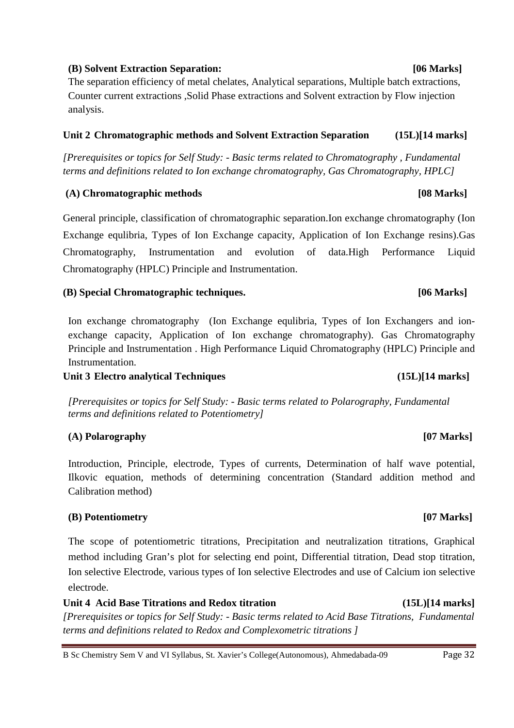**(B) Solvent Extraction Separation: [06 Marks]**

The separation efficiency of metal chelates, Analytical separations, Multiple batch extractions, Counter current extractions ,Solid Phase extractions and Solvent extraction by Flow injection analysis.

**Unit 2 Chromatographic methods and Solvent Extraction Separation (15L)[14 marks]**

*[Prerequisites or topics for Self Study: - Basic terms related to Chromatography , Fundamental terms and definitions related to Ion exchange chromatography, Gas Chromatography, HPLC]*

**(A) Chromatographic methods [08 Marks]**

General principle, classification of chromatographic separation.Ion exchange chromatography (Ion Exchange equlibria, Types of Ion Exchange capacity, Application of Ion Exchange resins).Gas Chromatography, Instrumentation and evolution of data.High Performance Liquid Chromatography (HPLC) Principle and Instrumentation.

**(B) Special Chromatographic techniques. [06 Marks]**

Ion exchange chromatography (Ion Exchange equlibria, Types of Ion Exchangers and ion-exchange capacity, Application of Ion exchange chromatography). Gas Chromatography Principle and Instrumentation . High Performance Liquid Chromatography (HPLC) Principle and Instrumentation.

**Unit 3 Electro analytical Techniques (15L)[14 marks]**

*[Prerequisites or topics for Self Study: - Basic terms related to Polarography, Fundamental terms and definitions related to Potentiometry]*

**(A) Polarography [07 Marks]**

Introduction, Principle, electrode, Types of currents, Determination of half wave potential, Ilkovic equation, methods of determining concentration (Standard addition method and Calibration method)

**(B) Potentiometry [07 Marks]**

The scope of potentiometric titrations, Precipitation and neutralization titrations, Graphical method including Gran's plot for selecting end point, Differential titration, Dead stop titration, Ion selective Electrode, various types of Ion selective Electrodes and use of Calcium ion selective electrode.

**Unit 4 Acid Base Titrations and Redox titration (15L)[14 marks]**

*[Prerequisites or topics for Self Study: - Basic terms related to Acid Base Titrations, Fundamental terms and definitions related to Redox and Complexometric titrations ]*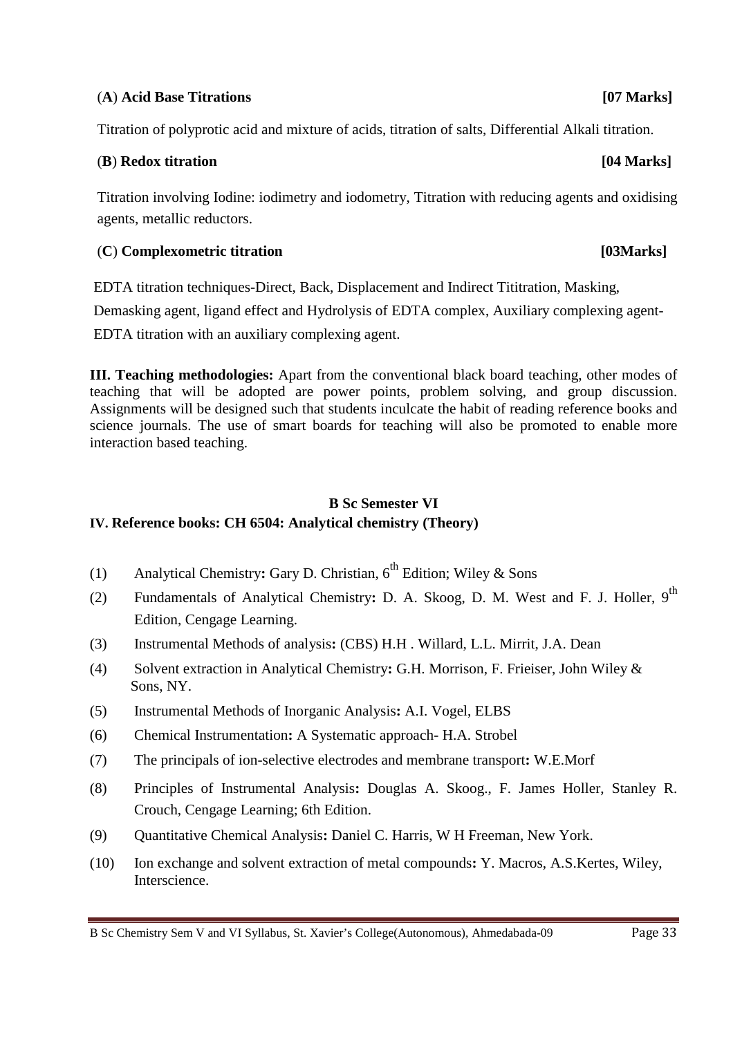### (A) Acid Base Titrations **[07 Marks]**

Titration of polyprotic acid and mixture of acids, titration of salts, Differential Alkali titration.

### (B) Redox titration **[04 Marks]**

Titration involving Iodine: iodimetry and iodometry, Titration with reducing agents and oxidising agents, metallic reductors.

### (C) Complexometric titration **[03Marks]**

EDTA titration techniques-Direct, Back, Displacement and Indirect Tititration, Masking, Demasking agent, ligand effect and Hydrolysis of EDTA complex, Auxiliary complexing agent-EDTA titration with an auxiliary complexing agent.

**III. Teaching methodologies:** Apart from the conventional black board teaching, other modes of teaching that will be adopted are power points, problem solving, and group discussion. Assignments will be designed such that students inculcate the habit of reading reference books and science journals. The use of smart boards for teaching will also be promoted to enable more interaction based teaching.

## B Sc Semester VI

## IV. Reference books: CH 6504: Analytical chemistry (Theory)

(1) Analytical Chemistry**:** Gary D. Christian, 6th Edition; Wiley & Sons

(2) Fundamentals of Analytical Chemistry**:** D. A. Skoog, D. M. West and F. J. Holler, 9th Edition, Cengage Learning.

(3) Instrumental Methods of analysis**:** (CBS) H.H . Willard, L.L. Mirrit, J.A. Dean

(4) Solvent extraction in Analytical Chemistry**:** G.H. Morrison, F. Frieiser, John Wiley & Sons, NY.

(5) Instrumental Methods of Inorganic Analysis**:** A.I. Vogel, ELBS

(6) Chemical Instrumentation**:** A Systematic approach- H.A. Strobel

(7) The principals of ion-selective electrodes and membrane transport**:** W.E.Morf

(8) Principles of Instrumental Analysis**:** Douglas A. Skoog., F. James Holler, Stanley R. Crouch, Cengage Learning; 6th Edition.

(9) Quantitative Chemical Analysis**:** Daniel C. Harris, W H Freeman, New York.

(10) Ion exchange and solvent extraction of metal compounds**:** Y. Macros, A.S.Kertes, Wiley, Interscience.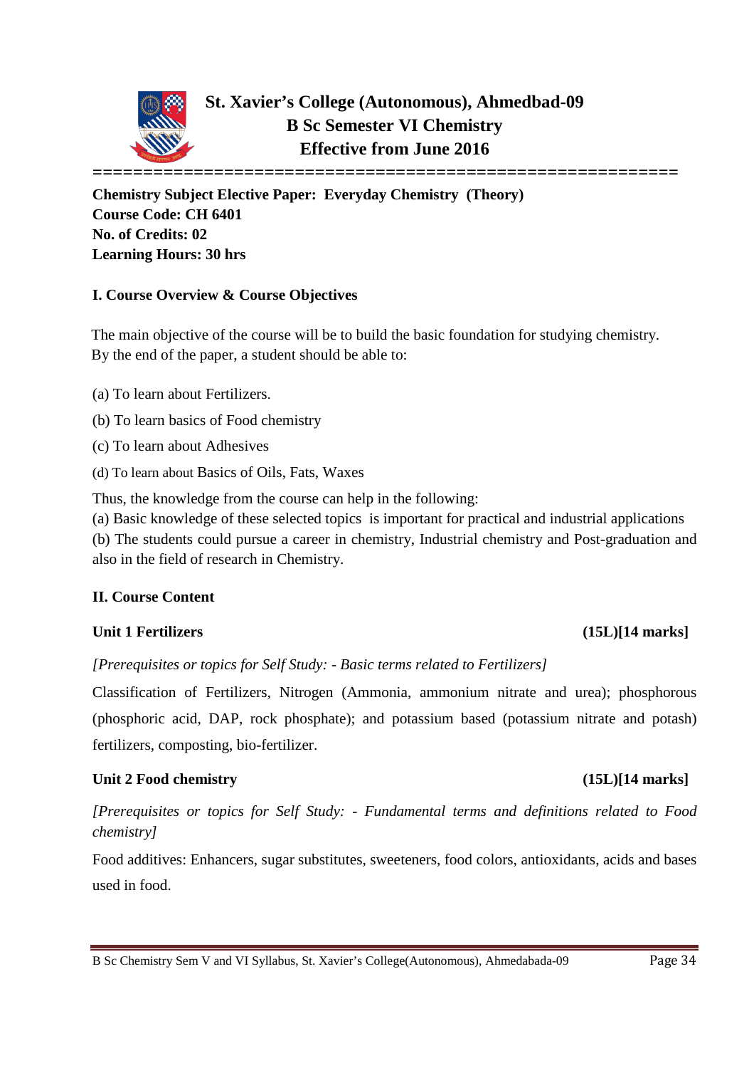# St. Xavier's College (Autonomous), Ahmedbad-09
## B Sc Semester VI Chemistry
## Effective from June 2016

**Chemistry Subject Elective Paper: Everyday Chemistry (Theory)**
**Course Code: CH 6401**
**No. of Credits: 02**
**Learning Hours: 30 hrs**

### I. Course Overview & Course Objectives

The main objective of the course will be to build the basic foundation for studying chemistry. By the end of the paper, a student should be able to:

(a) To learn about Fertilizers.

(b) To learn basics of Food chemistry

(c) To learn about Adhesives

(d) To learn about Basics of Oils, Fats, Waxes

Thus, the knowledge from the course can help in the following:
(a) Basic knowledge of these selected topics is important for practical and industrial applications
(b) The students could pursue a career in chemistry, Industrial chemistry and Post-graduation and also in the field of research in Chemistry.

### II. Course Content

**Unit 1 Fertilizers (15L)[14 marks]**

*[Prerequisites or topics for Self Study: - Basic terms related to Fertilizers]*

Classification of Fertilizers, Nitrogen (Ammonia, ammonium nitrate and urea); phosphorous (phosphoric acid, DAP, rock phosphate); and potassium based (potassium nitrate and potash) fertilizers, composting, bio-fertilizer.

**Unit 2 Food chemistry (15L)[14 marks]**

*[Prerequisites or topics for Self Study: - Fundamental terms and definitions related to Food chemistry]*

Food additives: Enhancers, sugar substitutes, sweeteners, food colors, antioxidants, acids and bases used in food.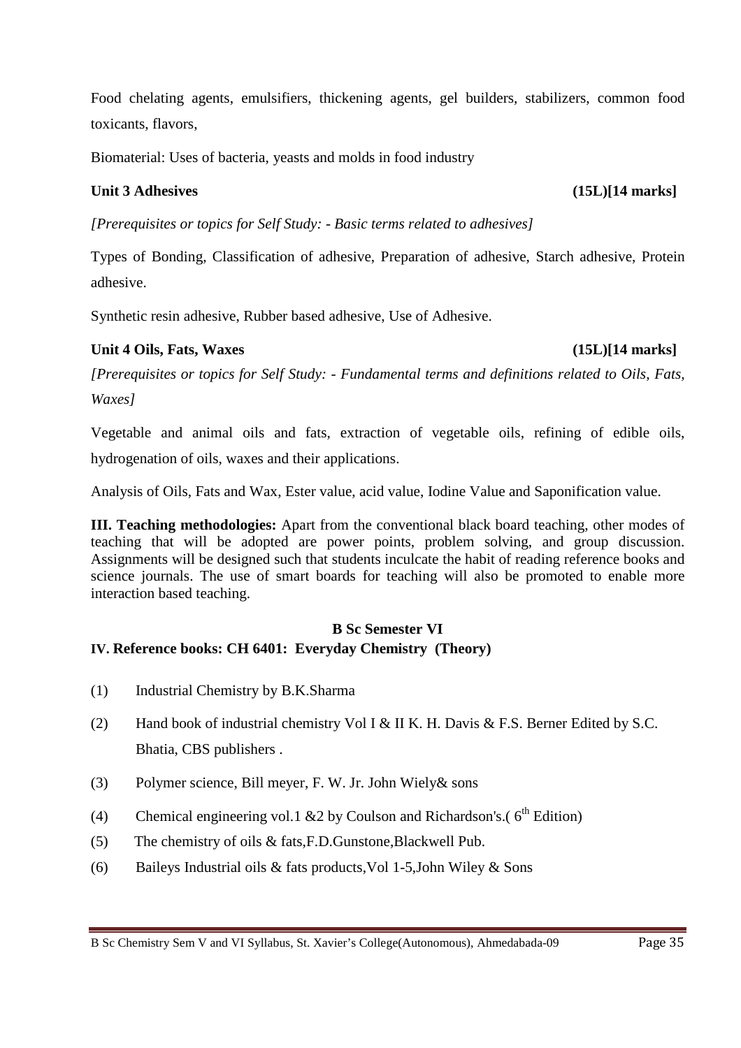Food chelating agents, emulsifiers, thickening agents, gel builders, stabilizers, common food toxicants, flavors,

Biomaterial: Uses of bacteria, yeasts and molds in food industry

**Unit 3 Adhesives (15L)[14 marks]**

*[Prerequisites or topics for Self Study: - Basic terms related to adhesives]*

Types of Bonding, Classification of adhesive, Preparation of adhesive, Starch adhesive, Protein adhesive.

Synthetic resin adhesive, Rubber based adhesive, Use of Adhesive.

**Unit 4 Oils, Fats, Waxes (15L)[14 marks]**

*[Prerequisites or topics for Self Study: - Fundamental terms and definitions related to Oils, Fats, Waxes]*

Vegetable and animal oils and fats, extraction of vegetable oils, refining of edible oils, hydrogenation of oils, waxes and their applications.

Analysis of Oils, Fats and Wax, Ester value, acid value, Iodine Value and Saponification value.

**III. Teaching methodologies:** Apart from the conventional black board teaching, other modes of teaching that will be adopted are power points, problem solving, and group discussion. Assignments will be designed such that students inculcate the habit of reading reference books and science journals. The use of smart boards for teaching will also be promoted to enable more interaction based teaching.

**B Sc Semester VI**

**IV. Reference books: CH 6401: Everyday Chemistry (Theory)**

(1) Industrial Chemistry by B.K.Sharma

(2) Hand book of industrial chemistry Vol I & II K. H. Davis & F.S. Berner Edited by S.C. Bhatia, CBS publishers .

(3) Polymer science, Bill meyer, F. W. Jr. John Wiely& sons

(4) Chemical engineering vol.1 &2 by Coulson and Richardson's.( $6^{th}$ Edition)

(5) The chemistry of oils & fats,F.D.Gunstone,Blackwell Pub.

(6) Baileys Industrial oils & fats products,Vol 1-5,John Wiley & Sons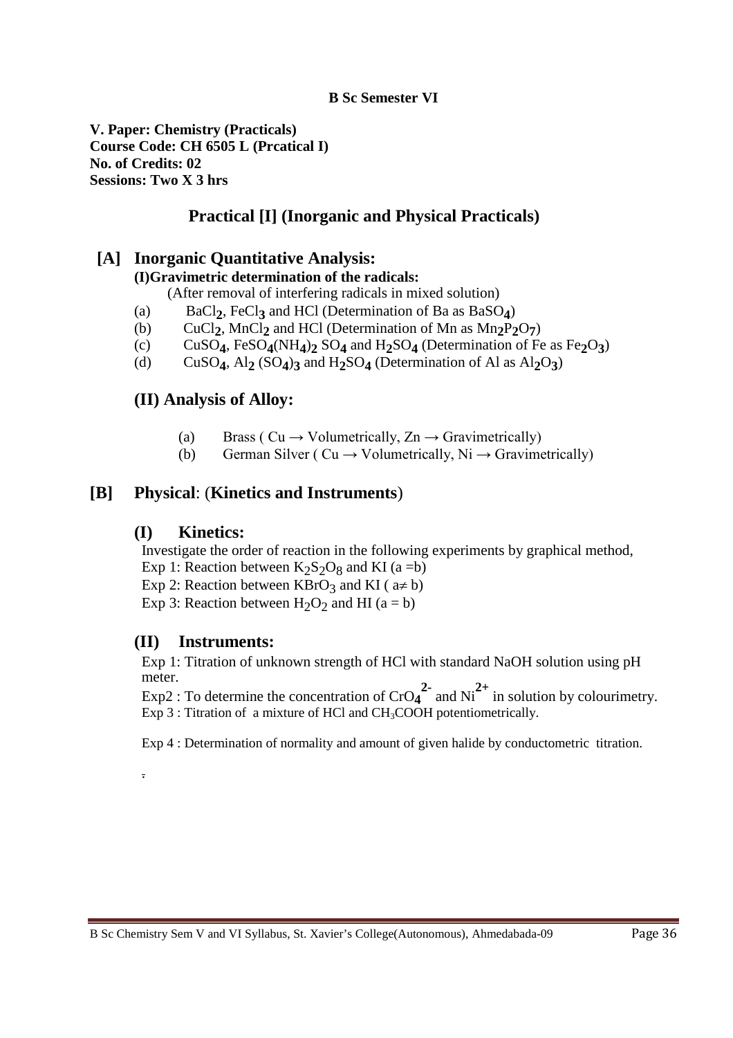**B Sc Semester VI**

**V. Paper: Chemistry (Practicals)**
**Course Code: CH 6505 L (Prcatical I)**
**No. of Credits: 02**
**Sessions: Two X 3 hrs**

## Practical [I] (Inorganic and Physical Practicals)

## [A] Inorganic Quantitative Analysis:

**(I)Gravimetric determination of the radicals:**

(After removal of interfering radicals in mixed solution)

(a) $BaCl_2$, $FeCl_3$ and HCl (Determination of Ba as $BaSO_4$)

(b) $CuCl_2$, $MnCl_2$ and HCl (Determination of Mn as $Mn_2P_2O_7$)

(c) $CuSO_4$, $FeSO_4(NH_4)_2SO_4$ and $H_2SO_4$ (Determination of Fe as $Fe_2O_3$)

(d) $CuSO_4$, $Al_2(SO_4)_3$ and $H_2SO_4$ (Determination of Al as $Al_2O_3$)

### (II) Analysis of Alloy:

(a) Brass ( Cu → Volumetrically, Zn → Gravimetrically)

(b) German Silver ( Cu → Volumetrically, Ni → Gravimetrically)

## [B] Physical: (Kinetics and Instruments)

### (I) Kinetics:

Investigate the order of reaction in the following experiments by graphical method,

Exp 1: Reaction between $K_2S_2O_8$ and KI ($a = b$)

Exp 2: Reaction between $KBrO_3$ and KI ($a \neq b$)

Exp 3: Reaction between $H_2O_2$ and HI ($a = b$)

### (II) Instruments:

Exp 1: Titration of unknown strength of HCl with standard NaOH solution using pH meter.

Exp2 : To determine the concentration of $CrO_4^{2-}$ and $Ni^{2+}$ in solution by colourimetry.

Exp 3 : Titration of a mixture of HCl and $CH_3COOH$ potentiometrically.

Exp 4 : Determination of normality and amount of given halide by conductometric titration.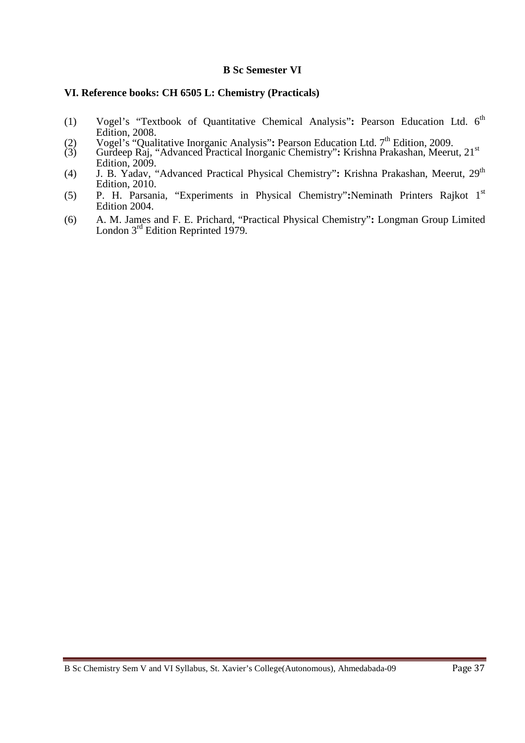**B Sc Semester VI**

**VI. Reference books: CH 6505 L: Chemistry (Practicals)**

(1) Vogel's "Textbook of Quantitative Chemical Analysis"**:** Pearson Education Ltd. 6th Edition, 2008.

(2) Vogel's "Qualitative Inorganic Analysis"**:** Pearson Education Ltd. 7th Edition, 2009.

(3) Gurdeep Raj, "Advanced Practical Inorganic Chemistry"**:** Krishna Prakashan, Meerut, 21st Edition, 2009.

(4) J. B. Yadav, "Advanced Practical Physical Chemistry"**:** Krishna Prakashan, Meerut, 29th Edition, 2010.

(5) P. H. Parsania, "Experiments in Physical Chemistry"**:**Neminath Printers Rajkot 1st Edition 2004.

(6) A. M. James and F. E. Prichard, "Practical Physical Chemistry"**:** Longman Group Limited London 3rd Edition Reprinted 1979.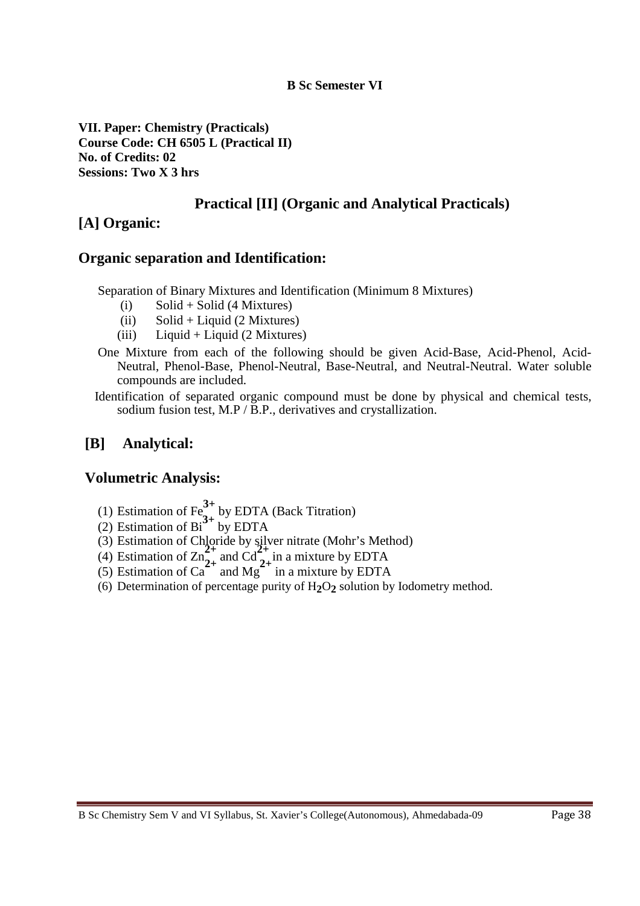**B Sc Semester VI**

**VII. Paper: Chemistry (Practicals)**
**Course Code: CH 6505 L (Practical II)**
**No. of Credits: 02**
**Sessions: Two X 3 hrs**

## Practical [II] (Organic and Analytical Practicals)

## [A] Organic:

### Organic separation and Identification:

Separation of Binary Mixtures and Identification (Minimum 8 Mixtures)

(i) Solid + Solid (4 Mixtures)
(ii) Solid + Liquid (2 Mixtures)
(iii) Liquid + Liquid (2 Mixtures)

One Mixture from each of the following should be given Acid-Base, Acid-Phenol, Acid-Neutral, Phenol-Base, Phenol-Neutral, Base-Neutral, and Neutral-Neutral. Water soluble compounds are included.

Identification of separated organic compound must be done by physical and chemical tests, sodium fusion test, M.P / B.P., derivatives and crystallization.

## [B] Analytical:

### Volumetric Analysis:

(1) Estimation of $Fe^{3+}$ by EDTA (Back Titration)
(2) Estimation of $Bi^{3+}$ by EDTA
(3) Estimation of Chloride by silver nitrate (Mohr's Method)
(4) Estimation of $Zn^{2+}$ and $Cd^{2+}$ in a mixture by EDTA
(5) Estimation of $Ca^{2+}$ and $Mg^{2+}$ in a mixture by EDTA
(6) Determination of percentage purity of $H_2O_2$ solution by Iodometry method.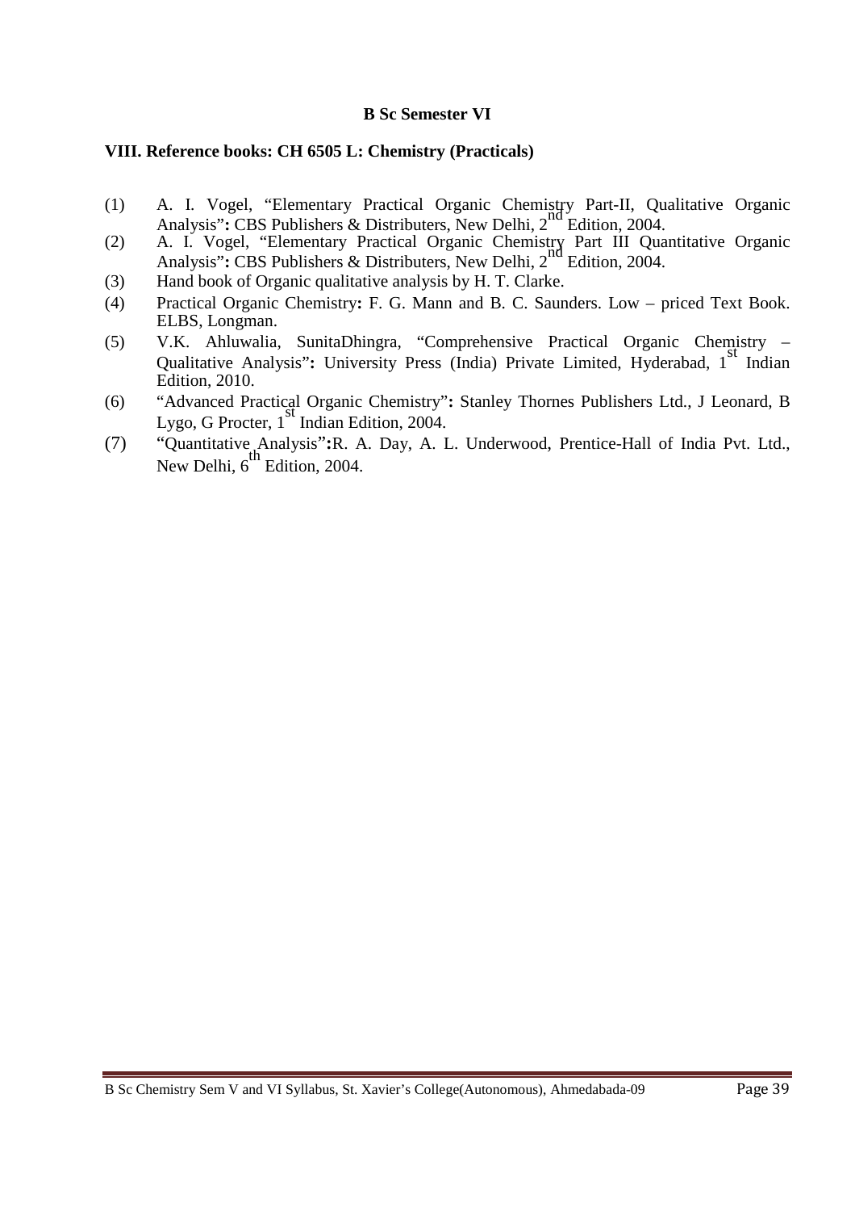**B Sc Semester VI**

**VIII. Reference books: CH 6505 L: Chemistry (Practicals)**

(1) A. I. Vogel, "Elementary Practical Organic Chemistry Part-II, Qualitative Organic Analysis"**:** CBS Publishers & Distributers, New Delhi, 2nd Edition, 2004.

(2) A. I. Vogel, "Elementary Practical Organic Chemistry Part III Quantitative Organic Analysis"**:** CBS Publishers & Distributers, New Delhi, 2nd Edition, 2004.

(3) Hand book of Organic qualitative analysis by H. T. Clarke.

(4) Practical Organic Chemistry**:** F. G. Mann and B. C. Saunders. Low – priced Text Book. ELBS, Longman.

(5) V.K. Ahluwalia, SunitaDhingra, "Comprehensive Practical Organic Chemistry – Qualitative Analysis"**:** University Press (India) Private Limited, Hyderabad, 1st Indian Edition, 2010.

(6) "Advanced Practical Organic Chemistry"**:** Stanley Thornes Publishers Ltd., J Leonard, B Lygo, G Procter, 1st Indian Edition, 2004.

(7) "Quantitative Analysis"**:**R. A. Day, A. L. Underwood, Prentice-Hall of India Pvt. Ltd., New Delhi, 6th Edition, 2004.